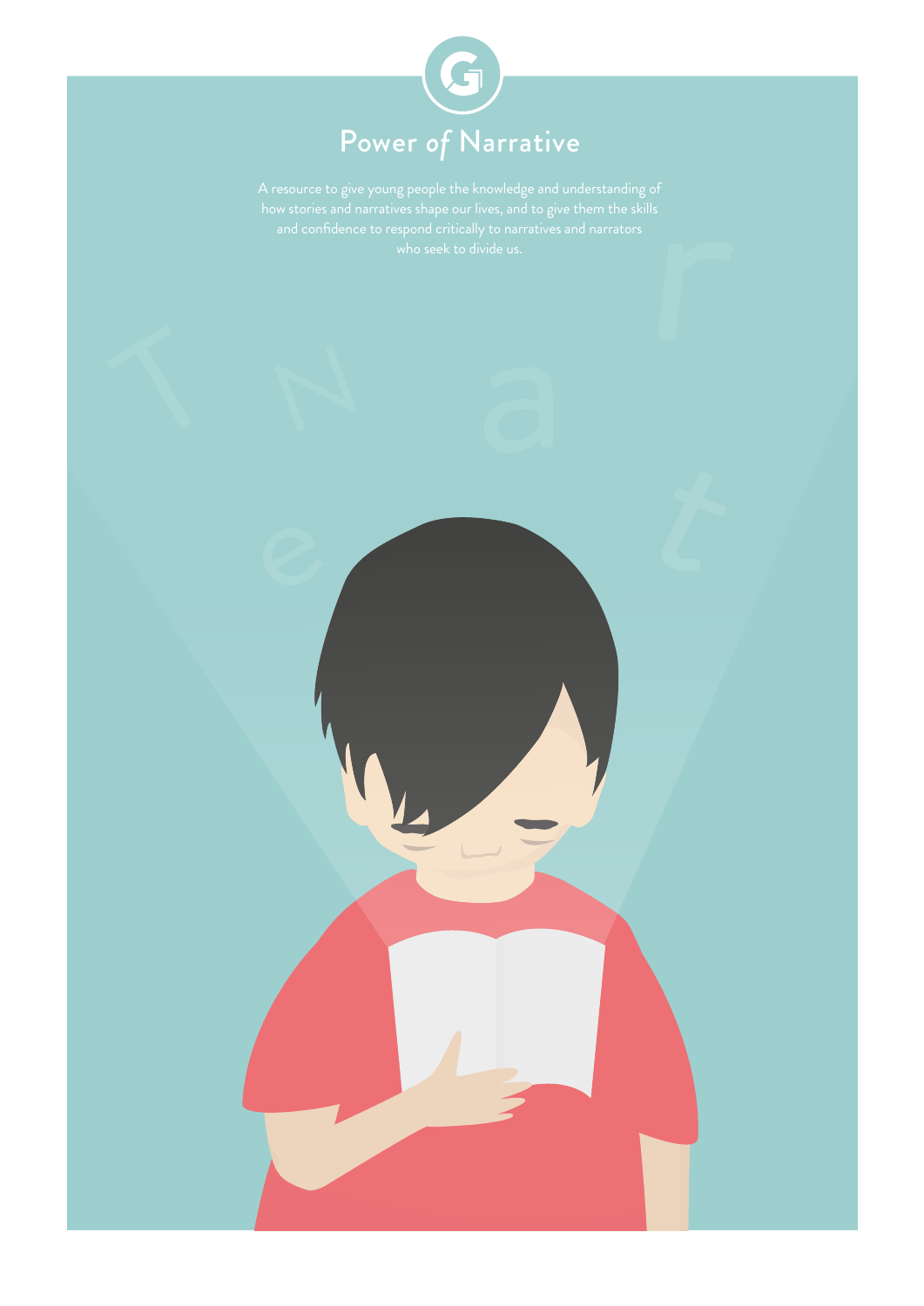# Power *of* Narrative

A resource to give young people the knowledge and understanding of how stories and narratives shape our lives, and to give them the skills and confidence to respond critically to narratives and narrators who seek to divide us.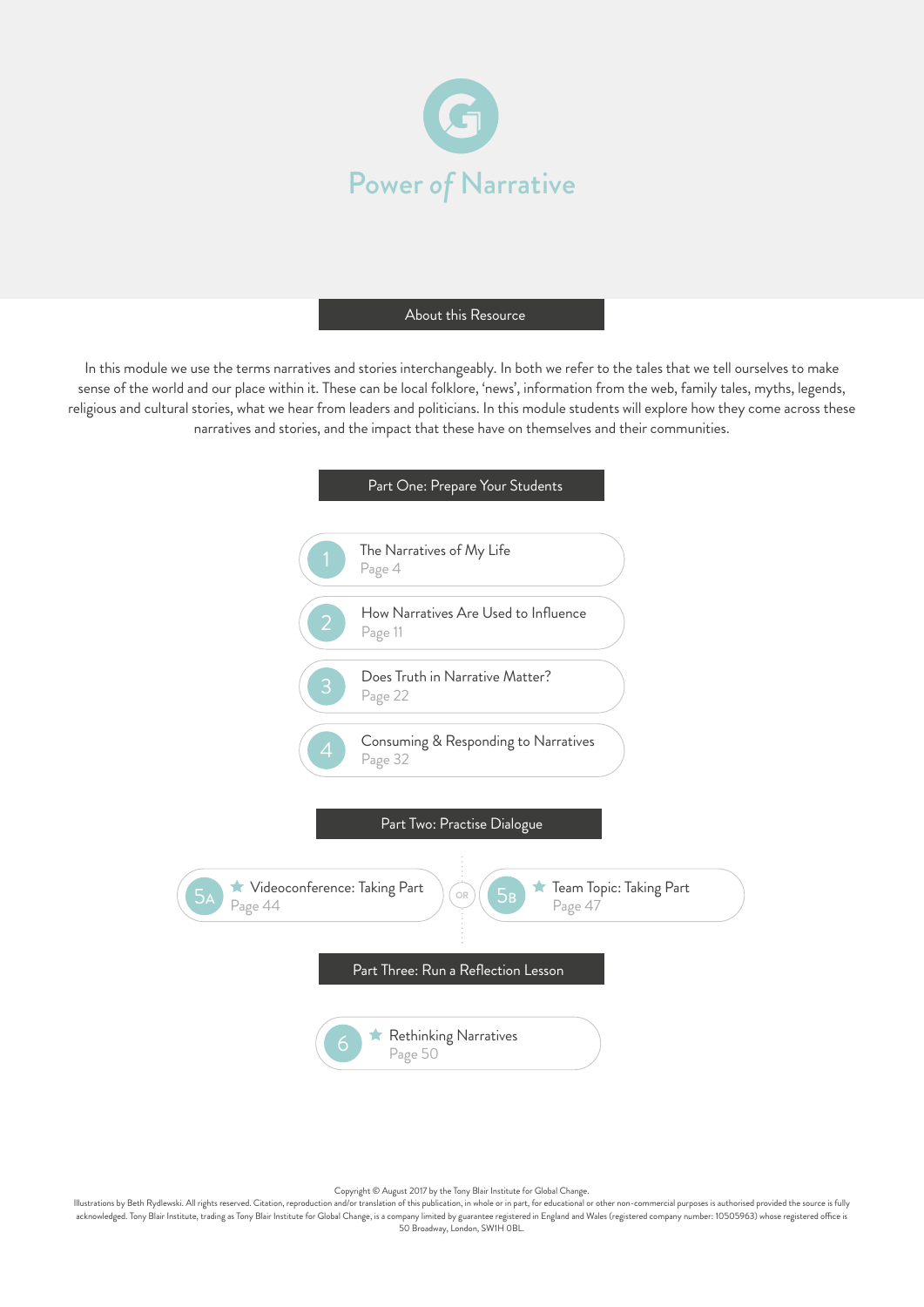# Power of Narrative

## About this Resource

In this module we use the terms narratives and stories interchangeably. In both we refer to the tales that we tell ourselves to make sense of the world and our place within it. These can be local folklore, 'news', information from the web, family tales, myths, legends, religious and cultural stories, what we hear from leaders and politicians. In this module students will explore how they come across these narratives and stories, and the impact that these have on themselves and their communities.

## Part One: Prepare Your Students

1. The Narratives of My Life — Page 4
2. How Narratives Are Used to Influence — Page 11
3. Does Truth in Narrative Matter? — Page 22
4. Consuming & Responding to Narratives — Page 32

## Part Two: Practise Dialogue

- 5A ★ Videoconference: Taking Part — Page 44

OR

- 5B ★ Team Topic: Taking Part — Page 47

## Part Three: Run a Reflection Lesson

6. ★ Rethinking Narratives — Page 50

Copyright © August 2017 by the Tony Blair Institute for Global Change.
Illustrations by Beth Rydlewski. All rights reserved. Citation, reproduction and/or translation of this publication, in whole or in part, for educational or other non-commercial purposes is authorised provided the source is fully acknowledged. Tony Blair Institute, trading as Tony Blair Institute for Global Change, is a company limited by guarantee registered in England and Wales (registered company number: 10505963) whose registered office is 50 Broadway, London, SW1H 0BL.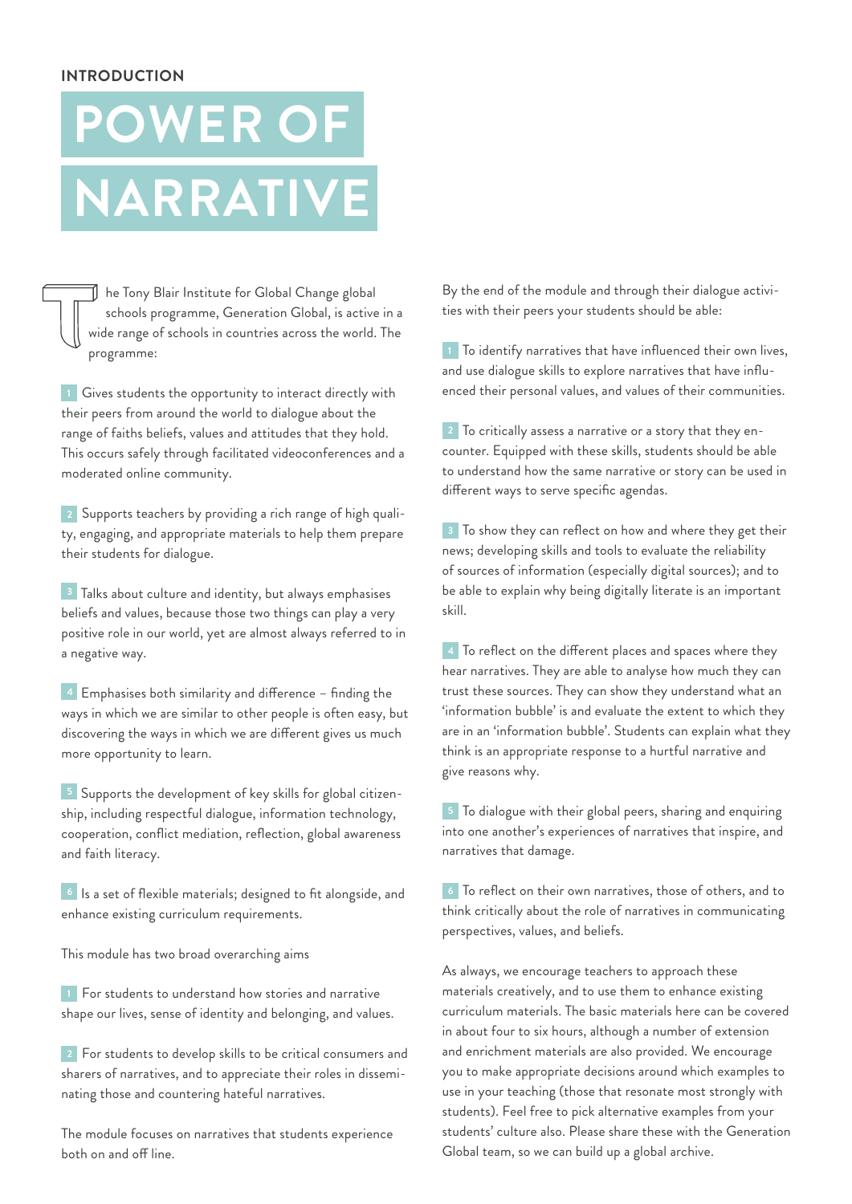INTRODUCTION

# POWER OF NARRATIVE

The Tony Blair Institute for Global Change global schools programme, Generation Global, is active in a wide range of schools in countries across the world. The programme:

1. Gives students the opportunity to interact directly with their peers from around the world to dialogue about the range of faiths beliefs, values and attitudes that they hold. This occurs safely through facilitated videoconferences and a moderated online community.

2. Supports teachers by providing a rich range of high quality, engaging, and appropriate materials to help them prepare their students for dialogue.

3. Talks about culture and identity, but always emphasises beliefs and values, because those two things can play a very positive role in our world, yet are almost always referred to in a negative way.

4. Emphasises both similarity and difference – finding the ways in which we are similar to other people is often easy, but discovering the ways in which we are different gives us much more opportunity to learn.

5. Supports the development of key skills for global citizenship, including respectful dialogue, information technology, cooperation, conflict mediation, reflection, global awareness and faith literacy.

6. Is a set of flexible materials; designed to fit alongside, and enhance existing curriculum requirements.

This module has two broad overarching aims

1. For students to understand how stories and narrative shape our lives, sense of identity and belonging, and values.

2. For students to develop skills to be critical consumers and sharers of narratives, and to appreciate their roles in disseminating those and countering hateful narratives.

The module focuses on narratives that students experience both on and off line.

By the end of the module and through their dialogue activities with their peers your students should be able:

1. To identify narratives that have influenced their own lives, and use dialogue skills to explore narratives that have influenced their personal values, and values of their communities.

2. To critically assess a narrative or a story that they encounter. Equipped with these skills, students should be able to understand how the same narrative or story can be used in different ways to serve specific agendas.

3. To show they can reflect on how and where they get their news; developing skills and tools to evaluate the reliability of sources of information (especially digital sources); and to be able to explain why being digitally literate is an important skill.

4. To reflect on the different places and spaces where they hear narratives. They are able to analyse how much they can trust these sources. They can show they understand what an 'information bubble' is and evaluate the extent to which they are in an 'information bubble'. Students can explain what they think is an appropriate response to a hurtful narrative and give reasons why.

5. To dialogue with their global peers, sharing and enquiring into one another's experiences of narratives that inspire, and narratives that damage.

6. To reflect on their own narratives, those of others, and to think critically about the role of narratives in communicating perspectives, values, and beliefs.

As always, we encourage teachers to approach these materials creatively, and to use them to enhance existing curriculum materials. The basic materials here can be covered in about four to six hours, although a number of extension and enrichment materials are also provided. We encourage you to make appropriate decisions around which examples to use in your teaching (those that resonate most strongly with students). Feel free to pick alternative examples from your students' culture also. Please share these with the Generation Global team, so we can build up a global archive.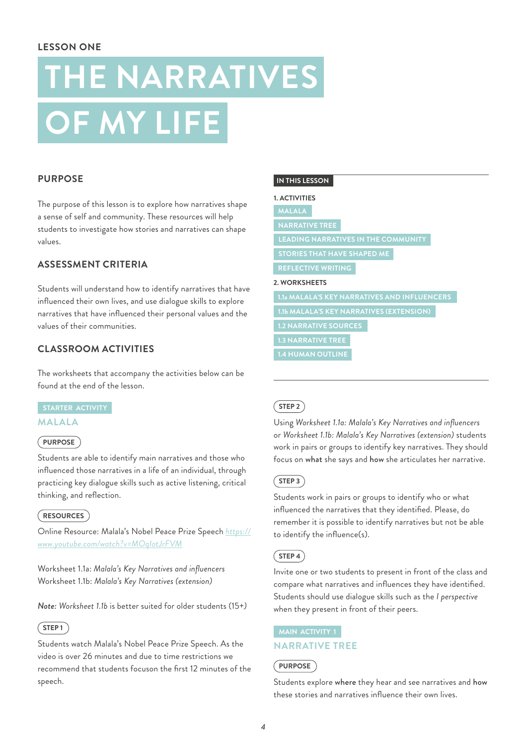LESSON ONE

# THE NARRATIVES OF MY LIFE

## PURPOSE

The purpose of this lesson is to explore how narratives shape a sense of self and community. These resources will help students to investigate how stories and narratives can shape values.

## ASSESSMENT CRITERIA

Students will understand how to identify narratives that have influenced their own lives, and use dialogue skills to explore narratives that have influenced their personal values and the values of their communities.

## CLASSROOM ACTIVITIES

The worksheets that accompany the activities below can be found at the end of the lesson.

**IN THIS LESSON**

1. ACTIVITIES
   - MALALA
   - NARRATIVE TREE
   - LEADING NARRATIVES IN THE COMMUNITY
   - STORIES THAT HAVE SHAPED ME
   - REFLECTIVE WRITING
2. WORKSHEETS
   - 1.1a MALALA'S KEY NARRATIVES AND INFLUENCERS
   - 1.1b MALALA'S KEY NARRATIVES (EXTENSION)
   - 1.2 NARRATIVE SOURCES
   - 1.3 NARRATIVE TREE
   - 1.4 HUMAN OUTLINE

STARTER ACTIVITY

### MALALA

**PURPOSE**

Students are able to identify main narratives and those who influenced those narratives in a life of an individual, through practicing key dialogue skills such as active listening, critical thinking, and reflection.

**RESOURCES**

Online Resource: Malala's Nobel Peace Prize Speech https://www.youtube.com/watch?v=MOqIotJrFVM

Worksheet 1.1a: *Malala's Key Narratives and influencers*
Worksheet 1.1b: *Malala's Key Narratives (extension)*

*Note: Worksheet 1.1b* is better suited for older students (15+)

**STEP 1**

Students watch Malala's Nobel Peace Prize Speech. As the video is over 26 minutes and due to time restrictions we recommend that students focuson the first 12 minutes of the speech.

**STEP 2**

Using *Worksheet 1.1a: Malala's Key Narratives and influencers* or *Worksheet 1.1b: Malala's Key Narratives (extension)* students work in pairs or groups to identify key narratives. They should focus on **what** she says and **how** she articulates her narrative.

**STEP 3**

Students work in pairs or groups to identify who or what influenced the narratives that they identified. Please, do remember it is possible to identify narratives but not be able to identify the influence(s).

**STEP 4**

Invite one or two students to present in front of the class and compare what narratives and influences they have identified. Students should use dialogue skills such as the *I perspective* when they present in front of their peers.

MAIN ACTIVITY 1

### NARRATIVE TREE

**PURPOSE**

Students explore **where** they hear and see narratives and **how** these stories and narratives influence their own lives.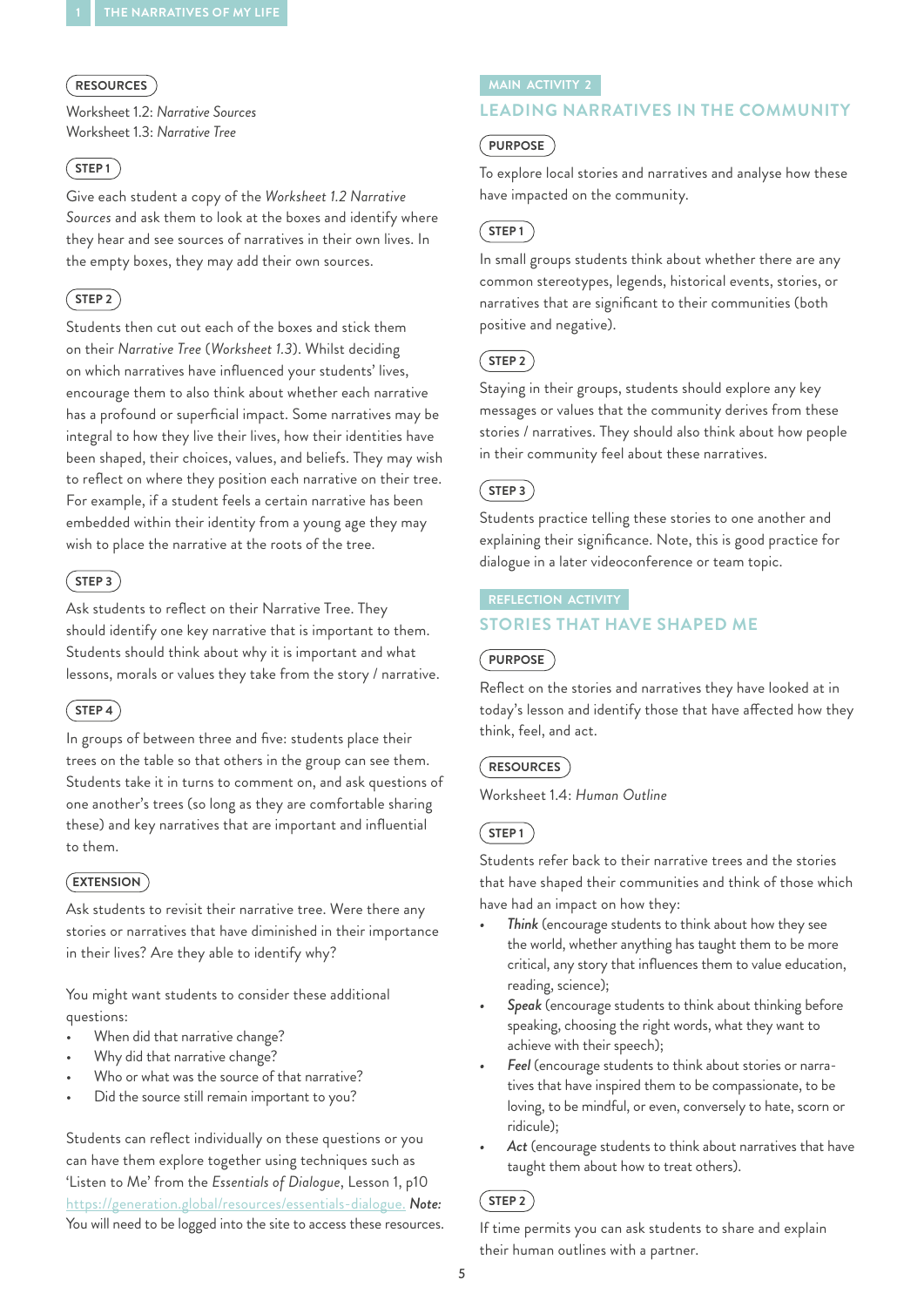**RESOURCES**

Worksheet 1.2: *Narrative Sources*
Worksheet 1.3: *Narrative Tree*

**STEP 1**

Give each student a copy of the *Worksheet 1.2 Narrative Sources* and ask them to look at the boxes and identify where they hear and see sources of narratives in their own lives. In the empty boxes, they may add their own sources.

**STEP 2**

Students then cut out each of the boxes and stick them on their *Narrative Tree* (*Worksheet 1.3*). Whilst deciding on which narratives have influenced your students' lives, encourage them to also think about whether each narrative has a profound or superficial impact. Some narratives may be integral to how they live their lives, how their identities have been shaped, their choices, values, and beliefs. They may wish to reflect on where they position each narrative on their tree. For example, if a student feels a certain narrative has been embedded within their identity from a young age they may wish to place the narrative at the roots of the tree.

**STEP 3**

Ask students to reflect on their Narrative Tree. They should identify one key narrative that is important to them. Students should think about why it is important and what lessons, morals or values they take from the story / narrative.

**STEP 4**

In groups of between three and five: students place their trees on the table so that others in the group can see them. Students take it in turns to comment on, and ask questions of one another's trees (so long as they are comfortable sharing these) and key narratives that are important and influential to them.

**EXTENSION**

Ask students to revisit their narrative tree. Were there any stories or narratives that have diminished in their importance in their lives? Are they able to identify why?

You might want students to consider these additional questions:

- When did that narrative change?
- Why did that narrative change?
- Who or what was the source of that narrative?
- Did the source still remain important to you?

Students can reflect individually on these questions or you can have them explore together using techniques such as 'Listen to Me' from the *Essentials of Dialogue*, Lesson 1, p10 https://generation.global/resources/essentials-dialogue. ***Note:*** You will need to be logged into the site to access these resources.

MAIN ACTIVITY 2

## LEADING NARRATIVES IN THE COMMUNITY

**PURPOSE**

To explore local stories and narratives and analyse how these have impacted on the community.

**STEP 1**

In small groups students think about whether there are any common stereotypes, legends, historical events, stories, or narratives that are significant to their communities (both positive and negative).

**STEP 2**

Staying in their groups, students should explore any key messages or values that the community derives from these stories / narratives. They should also think about how people in their community feel about these narratives.

**STEP 3**

Students practice telling these stories to one another and explaining their significance. Note, this is good practice for dialogue in a later videoconference or team topic.

REFLECTION ACTIVITY

## STORIES THAT HAVE SHAPED ME

**PURPOSE**

Reflect on the stories and narratives they have looked at in today's lesson and identify those that have affected how they think, feel, and act.

**RESOURCES**

Worksheet 1.4: *Human Outline*

**STEP 1**

Students refer back to their narrative trees and the stories that have shaped their communities and think of those which have had an impact on how they:

- ***Think*** (encourage students to think about how they see the world, whether anything has taught them to be more critical, any story that influences them to value education, reading, science);
- ***Speak*** (encourage students to think about thinking before speaking, choosing the right words, what they want to achieve with their speech);
- ***Feel*** (encourage students to think about stories or narratives that have inspired them to be compassionate, to be loving, to be mindful, or even, conversely to hate, scorn or ridicule);
- ***Act*** (encourage students to think about narratives that have taught them about how to treat others).

**STEP 2**

If time permits you can ask students to share and explain their human outlines with a partner.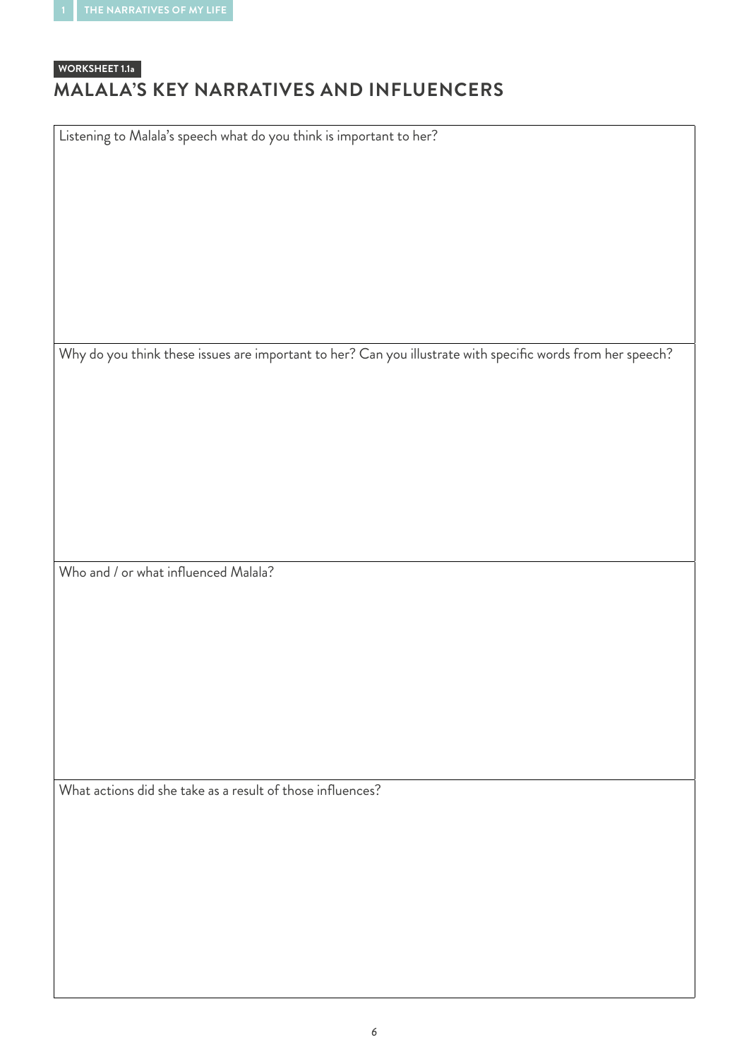WORKSHEET 1.1a

## MALALA'S KEY NARRATIVES AND INFLUENCERS

| Listening to Malala's speech what do you think is important to her? |
| --- |
| |

| Why do you think these issues are important to her? Can you illustrate with specific words from her speech? |
| --- |
| |

| Who and / or what influenced Malala? |
| --- |
| |

| What actions did she take as a result of those influences? |
| --- |
| |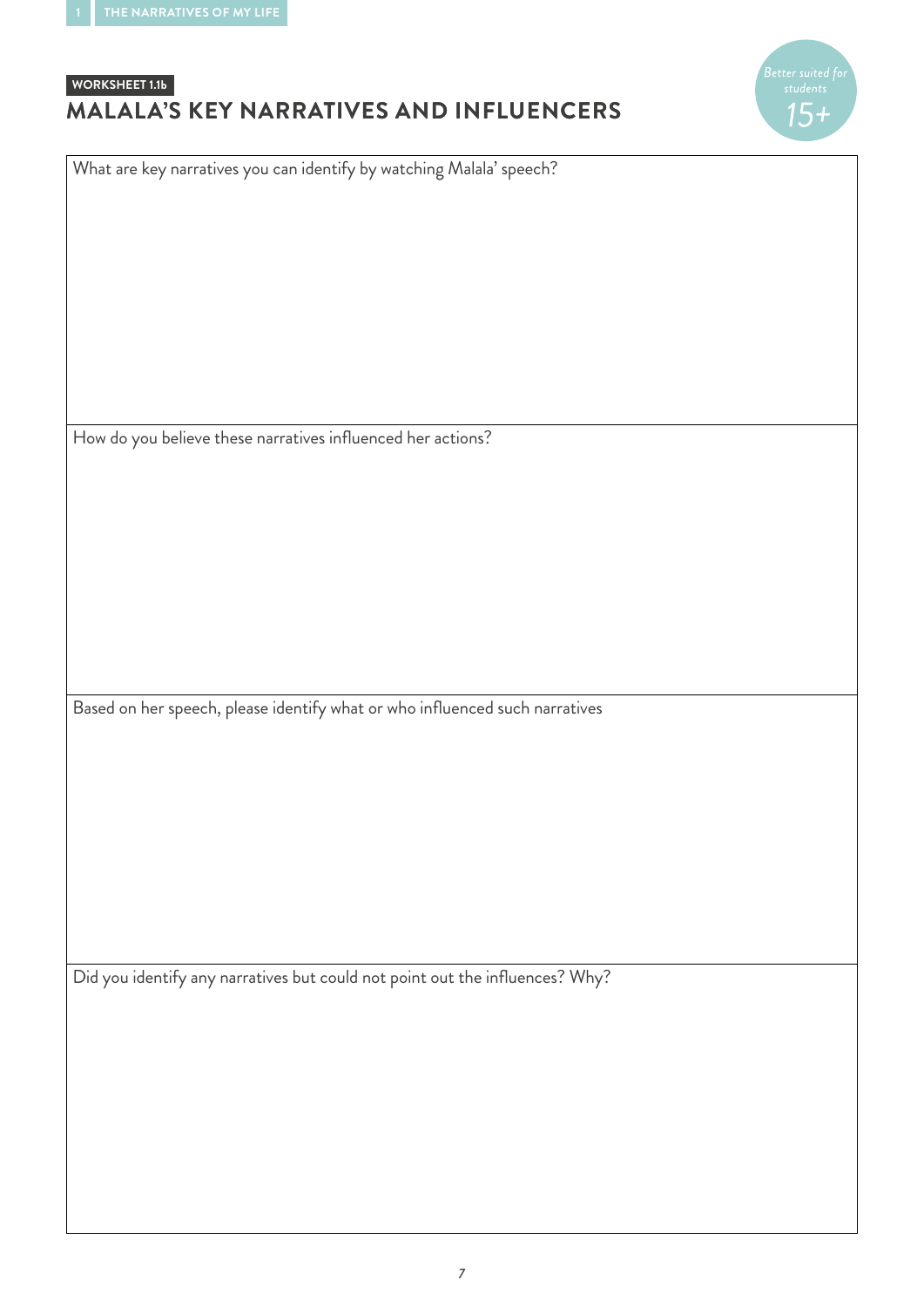**WORKSHEET 1.1b**

## MALALA'S KEY NARRATIVES AND INFLUENCERS

*Better suited for students 15+*

What are key narratives you can identify by watching Malala' speech?

How do you believe these narratives influenced her actions?

Based on her speech, please identify what or who influenced such narratives

Did you identify any narratives but could not point out the influences? Why?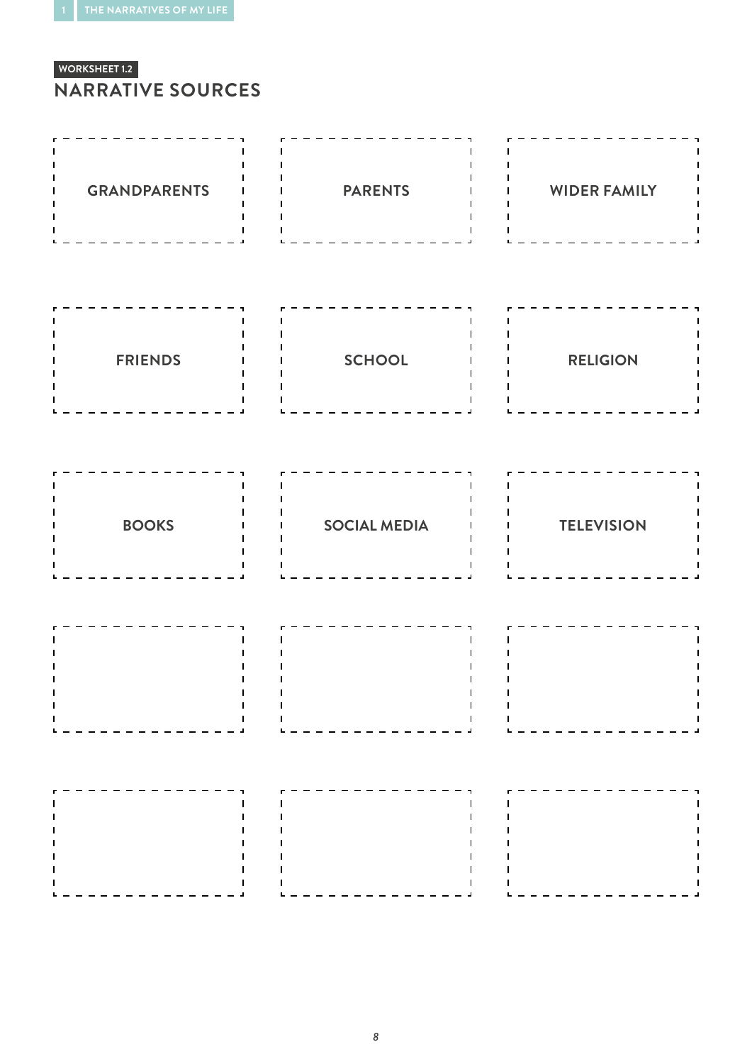WORKSHEET 1.2

## NARRATIVE SOURCES

| | | |
|---|---|---|
| GRANDPARENTS | PARENTS | WIDER FAMILY |
| FRIENDS | SCHOOL | RELIGION |
| BOOKS | SOCIAL MEDIA | TELEVISION |
| | | |
| | | |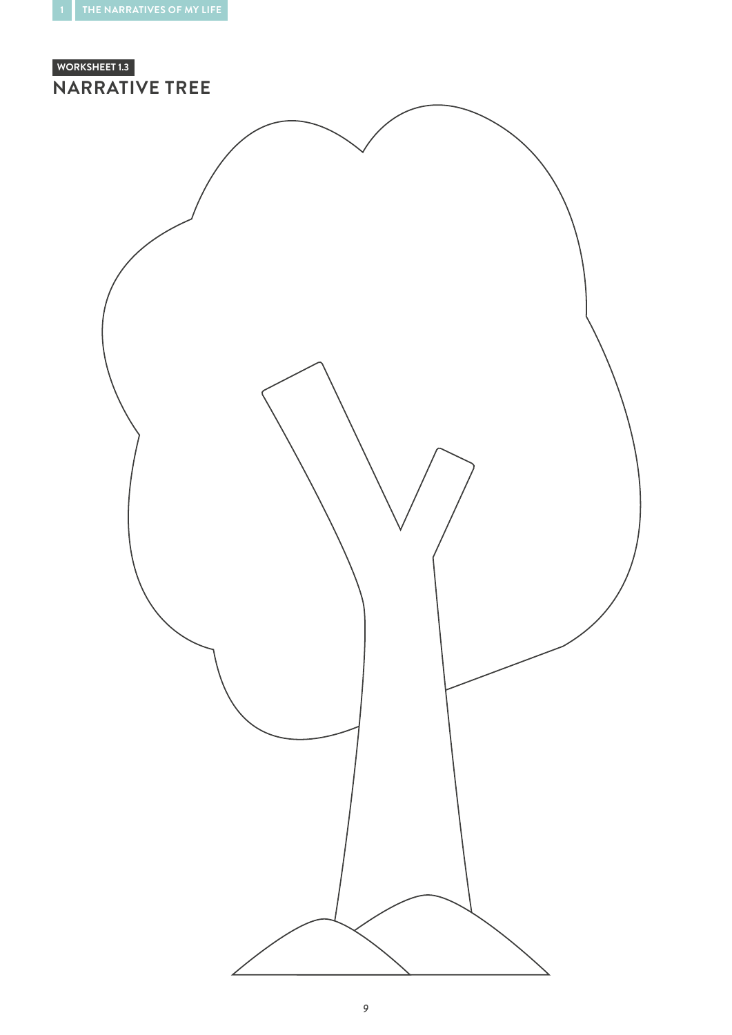WORKSHEET 1.3

## NARRATIVE TREE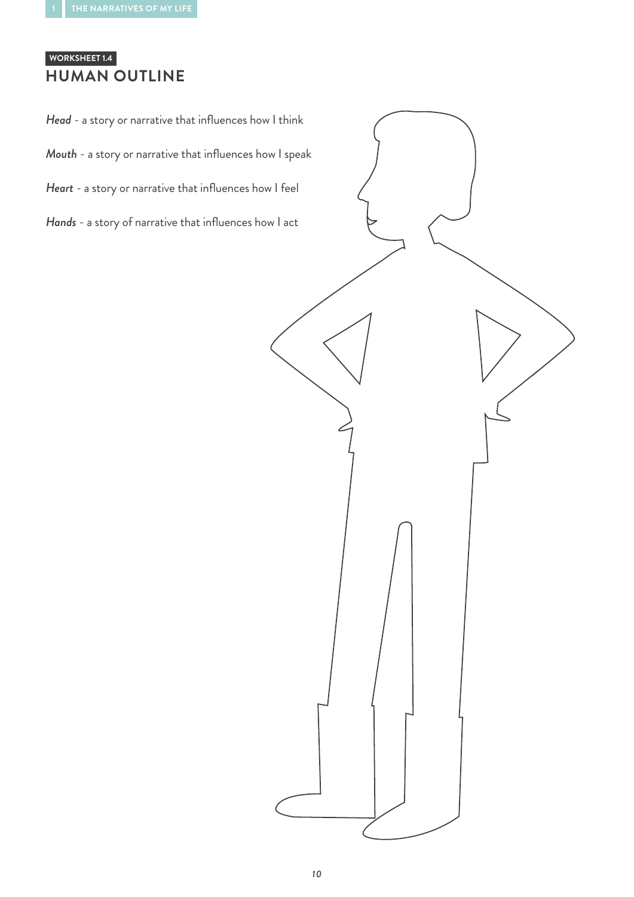WORKSHEET 1.4

## HUMAN OUTLINE

***Head*** - a story or narrative that influences how I think

***Mouth*** - a story or narrative that influences how I speak

***Heart*** - a story or narrative that influences how I feel

***Hands*** - a story of narrative that influences how I act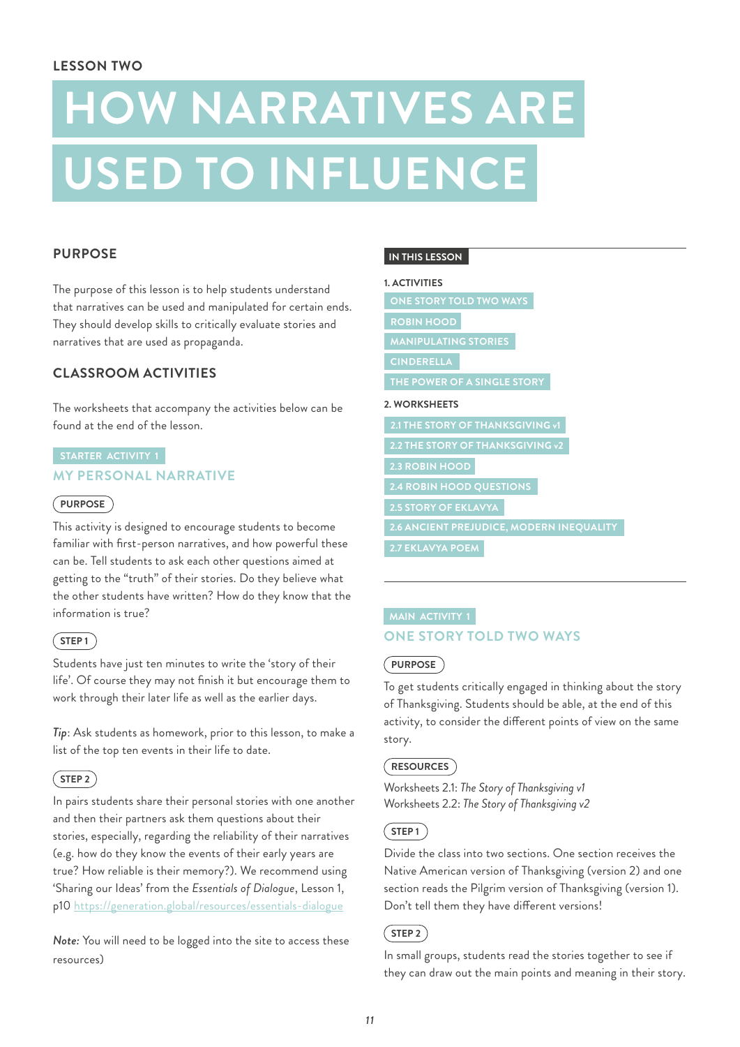LESSON TWO

# HOW NARRATIVES ARE USED TO INFLUENCE

## PURPOSE

The purpose of this lesson is to help students understand that narratives can be used and manipulated for certain ends. They should develop skills to critically evaluate stories and narratives that are used as propaganda.

## CLASSROOM ACTIVITIES

The worksheets that accompany the activities below can be found at the end of the lesson.

STARTER ACTIVITY 1

### MY PERSONAL NARRATIVE

**PURPOSE**

This activity is designed to encourage students to become familiar with first-person narratives, and how powerful these can be. Tell students to ask each other questions aimed at getting to the "truth" of their stories. Do they believe what the other students have written? How do they know that the information is true?

**STEP 1**

Students have just ten minutes to write the 'story of their life'. Of course they may not finish it but encourage them to work through their later life as well as the earlier days.

*Tip*: Ask students as homework, prior to this lesson, to make a list of the top ten events in their life to date.

**STEP 2**

In pairs students share their personal stories with one another and then their partners ask them questions about their stories, especially, regarding the reliability of their narratives (e.g. how do they know the events of their early years are true? How reliable is their memory?). We recommend using 'Sharing our Ideas' from the *Essentials of Dialogue*, Lesson 1, p10 https://generation.global/resources/essentials-dialogue

*Note:* You will need to be logged into the site to access these resources)

**IN THIS LESSON**

1. ACTIVITIES
   - ONE STORY TOLD TWO WAYS
   - ROBIN HOOD
   - MANIPULATING STORIES
   - CINDERELLA
   - THE POWER OF A SINGLE STORY
2. WORKSHEETS
   - 2.1 THE STORY OF THANKSGIVING v1
   - 2.2 THE STORY OF THANKSGIVING v2
   - 2.3 ROBIN HOOD
   - 2.4 ROBIN HOOD QUESTIONS
   - 2.5 STORY OF EKLAVYA
   - 2.6 ANCIENT PREJUDICE, MODERN INEQUALITY
   - 2.7 EKLAVYA POEM

MAIN ACTIVITY 1

### ONE STORY TOLD TWO WAYS

**PURPOSE**

To get students critically engaged in thinking about the story of Thanksgiving. Students should be able, at the end of this activity, to consider the different points of view on the same story.

**RESOURCES**

Worksheets 2.1: *The Story of Thanksgiving v1*
Worksheets 2.2: *The Story of Thanksgiving v2*

**STEP 1**

Divide the class into two sections. One section receives the Native American version of Thanksgiving (version 2) and one section reads the Pilgrim version of Thanksgiving (version 1). Don't tell them they have different versions!

**STEP 2**

In small groups, students read the stories together to see if they can draw out the main points and meaning in their story.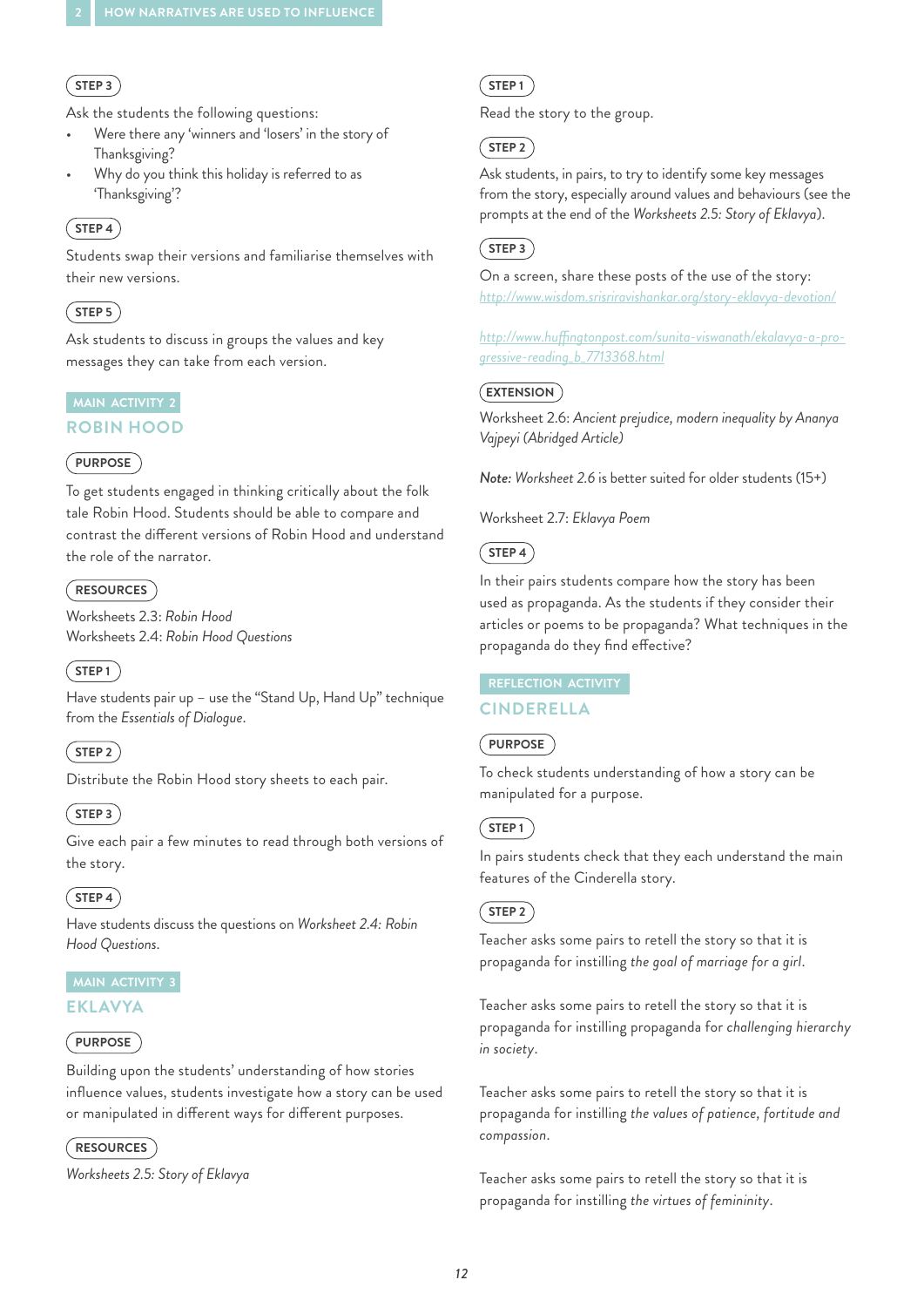**STEP 3**

Ask the students the following questions:

- Were there any 'winners and 'losers' in the story of Thanksgiving?
- Why do you think this holiday is referred to as 'Thanksgiving'?

**STEP 4**

Students swap their versions and familiarise themselves with their new versions.

**STEP 5**

Ask students to discuss in groups the values and key messages they can take from each version.

MAIN ACTIVITY 2

## ROBIN HOOD

**PURPOSE**

To get students engaged in thinking critically about the folk tale Robin Hood. Students should be able to compare and contrast the different versions of Robin Hood and understand the role of the narrator.

**RESOURCES**

Worksheets 2.3: *Robin Hood*
Worksheets 2.4: *Robin Hood Questions*

**STEP 1**

Have students pair up – use the "Stand Up, Hand Up" technique from the *Essentials of Dialogue*.

**STEP 2**

Distribute the Robin Hood story sheets to each pair.

**STEP 3**

Give each pair a few minutes to read through both versions of the story.

**STEP 4**

Have students discuss the questions on *Worksheet 2.4: Robin Hood Questions*.

MAIN ACTIVITY 3

## EKLAVYA

**PURPOSE**

Building upon the students' understanding of how stories influence values, students investigate how a story can be used or manipulated in different ways for different purposes.

**RESOURCES**

*Worksheets 2.5: Story of Eklavya*

**STEP 1**

Read the story to the group.

**STEP 2**

Ask students, in pairs, to try to identify some key messages from the story, especially around values and behaviours (see the prompts at the end of the *Worksheets 2.5: Story of Eklavya*).

**STEP 3**

On a screen, share these posts of the use of the story:
http://www.wisdom.srisriravishankar.org/story-eklavya-devotion/

http://www.huffingtonpost.com/sunita-viswanath/ekalavya-a-progressive-reading_b_7713368.html

**EXTENSION**

Worksheet 2.6: *Ancient prejudice, modern inequality by Ananya Vajpeyi (Abridged Article)*

*Note:* *Worksheet 2.6* is better suited for older students (15+)

Worksheet 2.7: *Eklavya Poem*

**STEP 4**

In their pairs students compare how the story has been used as propaganda. As the students if they consider their articles or poems to be propaganda? What techniques in the propaganda do they find effective?

REFLECTION ACTIVITY

## CINDERELLA

**PURPOSE**

To check students understanding of how a story can be manipulated for a purpose.

**STEP 1**

In pairs students check that they each understand the main features of the Cinderella story.

**STEP 2**

Teacher asks some pairs to retell the story so that it is propaganda for instilling *the goal of marriage for a girl*.

Teacher asks some pairs to retell the story so that it is propaganda for instilling propaganda for *challenging hierarchy in society*.

Teacher asks some pairs to retell the story so that it is propaganda for instilling *the values of patience, fortitude and compassion*.

Teacher asks some pairs to retell the story so that it is propaganda for instilling *the virtues of femininity*.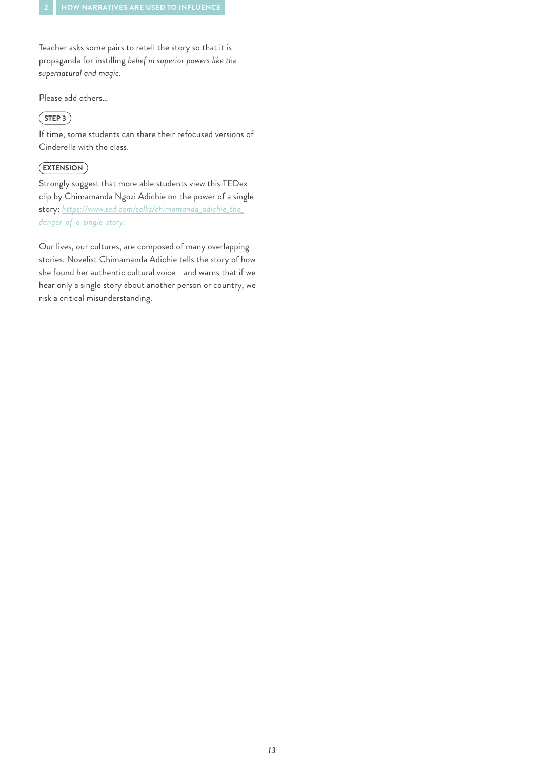Teacher asks some pairs to retell the story so that it is propaganda for instilling *belief in superior powers like the supernatural and magic.*

Please add others...

**STEP 3**

If time, some students can share their refocused versions of Cinderella with the class.

**EXTENSION**

Strongly suggest that more able students view this TEDex clip by Chimamanda Ngozi Adichie on the power of a single story: [https://www.ted.com/talks/chimamanda_adichie_the_danger_of_a_single_story.](https://www.ted.com/talks/chimamanda_adichie_the_danger_of_a_single_story)

Our lives, our cultures, are composed of many overlapping stories. Novelist Chimamanda Adichie tells the story of how she found her authentic cultural voice - and warns that if we hear only a single story about another person or country, we risk a critical misunderstanding.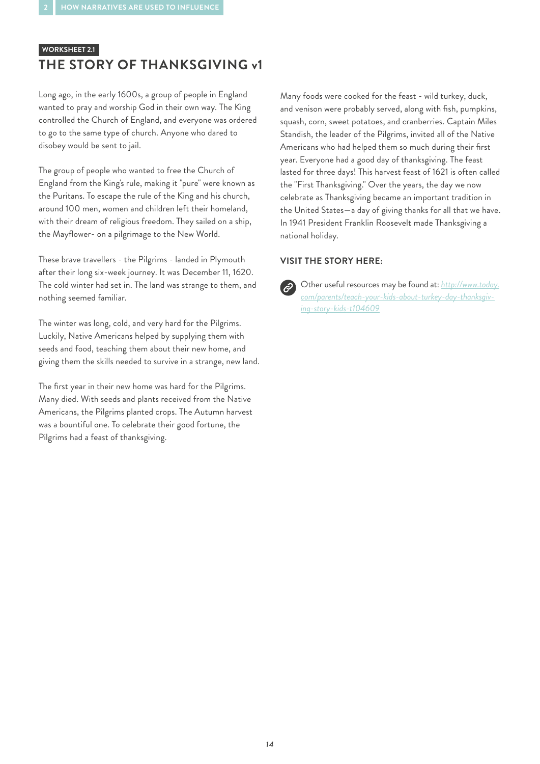WORKSHEET 2.1

# THE STORY OF THANKSGIVING v1

Long ago, in the early 1600s, a group of people in England wanted to pray and worship God in their own way. The King controlled the Church of England, and everyone was ordered to go to the same type of church. Anyone who dared to disobey would be sent to jail.

The group of people who wanted to free the Church of England from the King's rule, making it "pure" were known as the Puritans. To escape the rule of the King and his church, around 100 men, women and children left their homeland, with their dream of religious freedom. They sailed on a ship, the Mayflower- on a pilgrimage to the New World.

These brave travellers - the Pilgrims - landed in Plymouth after their long six-week journey. It was December 11, 1620. The cold winter had set in. The land was strange to them, and nothing seemed familiar.

The winter was long, cold, and very hard for the Pilgrims. Luckily, Native Americans helped by supplying them with seeds and food, teaching them about their new home, and giving them the skills needed to survive in a strange, new land.

The first year in their new home was hard for the Pilgrims. Many died. With seeds and plants received from the Native Americans, the Pilgrims planted crops. The Autumn harvest was a bountiful one. To celebrate their good fortune, the Pilgrims had a feast of thanksgiving.

Many foods were cooked for the feast - wild turkey, duck, and venison were probably served, along with fish, pumpkins, squash, corn, sweet potatoes, and cranberries. Captain Miles Standish, the leader of the Pilgrims, invited all of the Native Americans who had helped them so much during their first year. Everyone had a good day of thanksgiving. The feast lasted for three days! This harvest feast of 1621 is often called the "First Thanksgiving." Over the years, the day we now celebrate as Thanksgiving became an important tradition in the United States—a day of giving thanks for all that we have. In 1941 President Franklin Roosevelt made Thanksgiving a national holiday.

### VISIT THE STORY HERE:

Other useful resources may be found at: *http://www.today.com/parents/teach-your-kids-about-turkey-day-thanksgiving-story-kids-t104609*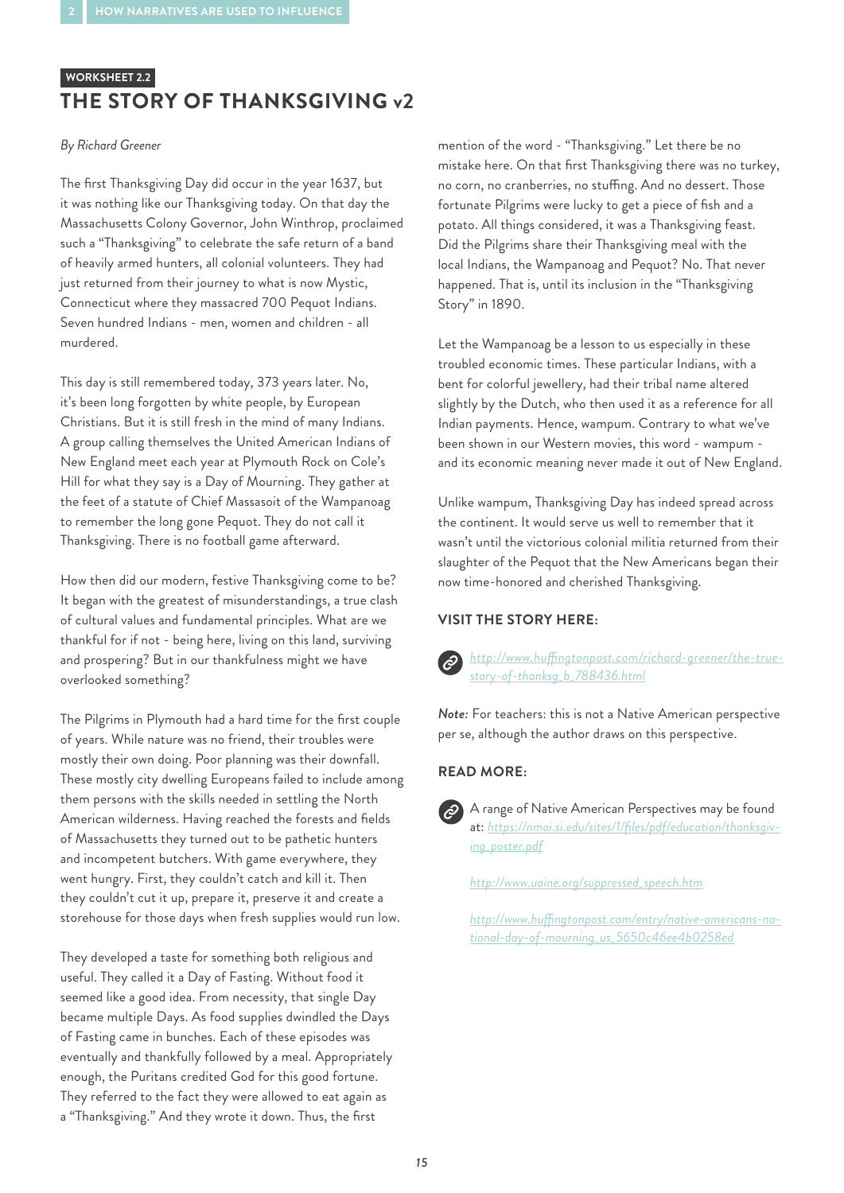#### WORKSHEET 2.2

# THE STORY OF THANKSGIVING v2

*By Richard Greener*

The first Thanksgiving Day did occur in the year 1637, but it was nothing like our Thanksgiving today. On that day the Massachusetts Colony Governor, John Winthrop, proclaimed such a "Thanksgiving" to celebrate the safe return of a band of heavily armed hunters, all colonial volunteers. They had just returned from their journey to what is now Mystic, Connecticut where they massacred 700 Pequot Indians. Seven hundred Indians - men, women and children - all murdered.

This day is still remembered today, 373 years later. No, it's been long forgotten by white people, by European Christians. But it is still fresh in the mind of many Indians. A group calling themselves the United American Indians of New England meet each year at Plymouth Rock on Cole's Hill for what they say is a Day of Mourning. They gather at the feet of a statute of Chief Massasoit of the Wampanoag to remember the long gone Pequot. They do not call it Thanksgiving. There is no football game afterward.

How then did our modern, festive Thanksgiving come to be? It began with the greatest of misunderstandings, a true clash of cultural values and fundamental principles. What are we thankful for if not - being here, living on this land, surviving and prospering? But in our thankfulness might we have overlooked something?

The Pilgrims in Plymouth had a hard time for the first couple of years. While nature was no friend, their troubles were mostly their own doing. Poor planning was their downfall. These mostly city dwelling Europeans failed to include among them persons with the skills needed in settling the North American wilderness. Having reached the forests and fields of Massachusetts they turned out to be pathetic hunters and incompetent butchers. With game everywhere, they went hungry. First, they couldn't catch and kill it. Then they couldn't cut it up, prepare it, preserve it and create a storehouse for those days when fresh supplies would run low.

They developed a taste for something both religious and useful. They called it a Day of Fasting. Without food it seemed like a good idea. From necessity, that single Day became multiple Days. As food supplies dwindled the Days of Fasting came in bunches. Each of these episodes was eventually and thankfully followed by a meal. Appropriately enough, the Puritans credited God for this good fortune. They referred to the fact they were allowed to eat again as a "Thanksgiving." And they wrote it down. Thus, the first mention of the word - "Thanksgiving." Let there be no mistake here. On that first Thanksgiving there was no turkey, no corn, no cranberries, no stuffing. And no dessert. Those fortunate Pilgrims were lucky to get a piece of fish and a potato. All things considered, it was a Thanksgiving feast. Did the Pilgrims share their Thanksgiving meal with the local Indians, the Wampanoag and Pequot? No. That never happened. That is, until its inclusion in the "Thanksgiving Story" in 1890.

Let the Wampanoag be a lesson to us especially in these troubled economic times. These particular Indians, with a bent for colorful jewellery, had their tribal name altered slightly by the Dutch, who then used it as a reference for all Indian payments. Hence, wampum. Contrary to what we've been shown in our Western movies, this word - wampum - and its economic meaning never made it out of New England.

Unlike wampum, Thanksgiving Day has indeed spread across the continent. It would serve us well to remember that it wasn't until the victorious colonial militia returned from their slaughter of the Pequot that the New Americans began their now time-honored and cherished Thanksgiving.

### VISIT THE STORY HERE:

http://www.huffingtonpost.com/richard-greener/the-true-story-of-thanksg_b_788436.html

*Note:* For teachers: this is not a Native American perspective per se, although the author draws on this perspective.

### READ MORE:

A range of Native American Perspectives may be found at: https://nmai.si.edu/sites/1/files/pdf/education/thanksgiving_poster.pdf

http://www.uaine.org/suppressed_speech.htm

http://www.huffingtonpost.com/entry/native-americans-national-day-of-mourning_us_5650c46ee4b0258ed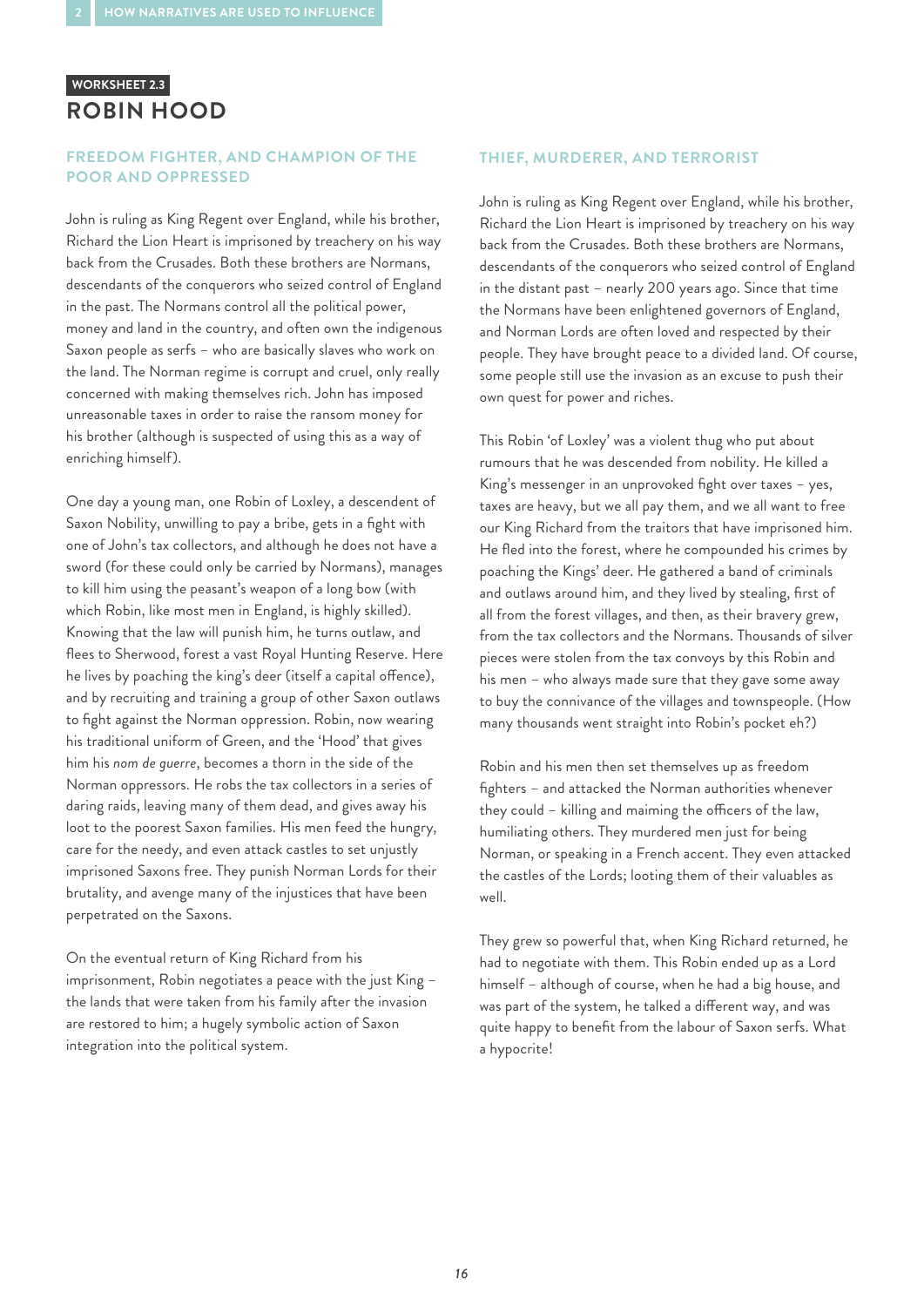**WORKSHEET 2.3**

# ROBIN HOOD

## FREEDOM FIGHTER, AND CHAMPION OF THE POOR AND OPPRESSED

John is ruling as King Regent over England, while his brother, Richard the Lion Heart is imprisoned by treachery on his way back from the Crusades. Both these brothers are Normans, descendants of the conquerors who seized control of England in the past. The Normans control all the political power, money and land in the country, and often own the indigenous Saxon people as serfs – who are basically slaves who work on the land. The Norman regime is corrupt and cruel, only really concerned with making themselves rich. John has imposed unreasonable taxes in order to raise the ransom money for his brother (although is suspected of using this as a way of enriching himself).

One day a young man, one Robin of Loxley, a descendent of Saxon Nobility, unwilling to pay a bribe, gets in a fight with one of John's tax collectors, and although he does not have a sword (for these could only be carried by Normans), manages to kill him using the peasant's weapon of a long bow (with which Robin, like most men in England, is highly skilled). Knowing that the law will punish him, he turns outlaw, and flees to Sherwood, forest a vast Royal Hunting Reserve. Here he lives by poaching the king's deer (itself a capital offence), and by recruiting and training a group of other Saxon outlaws to fight against the Norman oppression. Robin, now wearing his traditional uniform of Green, and the 'Hood' that gives him his *nom de guerre*, becomes a thorn in the side of the Norman oppressors. He robs the tax collectors in a series of daring raids, leaving many of them dead, and gives away his loot to the poorest Saxon families. His men feed the hungry, care for the needy, and even attack castles to set unjustly imprisoned Saxons free. They punish Norman Lords for their brutality, and avenge many of the injustices that have been perpetrated on the Saxons.

On the eventual return of King Richard from his imprisonment, Robin negotiates a peace with the just King – the lands that were taken from his family after the invasion are restored to him; a hugely symbolic action of Saxon integration into the political system.

## THIEF, MURDERER, AND TERRORIST

John is ruling as King Regent over England, while his brother, Richard the Lion Heart is imprisoned by treachery on his way back from the Crusades. Both these brothers are Normans, descendants of the conquerors who seized control of England in the distant past – nearly 200 years ago. Since that time the Normans have been enlightened governors of England, and Norman Lords are often loved and respected by their people. They have brought peace to a divided land. Of course, some people still use the invasion as an excuse to push their own quest for power and riches.

This Robin 'of Loxley' was a violent thug who put about rumours that he was descended from nobility. He killed a King's messenger in an unprovoked fight over taxes – yes, taxes are heavy, but we all pay them, and we all want to free our King Richard from the traitors that have imprisoned him. He fled into the forest, where he compounded his crimes by poaching the Kings' deer. He gathered a band of criminals and outlaws around him, and they lived by stealing, first of all from the forest villages, and then, as their bravery grew, from the tax collectors and the Normans. Thousands of silver pieces were stolen from the tax convoys by this Robin and his men – who always made sure that they gave some away to buy the connivance of the villages and townspeople. (How many thousands went straight into Robin's pocket eh?)

Robin and his men then set themselves up as freedom fighters – and attacked the Norman authorities whenever they could – killing and maiming the officers of the law, humiliating others. They murdered men just for being Norman, or speaking in a French accent. They even attacked the castles of the Lords; looting them of their valuables as well.

They grew so powerful that, when King Richard returned, he had to negotiate with them. This Robin ended up as a Lord himself – although of course, when he had a big house, and was part of the system, he talked a different way, and was quite happy to benefit from the labour of Saxon serfs. What a hypocrite!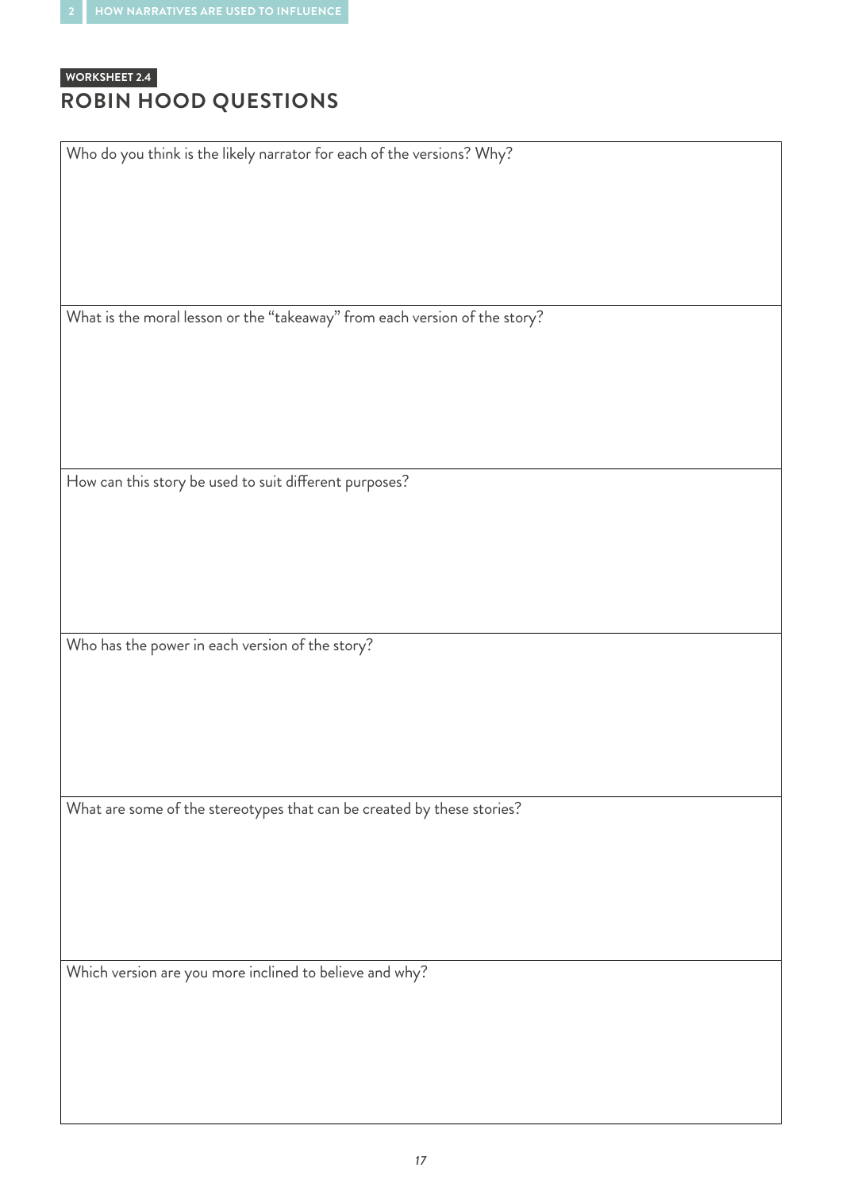WORKSHEET 2.4

## ROBIN HOOD QUESTIONS

| Who do you think is the likely narrator for each of the versions? Why? |
| --- |
| What is the moral lesson or the "takeaway" from each version of the story? |
| How can this story be used to suit different purposes? |
| Who has the power in each version of the story? |
| What are some of the stereotypes that can be created by these stories? |
| Which version are you more inclined to believe and why? |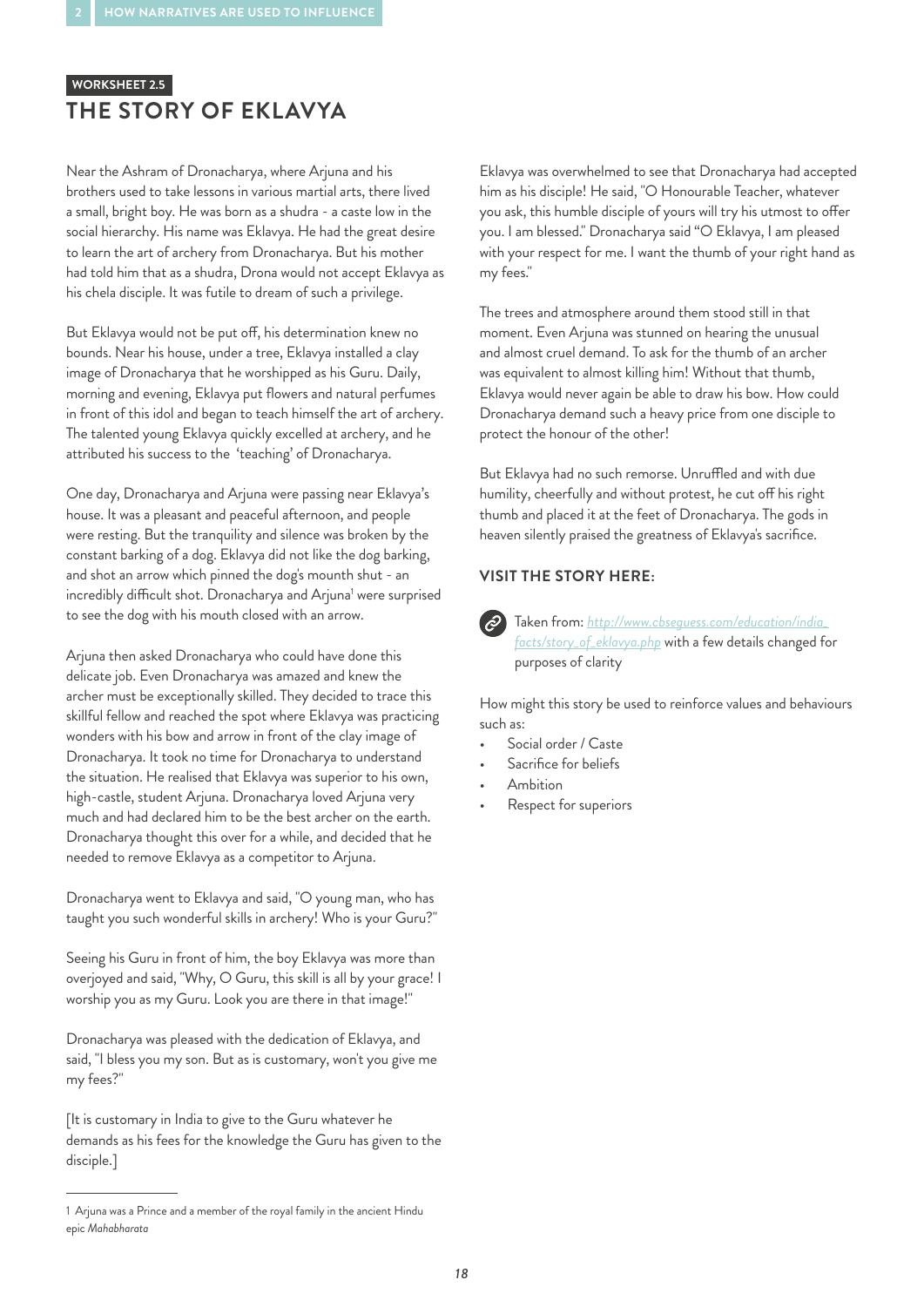**WORKSHEET 2.5**

# THE STORY OF EKLAVYA

Near the Ashram of Dronacharya, where Arjuna and his brothers used to take lessons in various martial arts, there lived a small, bright boy. He was born as a shudra - a caste low in the social hierarchy. His name was Eklavya. He had the great desire to learn the art of archery from Dronacharya. But his mother had told him that as a shudra, Drona would not accept Eklavya as his chela disciple. It was futile to dream of such a privilege.

But Eklavya would not be put off, his determination knew no bounds. Near his house, under a tree, Eklavya installed a clay image of Dronacharya that he worshipped as his Guru. Daily, morning and evening, Eklavya put flowers and natural perfumes in front of this idol and began to teach himself the art of archery. The talented young Eklavya quickly excelled at archery, and he attributed his success to the 'teaching' of Dronacharya.

One day, Dronacharya and Arjuna were passing near Eklavya's house. It was a pleasant and peaceful afternoon, and people were resting. But the tranquility and silence was broken by the constant barking of a dog. Eklavya did not like the dog barking, and shot an arrow which pinned the dog's mounth shut - an incredibly difficult shot. Dronacharya and Arjuna[1] were surprised to see the dog with his mouth closed with an arrow.

Arjuna then asked Dronacharya who could have done this delicate job. Even Dronacharya was amazed and knew the archer must be exceptionally skilled. They decided to trace this skillful fellow and reached the spot where Eklavya was practicing wonders with his bow and arrow in front of the clay image of Dronacharya. It took no time for Dronacharya to understand the situation. He realised that Eklavya was superior to his own, high-castle, student Arjuna. Dronacharya loved Arjuna very much and had declared him to be the best archer on the earth. Dronacharya thought this over for a while, and decided that he needed to remove Eklavya as a competitor to Arjuna.

Dronacharya went to Eklavya and said, "O young man, who has taught you such wonderful skills in archery! Who is your Guru?"

Seeing his Guru in front of him, the boy Eklavya was more than overjoyed and said, "Why, O Guru, this skill is all by your grace! I worship you as my Guru. Look you are there in that image!"

Dronacharya was pleased with the dedication of Eklavya, and said, "I bless you my son. But as is customary, won't you give me my fees?"

[It is customary in India to give to the Guru whatever he demands as his fees for the knowledge the Guru has given to the disciple.]

Eklavya was overwhelmed to see that Dronacharya had accepted him as his disciple! He said, "O Honourable Teacher, whatever you ask, this humble disciple of yours will try his utmost to offer you. I am blessed." Dronacharya said "O Eklavya, I am pleased with your respect for me. I want the thumb of your right hand as my fees."

The trees and atmosphere around them stood still in that moment. Even Arjuna was stunned on hearing the unusual and almost cruel demand. To ask for the thumb of an archer was equivalent to almost killing him! Without that thumb, Eklavya would never again be able to draw his bow. How could Dronacharya demand such a heavy price from one disciple to protect the honour of the other!

But Eklavya had no such remorse. Unruffled and with due humility, cheerfully and without protest, he cut off his right thumb and placed it at the feet of Dronacharya. The gods in heaven silently praised the greatness of Eklavya's sacrifice.

### VISIT THE STORY HERE:

Taken from: http://www.cbseguess.com/education/india_facts/story_of_eklavya.php with a few details changed for purposes of clarity

How might this story be used to reinforce values and behaviours such as:

- Social order / Caste
- Sacrifice for beliefs
- Ambition
- Respect for superiors

[1] Arjuna was a Prince and a member of the royal family in the ancient Hindu epic *Mahabharata*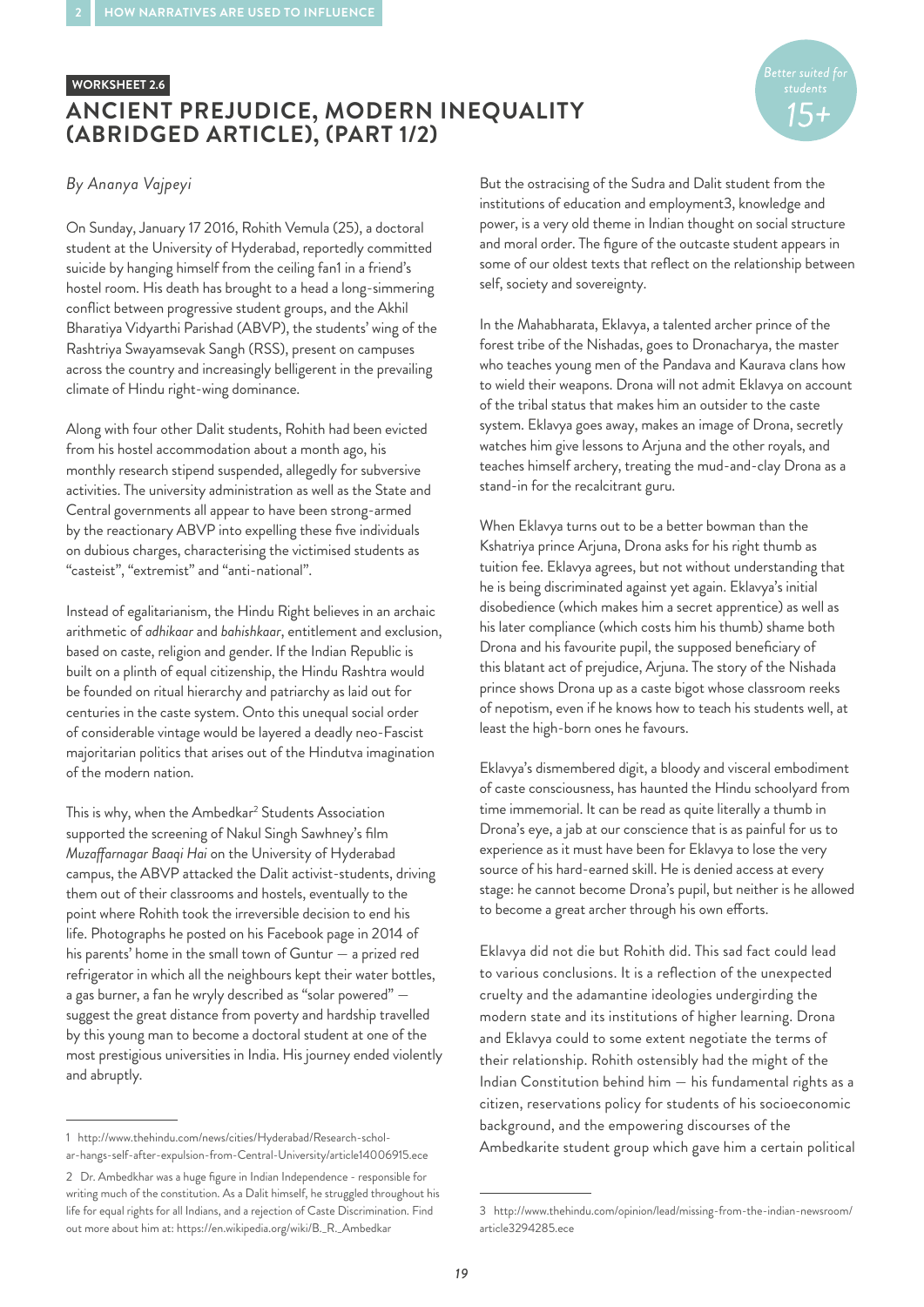**WORKSHEET 2.6**

# ANCIENT PREJUDICE, MODERN INEQUALITY (ABRIDGED ARTICLE), (PART 1/2)

*Better suited for students 15+*

*By Ananya Vajpeyi*

On Sunday, January 17 2016, Rohith Vemula (25), a doctoral student at the University of Hyderabad, reportedly committed suicide by hanging himself from the ceiling fan[1] in a friend's hostel room. His death has brought to a head a long-simmering conflict between progressive student groups, and the Akhil Bharatiya Vidyarthi Parishad (ABVP), the students' wing of the Rashtriya Swayamsevak Sangh (RSS), present on campuses across the country and increasingly belligerent in the prevailing climate of Hindu right-wing dominance.

Along with four other Dalit students, Rohith had been evicted from his hostel accommodation about a month ago, his monthly research stipend suspended, allegedly for subversive activities. The university administration as well as the State and Central governments all appear to have been strong-armed by the reactionary ABVP into expelling these five individuals on dubious charges, characterising the victimised students as "casteist", "extremist" and "anti-national".

Instead of egalitarianism, the Hindu Right believes in an archaic arithmetic of *adhikaar* and *bahishkaar*, entitlement and exclusion, based on caste, religion and gender. If the Indian Republic is built on a plinth of equal citizenship, the Hindu Rashtra would be founded on ritual hierarchy and patriarchy as laid out for centuries in the caste system. Onto this unequal social order of considerable vintage would be layered a deadly neo-Fascist majoritarian politics that arises out of the Hindutva imagination of the modern nation.

This is why, when the Ambedkar[2] Students Association supported the screening of Nakul Singh Sawhney's film *Muzaffarnagar Baaqi Hai* on the University of Hyderabad campus, the ABVP attacked the Dalit activist-students, driving them out of their classrooms and hostels, eventually to the point where Rohith took the irreversible decision to end his life. Photographs he posted on his Facebook page in 2014 of his parents' home in the small town of Guntur — a prized red refrigerator in which all the neighbours kept their water bottles, a gas burner, a fan he wryly described as "solar powered" — suggest the great distance from poverty and hardship travelled by this young man to become a doctoral student at one of the most prestigious universities in India. His journey ended violently and abruptly.

But the ostracising of the Sudra and Dalit student from the institutions of education and employment[3], knowledge and power, is a very old theme in Indian thought on social structure and moral order. The figure of the outcaste student appears in some of our oldest texts that reflect on the relationship between self, society and sovereignty.

In the Mahabharata, Eklavya, a talented archer prince of the forest tribe of the Nishadas, goes to Dronacharya, the master who teaches young men of the Pandava and Kaurava clans how to wield their weapons. Drona will not admit Eklavya on account of the tribal status that makes him an outsider to the caste system. Eklavya goes away, makes an image of Drona, secretly watches him give lessons to Arjuna and the other royals, and teaches himself archery, treating the mud-and-clay Drona as a stand-in for the recalcitrant guru.

When Eklavya turns out to be a better bowman than the Kshatriya prince Arjuna, Drona asks for his right thumb as tuition fee. Eklavya agrees, but not without understanding that he is being discriminated against yet again. Eklavya's initial disobedience (which makes him a secret apprentice) as well as his later compliance (which costs him his thumb) shame both Drona and his favourite pupil, the supposed beneficiary of this blatant act of prejudice, Arjuna. The story of the Nishada prince shows Drona up as a caste bigot whose classroom reeks of nepotism, even if he knows how to teach his students well, at least the high-born ones he favours.

Eklavya's dismembered digit, a bloody and visceral embodiment of caste consciousness, has haunted the Hindu schoolyard from time immemorial. It can be read as quite literally a thumb in Drona's eye, a jab at our conscience that is as painful for us to experience as it must have been for Eklavya to lose the very source of his hard-earned skill. He is denied access at every stage: he cannot become Drona's pupil, but neither is he allowed to become a great archer through his own efforts.

Eklavya did not die but Rohith did. This sad fact could lead to various conclusions. It is a reflection of the unexpected cruelty and the adamantine ideologies undergirding the modern state and its institutions of higher learning. Drona and Eklavya could to some extent negotiate the terms of their relationship. Rohith ostensibly had the might of the Indian Constitution behind him — his fundamental rights as a citizen, reservations policy for students of his socioeconomic background, and the empowering discourses of the Ambedkarite student group which gave him a certain political

---

1 http://www.thehindu.com/news/cities/Hyderabad/Research-scholar-hangs-self-after-expulsion-from-Central-University/article14006915.ece

2 Dr. Ambedkhar was a huge figure in Indian Independence - responsible for writing much of the constitution. As a Dalit himself, he struggled throughout his life for equal rights for all Indians, and a rejection of Caste Discrimination. Find out more about him at: https://en.wikipedia.org/wiki/B._R._Ambedkar

3 http://www.thehindu.com/opinion/lead/missing-from-the-indian-newsroom/article3294285.ece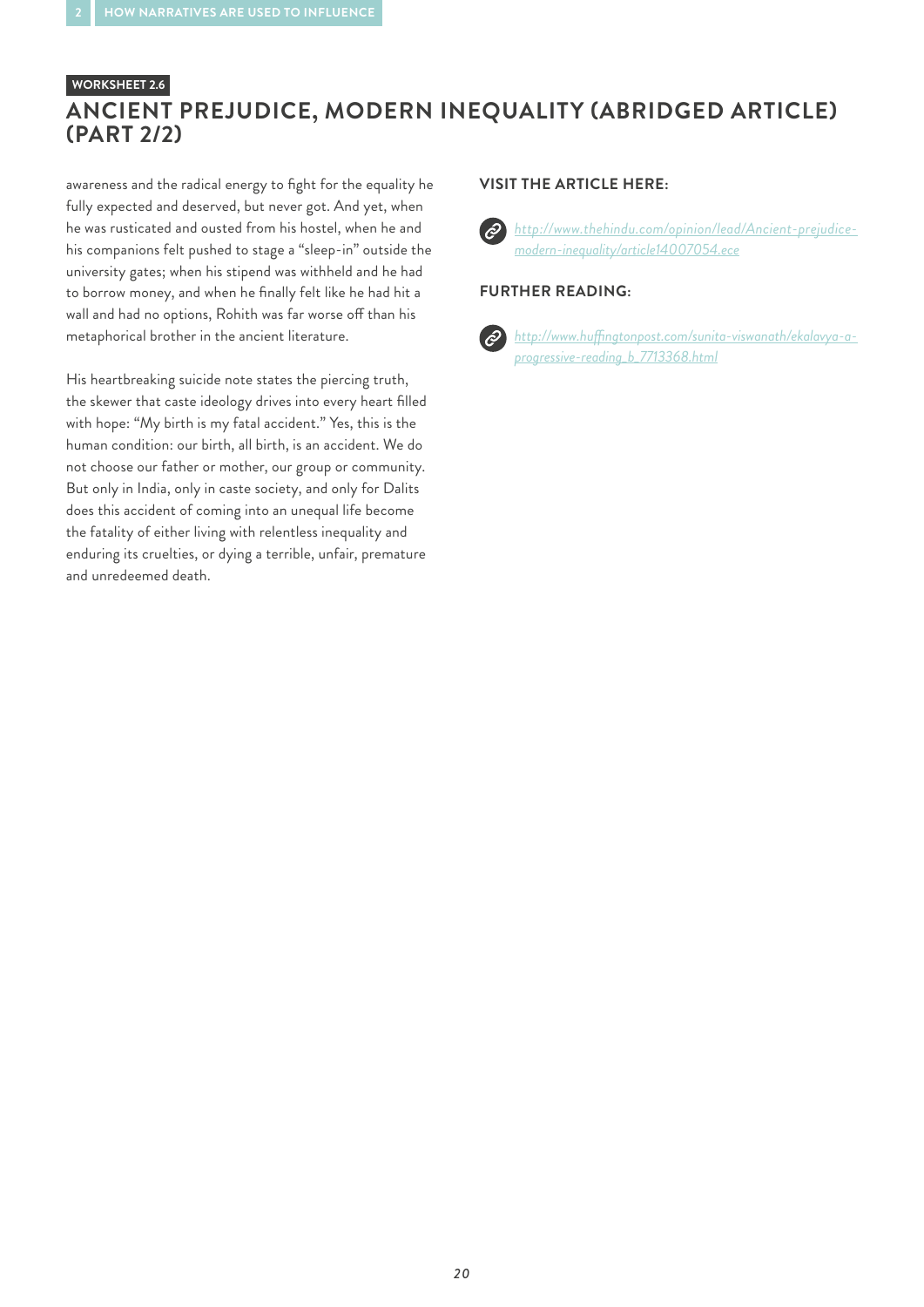WORKSHEET 2.6

# ANCIENT PREJUDICE, MODERN INEQUALITY (ABRIDGED ARTICLE) (PART 2/2)

awareness and the radical energy to fight for the equality he fully expected and deserved, but never got. And yet, when he was rusticated and ousted from his hostel, when he and his companions felt pushed to stage a "sleep-in" outside the university gates; when his stipend was withheld and he had to borrow money, and when he finally felt like he had hit a wall and had no options, Rohith was far worse off than his metaphorical brother in the ancient literature.

His heartbreaking suicide note states the piercing truth, the skewer that caste ideology drives into every heart filled with hope: "My birth is my fatal accident." Yes, this is the human condition: our birth, all birth, is an accident. We do not choose our father or mother, our group or community. But only in India, only in caste society, and only for Dalits does this accident of coming into an unequal life become the fatality of either living with relentless inequality and enduring its cruelties, or dying a terrible, unfair, premature and unredeemed death.

## VISIT THE ARTICLE HERE:

*http://www.thehindu.com/opinion/lead/Ancient-prejudice-modern-inequality/article14007054.ece*

## FURTHER READING:

*http://www.huffingtonpost.com/sunita-viswanath/ekalavya-a-progressive-reading_b_7713368.html*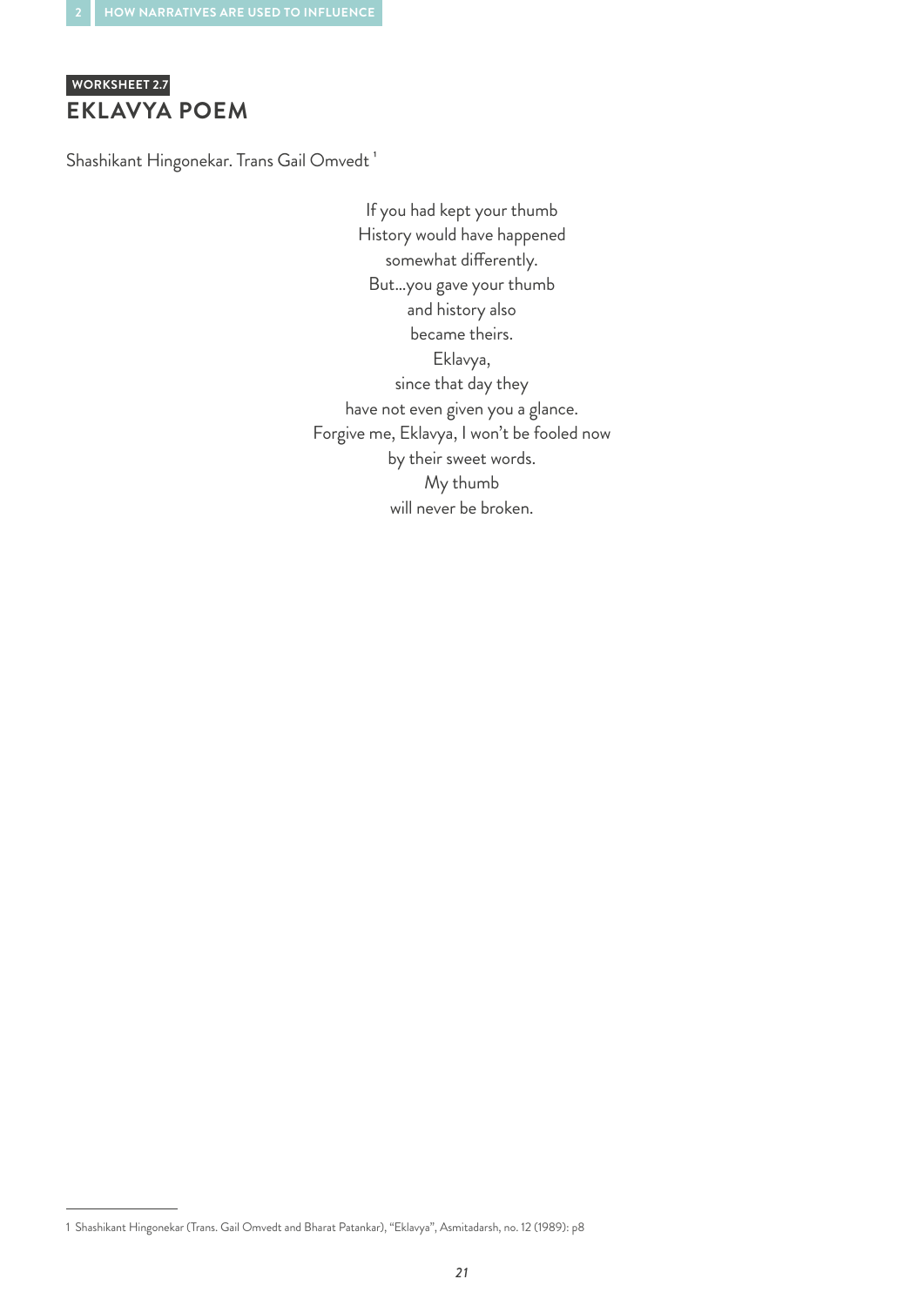WORKSHEET 2.7

## EKLAVYA POEM

Shashikant Hingonekar. Trans Gail Omvedt [1]

If you had kept your thumb  
History would have happened  
somewhat differently.  
But...you gave your thumb  
and history also  
became theirs.  
Eklavya,  
since that day they  
have not even given you a glance.  
Forgive me, Eklavya, I won't be fooled now  
by their sweet words.  
My thumb  
will never be broken.

---

1 Shashikant Hingonekar (Trans. Gail Omvedt and Bharat Patankar), "Eklavya", Asmitadarsh, no. 12 (1989): p8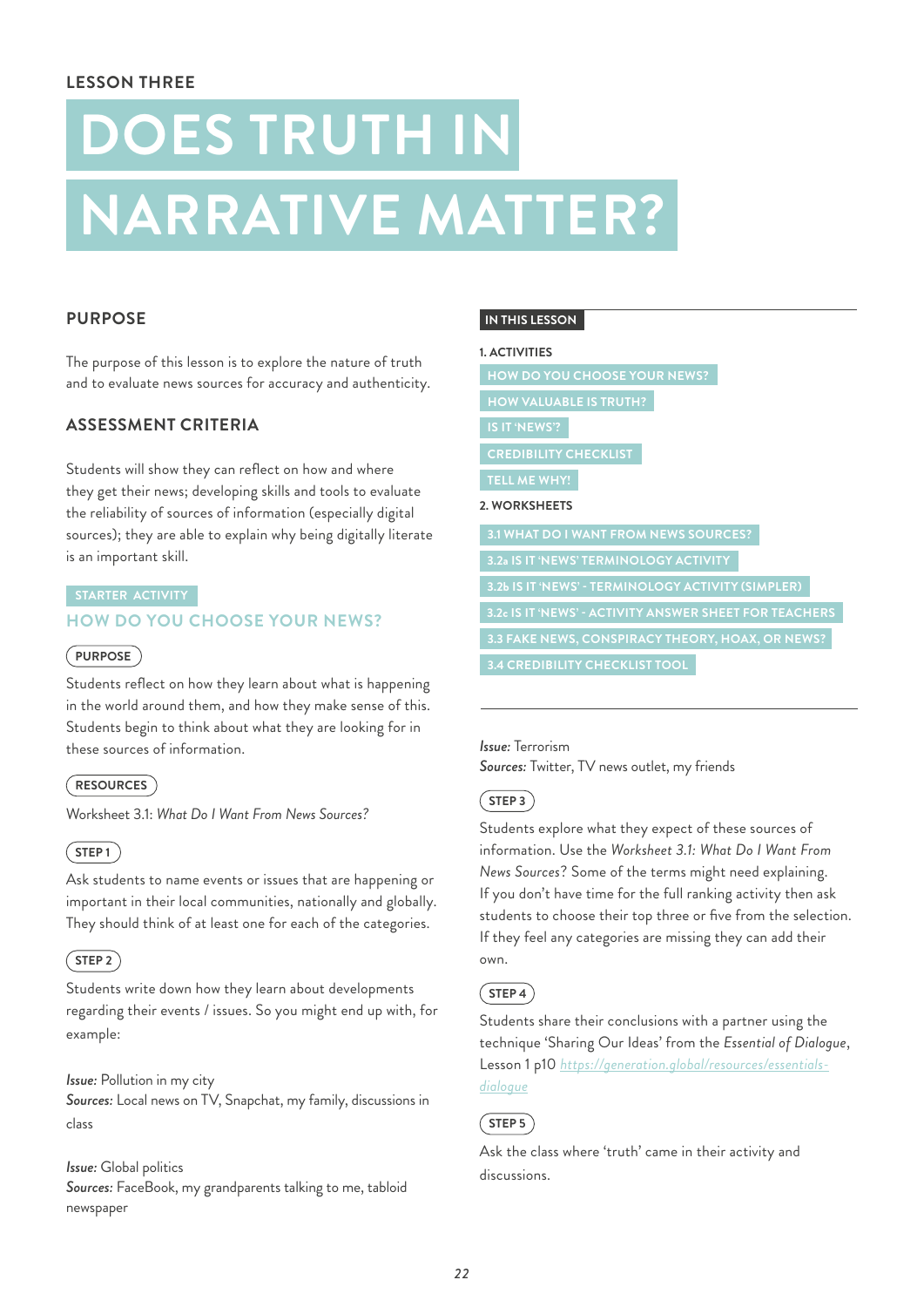LESSON THREE

# DOES TRUTH IN NARRATIVE MATTER?

## PURPOSE

The purpose of this lesson is to explore the nature of truth and to evaluate news sources for accuracy and authenticity.

## ASSESSMENT CRITERIA

Students will show they can reflect on how and where they get their news; developing skills and tools to evaluate the reliability of sources of information (especially digital sources); they are able to explain why being digitally literate is an important skill.

**IN THIS LESSON**

**1. ACTIVITIES**

- HOW DO YOU CHOOSE YOUR NEWS?
- HOW VALUABLE IS TRUTH?
- IS IT 'NEWS'?
- CREDIBILITY CHECKLIST
- TELL ME WHY!

**2. WORKSHEETS**

- 3.1 WHAT DO I WANT FROM NEWS SOURCES?
- 3.2a IS IT 'NEWS' TERMINOLOGY ACTIVITY
- 3.2b IS IT 'NEWS' - TERMINOLOGY ACTIVITY (SIMPLER)
- 3.2c IS IT 'NEWS' - ACTIVITY ANSWER SHEET FOR TEACHERS
- 3.3 FAKE NEWS, CONSPIRACY THEORY, HOAX, OR NEWS?
- 3.4 CREDIBILITY CHECKLIST TOOL

STARTER ACTIVITY

### HOW DO YOU CHOOSE YOUR NEWS?

**PURPOSE**

Students reflect on how they learn about what is happening in the world around them, and how they make sense of this. Students begin to think about what they are looking for in these sources of information.

**RESOURCES**

Worksheet 3.1: *What Do I Want From News Sources?*

**STEP 1**

Ask students to name events or issues that are happening or important in their local communities, nationally and globally. They should think of at least one for each of the categories.

**STEP 2**

Students write down how they learn about developments regarding their events / issues. So you might end up with, for example:

*Issue:* Pollution in my city
*Sources:* Local news on TV, Snapchat, my family, discussions in class

*Issue:* Global politics
*Sources:* FaceBook, my grandparents talking to me, tabloid newspaper

*Issue:* Terrorism
*Sources:* Twitter, TV news outlet, my friends

**STEP 3**

Students explore what they expect of these sources of information. Use the *Worksheet 3.1: What Do I Want From News Sources?* Some of the terms might need explaining. If you don't have time for the full ranking activity then ask students to choose their top three or five from the selection. If they feel any categories are missing they can add their own.

**STEP 4**

Students share their conclusions with a partner using the technique 'Sharing Our Ideas' from the *Essential of Dialogue*, Lesson 1 p10 https://generation.global/resources/essentials-dialogue

**STEP 5**

Ask the class where 'truth' came in their activity and discussions.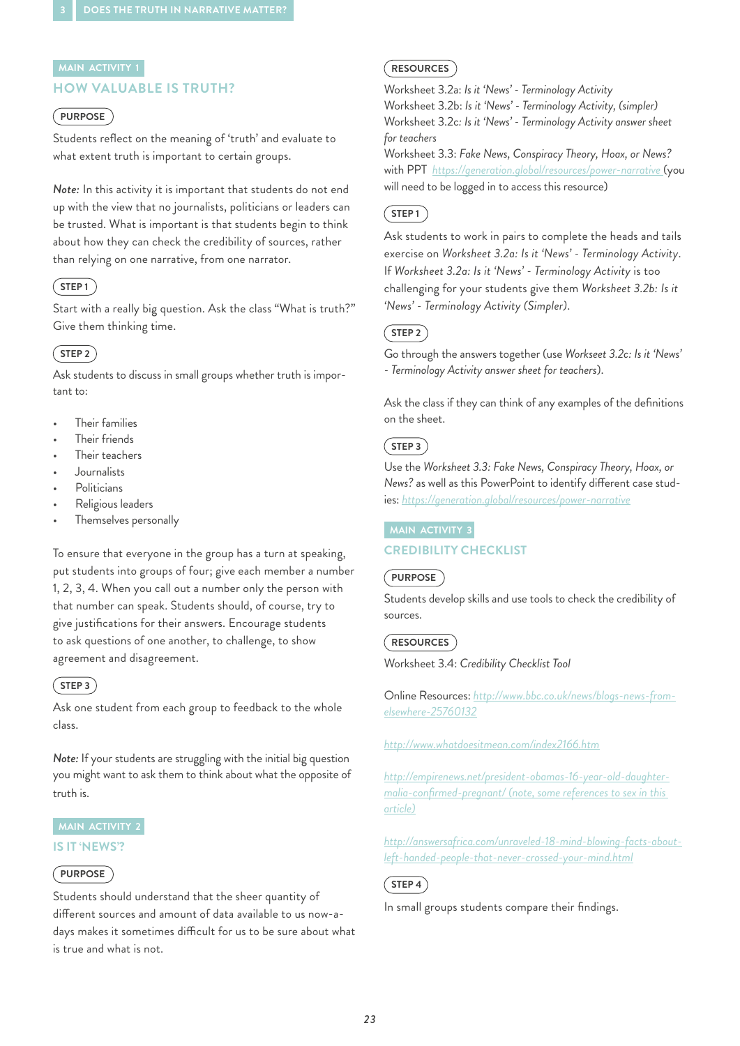MAIN ACTIVITY 1

## HOW VALUABLE IS TRUTH?

**PURPOSE**

Students reflect on the meaning of 'truth' and evaluate to what extent truth is important to certain groups.

*Note:* In this activity it is important that students do not end up with the view that no journalists, politicians or leaders can be trusted. What is important is that students begin to think about how they can check the credibility of sources, rather than relying on one narrative, from one narrator.

**STEP 1**

Start with a really big question. Ask the class "What is truth?" Give them thinking time.

**STEP 2**

Ask students to discuss in small groups whether truth is important to:

- Their families
- Their friends
- Their teachers
- Journalists
- Politicians
- Religious leaders
- Themselves personally

To ensure that everyone in the group has a turn at speaking, put students into groups of four; give each member a number 1, 2, 3, 4. When you call out a number only the person with that number can speak. Students should, of course, try to give justifications for their answers. Encourage students to ask questions of one another, to challenge, to show agreement and disagreement.

**STEP 3**

Ask one student from each group to feedback to the whole class.

*Note:* If your students are struggling with the initial big question you might want to ask them to think about what the opposite of truth is.

MAIN ACTIVITY 2

## IS IT 'NEWS'?

**PURPOSE**

Students should understand that the sheer quantity of different sources and amount of data available to us now-a-days makes it sometimes difficult for us to be sure about what is true and what is not.

**RESOURCES**

Worksheet 3.2a: *Is it 'News' - Terminology Activity*
Worksheet 3.2b: *Is it 'News' - Terminology Activity, (simpler)*
Worksheet 3.2c: *Is it 'News' - Terminology Activity answer sheet for teachers*
Worksheet 3.3: *Fake News, Conspiracy Theory, Hoax, or News?* with PPT https://generation.global/resources/power-narrative (you will need to be logged in to access this resource)

**STEP 1**

Ask students to work in pairs to complete the heads and tails exercise on *Worksheet 3.2a: Is it 'News' - Terminology Activity*. If *Worksheet 3.2a: Is it 'News' - Terminology Activity* is too challenging for your students give them *Worksheet 3.2b: Is it 'News' - Terminology Activity (Simpler)*.

**STEP 2**

Go through the answers together (use *Workseet 3.2c: Is it 'News' - Terminology Activity answer sheet for teachers*).

Ask the class if they can think of any examples of the definitions on the sheet.

**STEP 3**

Use the *Worksheet 3.3: Fake News, Conspiracy Theory, Hoax, or News?* as well as this PowerPoint to identify different case studies: https://generation.global/resources/power-narrative

MAIN ACTIVITY 3

## CREDIBILITY CHECKLIST

**PURPOSE**

Students develop skills and use tools to check the credibility of sources.

**RESOURCES**

Worksheet 3.4: *Credibility Checklist Tool*

Online Resources: http://www.bbc.co.uk/news/blogs-news-from-elsewhere-25760132

http://www.whatdoesitmean.com/index2166.htm

http://empirenews.net/president-obamas-16-year-old-daughter-malia-confirmed-pregnant/ (note, some references to sex in this article)

http://answersafrica.com/unraveled-18-mind-blowing-facts-about-left-handed-people-that-never-crossed-your-mind.html

**STEP 4**

In small groups students compare their findings.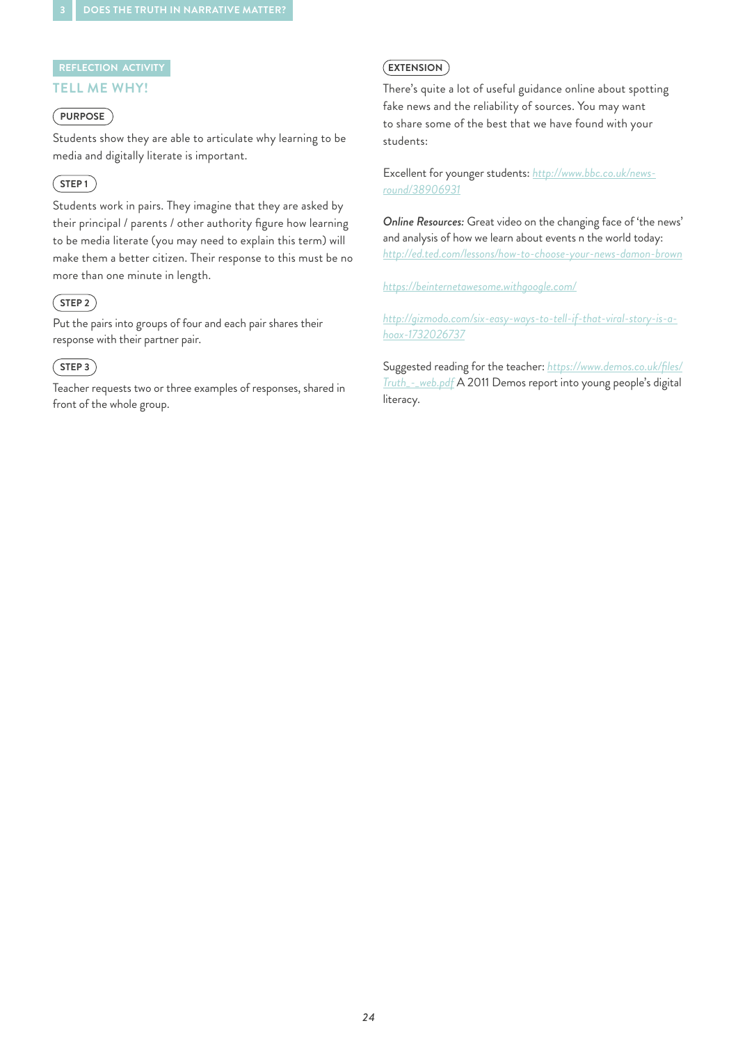REFLECTION ACTIVITY

## TELL ME WHY!

### PURPOSE

Students show they are able to articulate why learning to be media and digitally literate is important.

### STEP 1

Students work in pairs. They imagine that they are asked by their principal / parents / other authority figure how learning to be media literate (you may need to explain this term) will make them a better citizen. Their response to this must be no more than one minute in length.

### STEP 2

Put the pairs into groups of four and each pair shares their response with their partner pair.

### STEP 3

Teacher requests two or three examples of responses, shared in front of the whole group.

### EXTENSION

There's quite a lot of useful guidance online about spotting fake news and the reliability of sources. You may want to share some of the best that we have found with your students:

Excellent for younger students: http://www.bbc.co.uk/newsround/38906931

*Online Resources:* Great video on the changing face of 'the news' and analysis of how we learn about events n the world today: http://ed.ted.com/lessons/how-to-choose-your-news-damon-brown

https://beinternetawesome.withgoogle.com/

http://gizmodo.com/six-easy-ways-to-tell-if-that-viral-story-is-a-hoax-1732026737

Suggested reading for the teacher: https://www.demos.co.uk/files/Truth_-_web.pdf A 2011 Demos report into young people's digital literacy.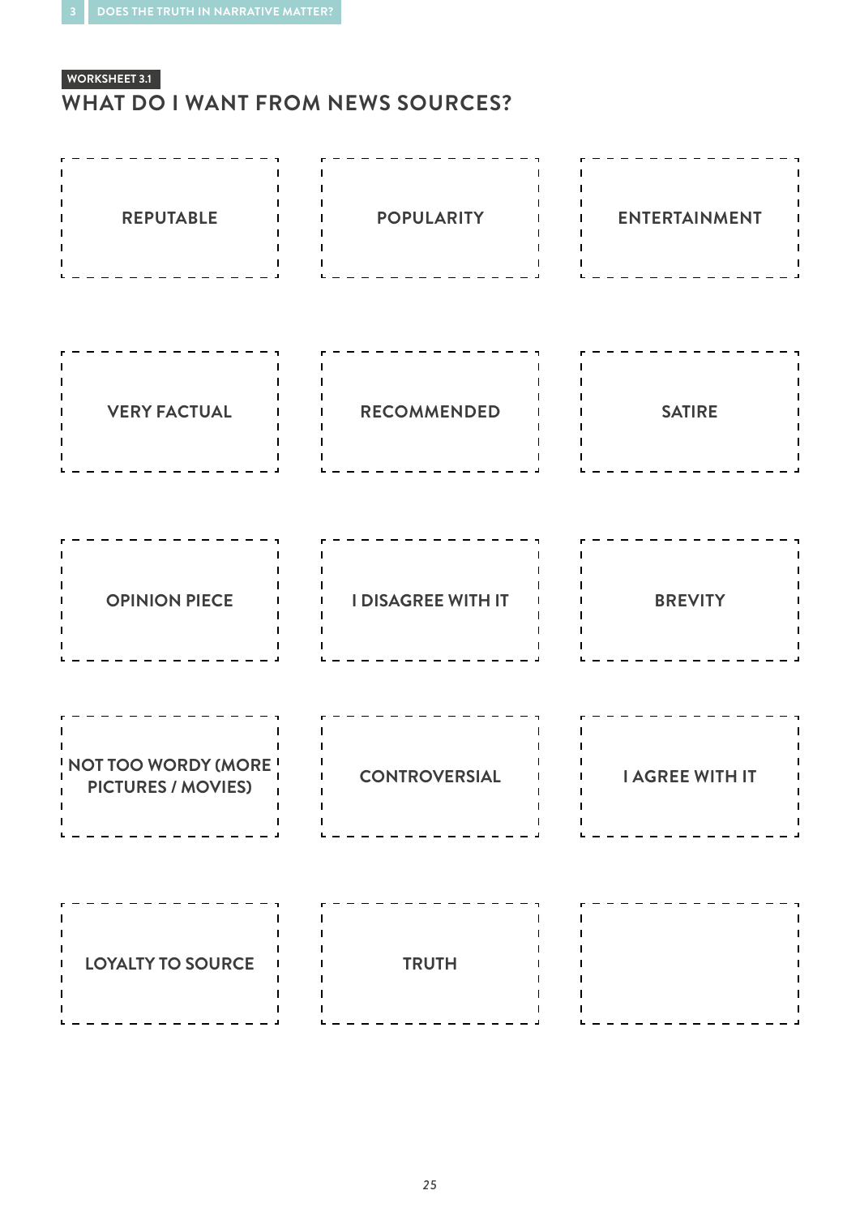WORKSHEET 3.1

## WHAT DO I WANT FROM NEWS SOURCES?

| | | |
|---|---|---|
| REPUTABLE | POPULARITY | ENTERTAINMENT |
| VERY FACTUAL | RECOMMENDED | SATIRE |
| OPINION PIECE | I DISAGREE WITH IT | BREVITY |
| NOT TOO WORDY (MORE PICTURES / MOVIES) | CONTROVERSIAL | I AGREE WITH IT |
| LOYALTY TO SOURCE | TRUTH | |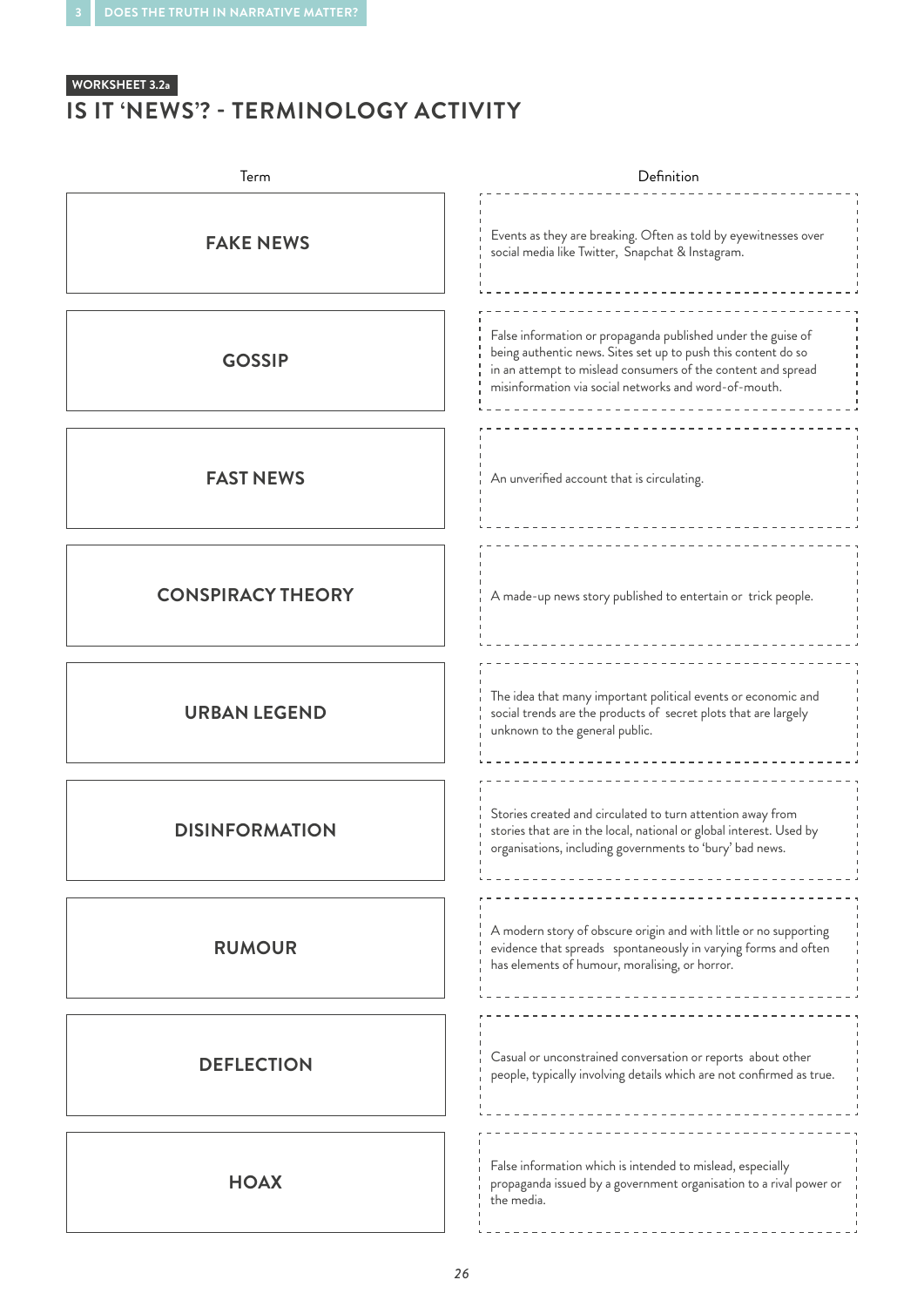WORKSHEET 3.2a

## IS IT 'NEWS'? - TERMINOLOGY ACTIVITY

| Term | Definition |
| --- | --- |
| **FAKE NEWS** | Events as they are breaking. Often as told by eyewitnesses over social media like Twitter, Snapchat & Instagram. |
| **GOSSIP** | False information or propaganda published under the guise of being authentic news. Sites set up to push this content do so in an attempt to mislead consumers of the content and spread misinformation via social networks and word-of-mouth. |
| **FAST NEWS** | An unverified account that is circulating. |
| **CONSPIRACY THEORY** | A made-up news story published to entertain or trick people. |
| **URBAN LEGEND** | The idea that many important political events or economic and social trends are the products of secret plots that are largely unknown to the general public. |
| **DISINFORMATION** | Stories created and circulated to turn attention away from stories that are in the local, national or global interest. Used by organisations, including governments to 'bury' bad news. |
| **RUMOUR** | A modern story of obscure origin and with little or no supporting evidence that spreads spontaneously in varying forms and often has elements of humour, moralising, or horror. |
| **DEFLECTION** | Casual or unconstrained conversation or reports about other people, typically involving details which are not confirmed as true. |
| **HOAX** | False information which is intended to mislead, especially propaganda issued by a government organisation to a rival power or the media. |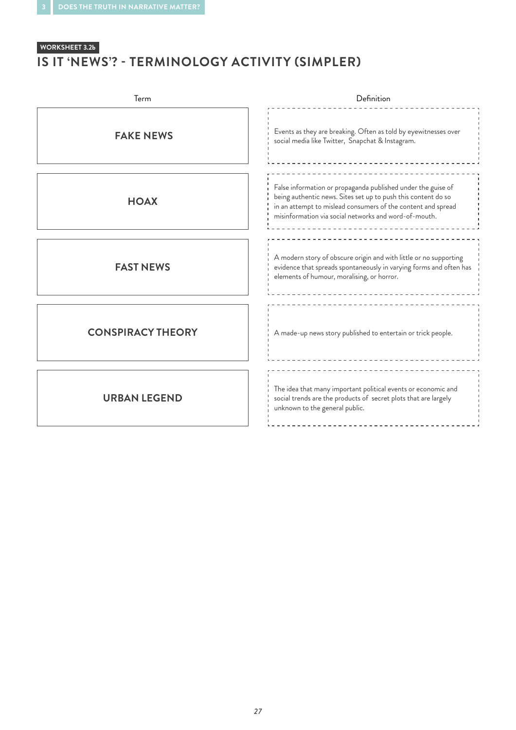WORKSHEET 3.2b

## IS IT 'NEWS'? - TERMINOLOGY ACTIVITY (SIMPLER)

| Term | Definition |
| --- | --- |
| **FAKE NEWS** | Events as they are breaking. Often as told by eyewitnesses over social media like Twitter, Snapchat & Instagram. |
| **HOAX** | False information or propaganda published under the guise of being authentic news. Sites set up to push this content do so in an attempt to mislead consumers of the content and spread misinformation via social networks and word-of-mouth. |
| **FAST NEWS** | A modern story of obscure origin and with little or no supporting evidence that spreads spontaneously in varying forms and often has elements of humour, moralising, or horror. |
| **CONSPIRACY THEORY** | A made-up news story published to entertain or trick people. |
| **URBAN LEGEND** | The idea that many important political events or economic and social trends are the products of secret plots that are largely unknown to the general public. |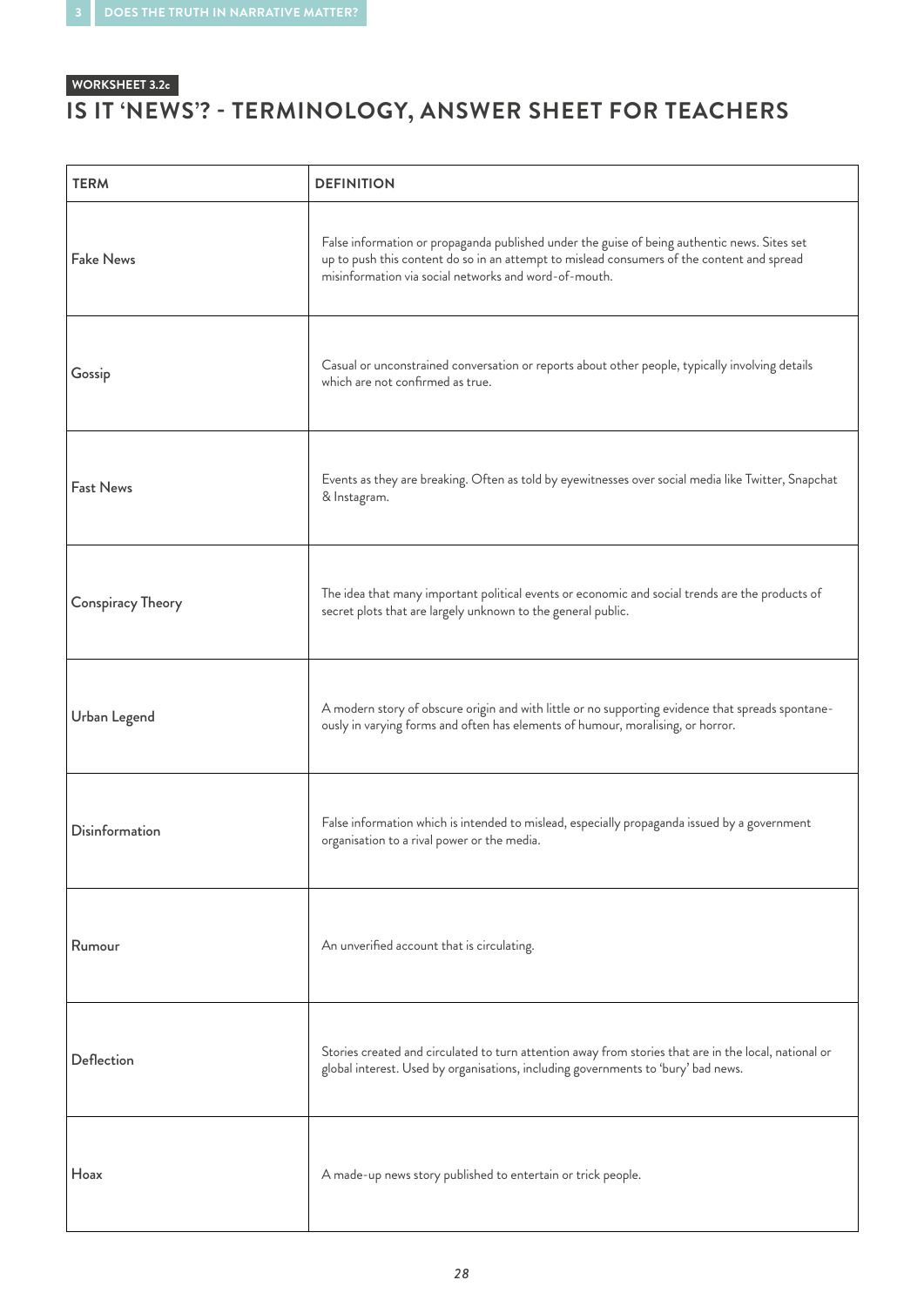WORKSHEET 3.2c

## IS IT 'NEWS'? - TERMINOLOGY, ANSWER SHEET FOR TEACHERS

| TERM | DEFINITION |
|---|---|
| Fake News | False information or propaganda published under the guise of being authentic news. Sites set up to push this content do so in an attempt to mislead consumers of the content and spread misinformation via social networks and word-of-mouth. |
| Gossip | Casual or unconstrained conversation or reports about other people, typically involving details which are not confirmed as true. |
| Fast News | Events as they are breaking. Often as told by eyewitnesses over social media like Twitter, Snapchat & Instagram. |
| Conspiracy Theory | The idea that many important political events or economic and social trends are the products of secret plots that are largely unknown to the general public. |
| Urban Legend | A modern story of obscure origin and with little or no supporting evidence that spreads spontaneously in varying forms and often has elements of humour, moralising, or horror. |
| Disinformation | False information which is intended to mislead, especially propaganda issued by a government organisation to a rival power or the media. |
| Rumour | An unverified account that is circulating. |
| Deflection | Stories created and circulated to turn attention away from stories that are in the local, national or global interest. Used by organisations, including governments to 'bury' bad news. |
| Hoax | A made-up news story published to entertain or trick people. |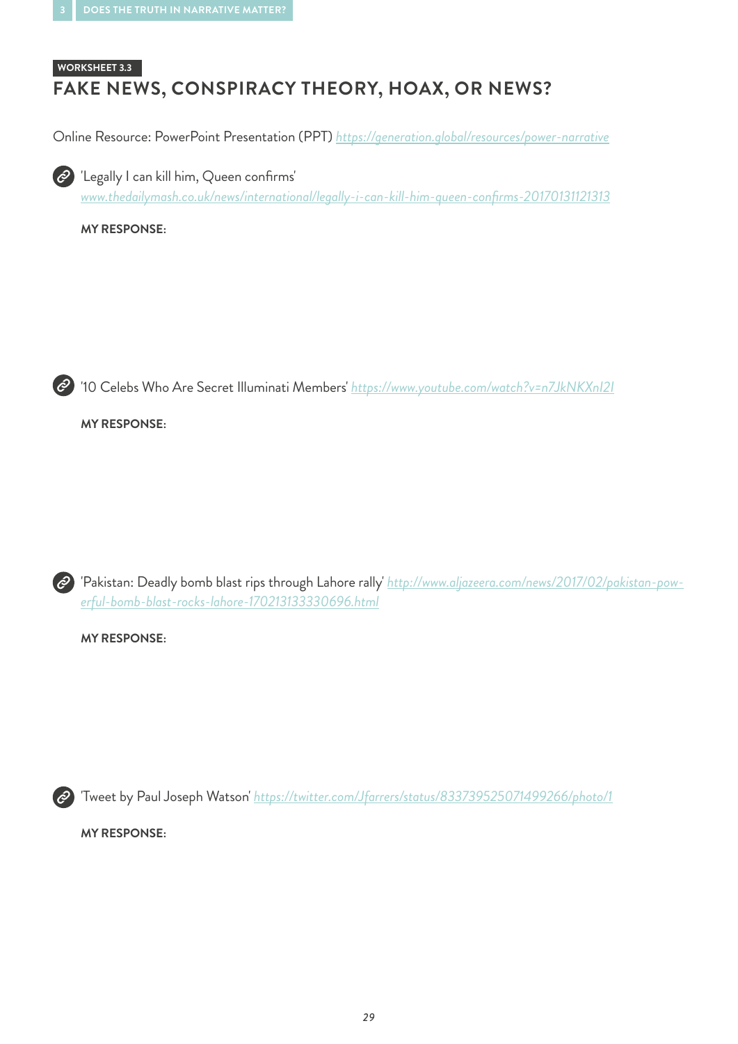WORKSHEET 3.3

# FAKE NEWS, CONSPIRACY THEORY, HOAX, OR NEWS?

Online Resource: PowerPoint Presentation (PPT) https://generation.global/resources/power-narrative

'Legally I can kill him, Queen confirms' www.thedailymash.co.uk/news/international/legally-i-can-kill-him-queen-confirms-20170131121313

**MY RESPONSE:**

'10 Celebs Who Are Secret Illuminati Members' https://www.youtube.com/watch?v=n7JkNKXnI2I

**MY RESPONSE:**

'Pakistan: Deadly bomb blast rips through Lahore rally' http://www.aljazeera.com/news/2017/02/pakistan-powerful-bomb-blast-rocks-lahore-170213133330696.html

**MY RESPONSE:**

'Tweet by Paul Joseph Watson' https://twitter.com/Jfarrers/status/833739525071499266/photo/1

**MY RESPONSE:**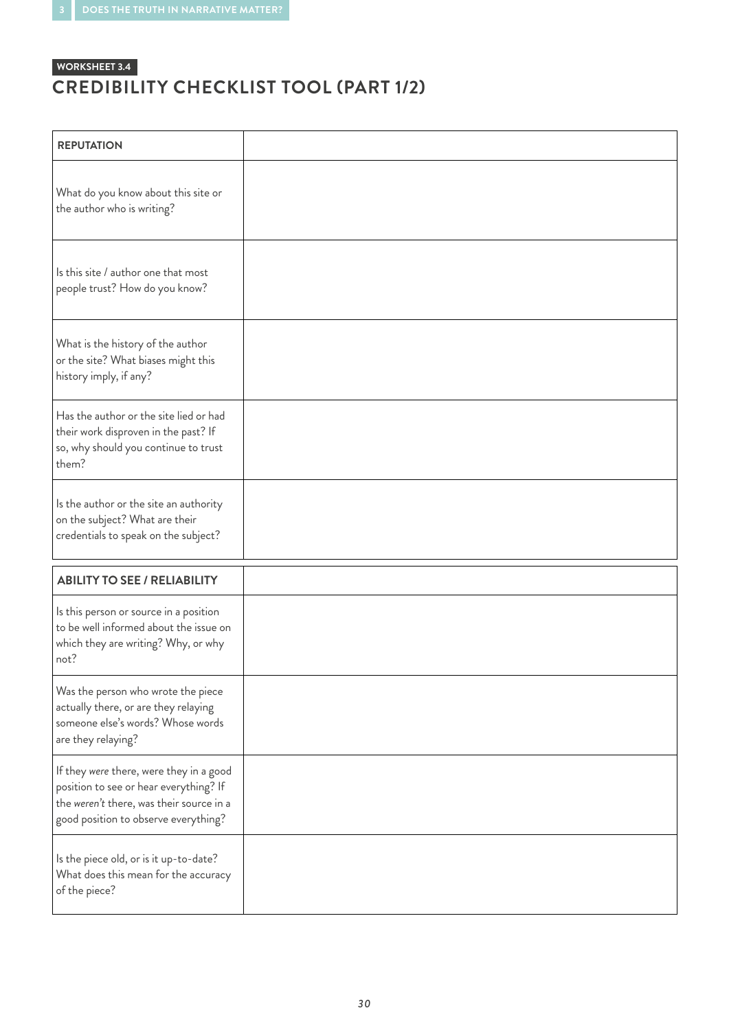WORKSHEET 3.4

## CREDIBILITY CHECKLIST TOOL (PART 1/2)

| **REPUTATION** | |
| --- | --- |
| What do you know about this site or the author who is writing? | |
| Is this site / author one that most people trust? How do you know? | |
| What is the history of the author or the site? What biases might this history imply, if any? | |
| Has the author or the site lied or had their work disproven in the past? If so, why should you continue to trust them? | |
| Is the author or the site an authority on the subject? What are their credentials to speak on the subject? | |

| **ABILITY TO SEE / RELIABILITY** | |
| --- | --- |
| Is this person or source in a position to be well informed about the issue on which they are writing? Why, or why not? | |
| Was the person who wrote the piece actually there, or are they relaying someone else's words? Whose words are they relaying? | |
| If they *were* there, were they in a good position to see or hear everything? If the *weren't* there, was their source in a good position to observe everything? | |
| Is the piece old, or is it up-to-date? What does this mean for the accuracy of the piece? | |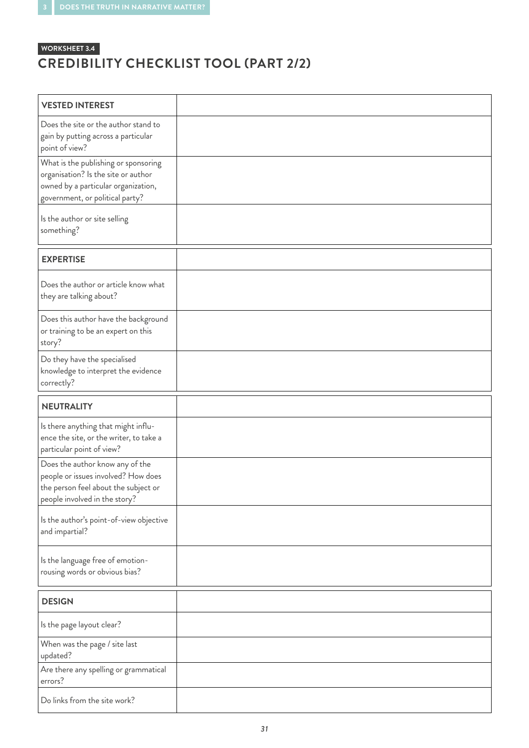WORKSHEET 3.4

# CREDIBILITY CHECKLIST TOOL (PART 2/2)

| **VESTED INTEREST** | |
|---|---|
| Does the site or the author stand to gain by putting across a particular point of view? | |
| What is the publishing or sponsoring organisation? Is the site or author owned by a particular organization, government, or political party? | |
| Is the author or site selling something? | |

| **EXPERTISE** | |
|---|---|
| Does the author or article know what they are talking about? | |
| Does this author have the background or training to be an expert on this story? | |
| Do they have the specialised knowledge to interpret the evidence correctly? | |

| **NEUTRALITY** | |
|---|---|
| Is there anything that might influence the site, or the writer, to take a particular point of view? | |
| Does the author know any of the people or issues involved? How does the person feel about the subject or people involved in the story? | |
| Is the author's point-of-view objective and impartial? | |
| Is the language free of emotion-rousing words or obvious bias? | |

| **DESIGN** | |
|---|---|
| Is the page layout clear? | |
| When was the page / site last updated? | |
| Are there any spelling or grammatical errors? | |
| Do links from the site work? | |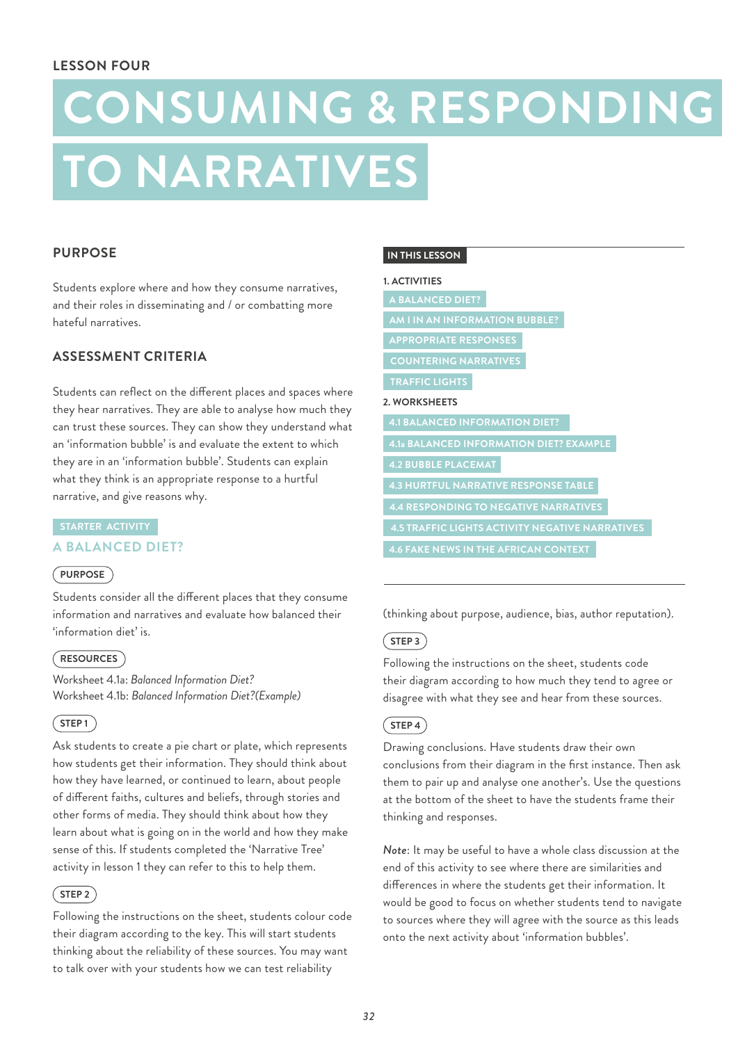LESSON FOUR

# CONSUMING & RESPONDING TO NARRATIVES

## PURPOSE

Students explore where and how they consume narratives, and their roles in disseminating and / or combatting more hateful narratives.

## ASSESSMENT CRITERIA

Students can reflect on the different places and spaces where they hear narratives. They are able to analyse how much they can trust these sources. They can show they understand what an 'information bubble' is and evaluate the extent to which they are in an 'information bubble'. Students can explain what they think is an appropriate response to a hurtful narrative, and give reasons why.

**IN THIS LESSON**

1. ACTIVITIES
   - A BALANCED DIET?
   - AM I IN AN INFORMATION BUBBLE?
   - APPROPRIATE RESPONSES
   - COUNTERING NARRATIVES
   - TRAFFIC LIGHTS
2. WORKSHEETS
   - 4.1 BALANCED INFORMATION DIET?
   - 4.1a BALANCED INFORMATION DIET? EXAMPLE
   - 4.2 BUBBLE PLACEMAT
   - 4.3 HURTFUL NARRATIVE RESPONSE TABLE
   - 4.4 RESPONDING TO NEGATIVE NARRATIVES
   - 4.5 TRAFFIC LIGHTS ACTIVITY NEGATIVE NARRATIVES
   - 4.6 FAKE NEWS IN THE AFRICAN CONTEXT

STARTER ACTIVITY

### A BALANCED DIET?

**PURPOSE**

Students consider all the different places that they consume information and narratives and evaluate how balanced their 'information diet' is.

**RESOURCES**

Worksheet 4.1a: *Balanced Information Diet?*
Worksheet 4.1b: *Balanced Information Diet?(Example)*

**STEP 1**

Ask students to create a pie chart or plate, which represents how students get their information. They should think about how they have learned, or continued to learn, about people of different faiths, cultures and beliefs, through stories and other forms of media. They should think about how they learn about what is going on in the world and how they make sense of this. If students completed the 'Narrative Tree' activity in lesson 1 they can refer to this to help them.

**STEP 2**

Following the instructions on the sheet, students colour code their diagram according to the key. This will start students thinking about the reliability of these sources. You may want to talk over with your students how we can test reliability (thinking about purpose, audience, bias, author reputation).

**STEP 3**

Following the instructions on the sheet, students code their diagram according to how much they tend to agree or disagree with what they see and hear from these sources.

**STEP 4**

Drawing conclusions. Have students draw their own conclusions from their diagram in the first instance. Then ask them to pair up and analyse one another's. Use the questions at the bottom of the sheet to have the students frame their thinking and responses.

*Note*: It may be useful to have a whole class discussion at the end of this activity to see where there are similarities and differences in where the students get their information. It would be good to focus on whether students tend to navigate to sources where they will agree with the source as this leads onto the next activity about 'information bubbles'.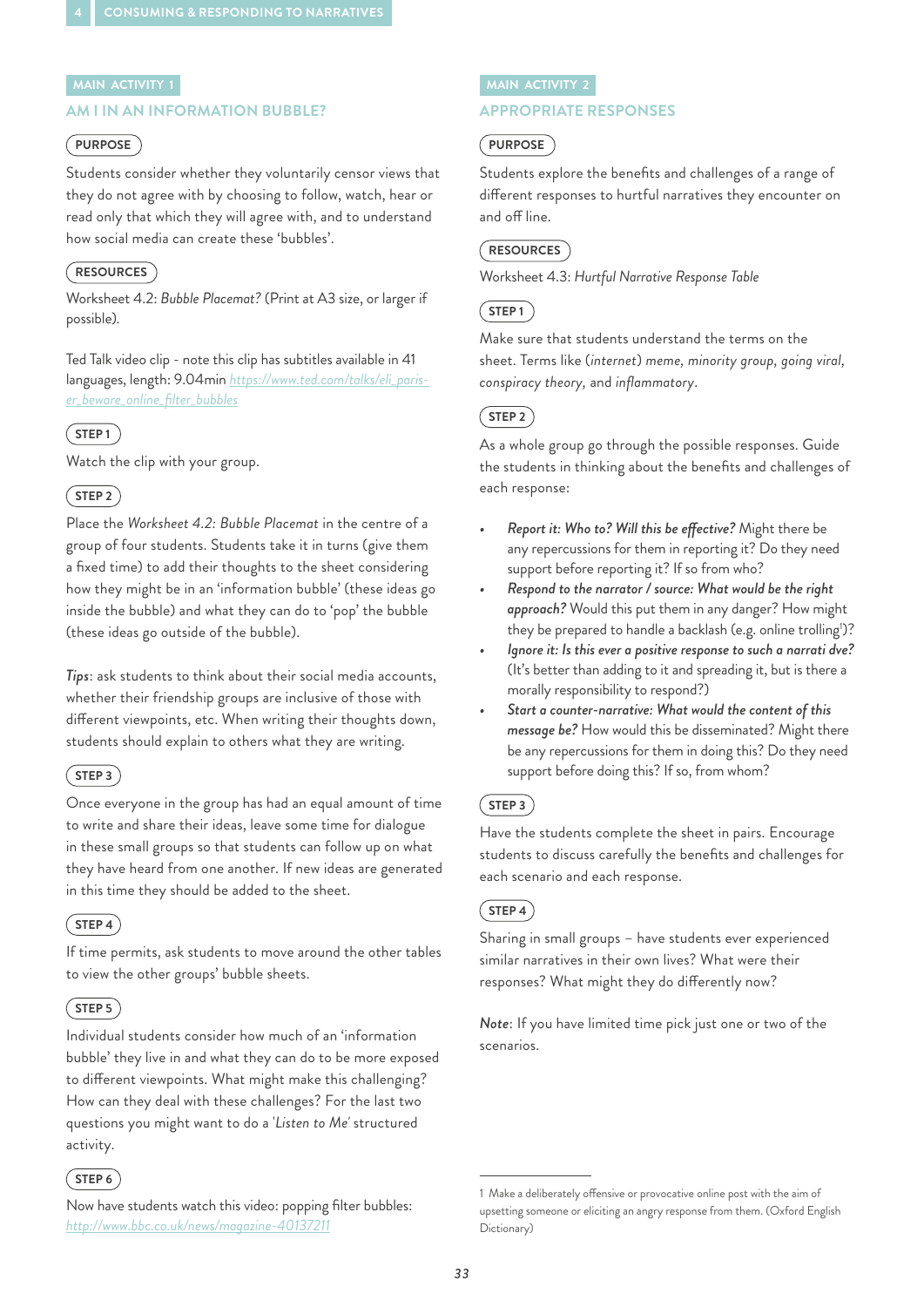MAIN ACTIVITY 1

## AM I IN AN INFORMATION BUBBLE?

**PURPOSE**

Students consider whether they voluntarily censor views that they do not agree with by choosing to follow, watch, hear or read only that which they will agree with, and to understand how social media can create these 'bubbles'.

**RESOURCES**

Worksheet 4.2: *Bubble Placemat?* (Print at A3 size, or larger if possible).

Ted Talk video clip - note this clip has subtitles available in 41 languages, length: 9.04min https://www.ted.com/talks/eli_pariser_beware_online_filter_bubbles

**STEP 1**

Watch the clip with your group.

**STEP 2**

Place the *Worksheet 4.2: Bubble Placemat* in the centre of a group of four students. Students take it in turns (give them a fixed time) to add their thoughts to the sheet considering how they might be in an 'information bubble' (these ideas go inside the bubble) and what they can do to 'pop' the bubble (these ideas go outside of the bubble).

*Tips*: ask students to think about their social media accounts, whether their friendship groups are inclusive of those with different viewpoints, etc. When writing their thoughts down, students should explain to others what they are writing.

**STEP 3**

Once everyone in the group has had an equal amount of time to write and share their ideas, leave some time for dialogue in these small groups so that students can follow up on what they have heard from one another. If new ideas are generated in this time they should be added to the sheet.

**STEP 4**

If time permits, ask students to move around the other tables to view the other groups' bubble sheets.

**STEP 5**

Individual students consider how much of an 'information bubble' they live in and what they can do to be more exposed to different viewpoints. What might make this challenging? How can they deal with these challenges? For the last two questions you might want to do a '*Listen to Me*' structured activity.

**STEP 6**

Now have students watch this video: popping filter bubbles: http://www.bbc.co.uk/news/magazine-40137211

MAIN ACTIVITY 2

## APPROPRIATE RESPONSES

**PURPOSE**

Students explore the benefits and challenges of a range of different responses to hurtful narratives they encounter on and off line.

**RESOURCES**

Worksheet 4.3: *Hurtful Narrative Response Table*

**STEP 1**

Make sure that students understand the terms on the sheet. Terms like (*internet*) *meme, minority group, going viral, conspiracy theory*, and *inflammatory*.

**STEP 2**

As a whole group go through the possible responses. Guide the students in thinking about the benefits and challenges of each response:

- *Report it: Who to? Will this be effective?* Might there be any repercussions for them in reporting it? Do they need support before reporting it? If so from who?
- *Respond to the narrator / source: What would be the right approach?* Would this put them in any danger? How might they be prepared to handle a backlash (e.g. online trolling[1])?
- *Ignore it: Is this ever a positive response to such a narrati dve?* (It's better than adding to it and spreading it, but is there a morally responsibility to respond?)
- *Start a counter-narrative: What would the content of this message be?* How would this be disseminated? Might there be any repercussions for them in doing this? Do they need support before doing this? If so, from whom?

**STEP 3**

Have the students complete the sheet in pairs. Encourage students to discuss carefully the benefits and challenges for each scenario and each response.

**STEP 4**

Sharing in small groups – have students ever experienced similar narratives in their own lives? What were their responses? What might they do differently now?

*Note*: If you have limited time pick just one or two of the scenarios.

---

1 Make a deliberately offensive or provocative online post with the aim of upsetting someone or eliciting an angry response from them. (Oxford English Dictionary)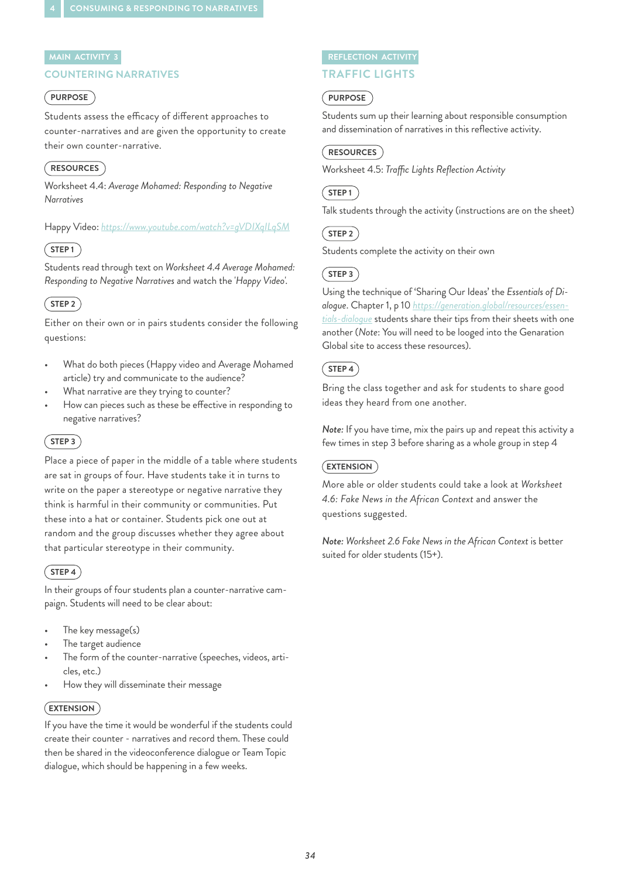MAIN ACTIVITY 3

## COUNTERING NARRATIVES

**PURPOSE**

Students assess the efficacy of different approaches to counter-narratives and are given the opportunity to create their own counter-narrative.

**RESOURCES**

Worksheet 4.4: *Average Mohamed: Responding to Negative Narratives*

Happy Video: https://www.youtube.com/watch?v=gVDIXqILqSM

**STEP 1**

Students read through text on *Worksheet 4.4 Average Mohamed: Responding to Negative Narratives* and watch the 'Happy Video'.

**STEP 2**

Either on their own or in pairs students consider the following questions:

- What do both pieces (Happy video and Average Mohamed article) try and communicate to the audience?
- What narrative are they trying to counter?
- How can pieces such as these be effective in responding to negative narratives?

**STEP 3**

Place a piece of paper in the middle of a table where students are sat in groups of four. Have students take it in turns to write on the paper a stereotype or negative narrative they think is harmful in their community or communities. Put these into a hat or container. Students pick one out at random and the group discusses whether they agree about that particular stereotype in their community.

**STEP 4**

In their groups of four students plan a counter-narrative campaign. Students will need to be clear about:

- The key message(s)
- The target audience
- The form of the counter-narrative (speeches, videos, articles, etc.)
- How they will disseminate their message

**EXTENSION**

If you have the time it would be wonderful if the students could create their counter - narratives and record them. These could then be shared in the videoconference dialogue or Team Topic dialogue, which should be happening in a few weeks.

REFLECTION ACTIVITY

## TRAFFIC LIGHTS

**PURPOSE**

Students sum up their learning about responsible consumption and dissemination of narratives in this reflective activity.

**RESOURCES**

Worksheet 4.5: *Traffic Lights Reflection Activity*

**STEP 1**

Talk students through the activity (instructions are on the sheet)

**STEP 2**

Students complete the activity on their own

**STEP 3**

Using the technique of 'Sharing Our Ideas' the *Essentials of Dialogue*. Chapter 1, p 10 https://generation.global/resources/essentials-dialogue students share their tips from their sheets with one another (*Note*: You will need to be looged into the Genaration Global site to access these resources).

**STEP 4**

Bring the class together and ask for students to share good ideas they heard from one another.

*Note:* If you have time, mix the pairs up and repeat this activity a few times in step 3 before sharing as a whole group in step 4

**EXTENSION**

More able or older students could take a look at *Worksheet 4.6: Fake News in the African Context* and answer the questions suggested.

*Note: Worksheet 2.6 Fake News in the African Context* is better suited for older students (15+).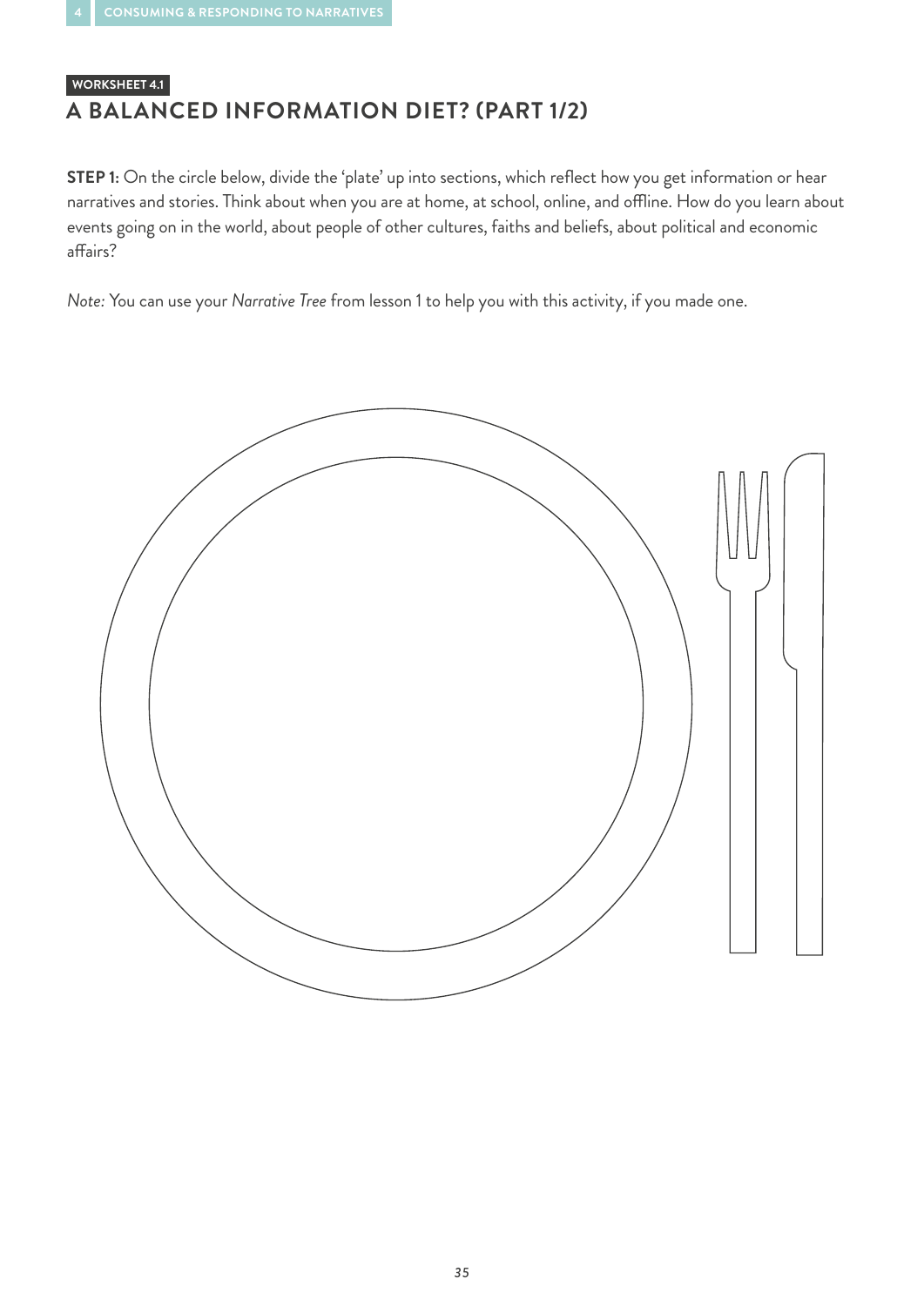WORKSHEET 4.1

## A BALANCED INFORMATION DIET? (PART 1/2)

**STEP 1:** On the circle below, divide the 'plate' up into sections, which reflect how you get information or hear narratives and stories. Think about when you are at home, at school, online, and offline. How do you learn about events going on in the world, about people of other cultures, faiths and beliefs, about political and economic affairs?

*Note:* You can use your *Narrative Tree* from lesson 1 to help you with this activity, if you made one.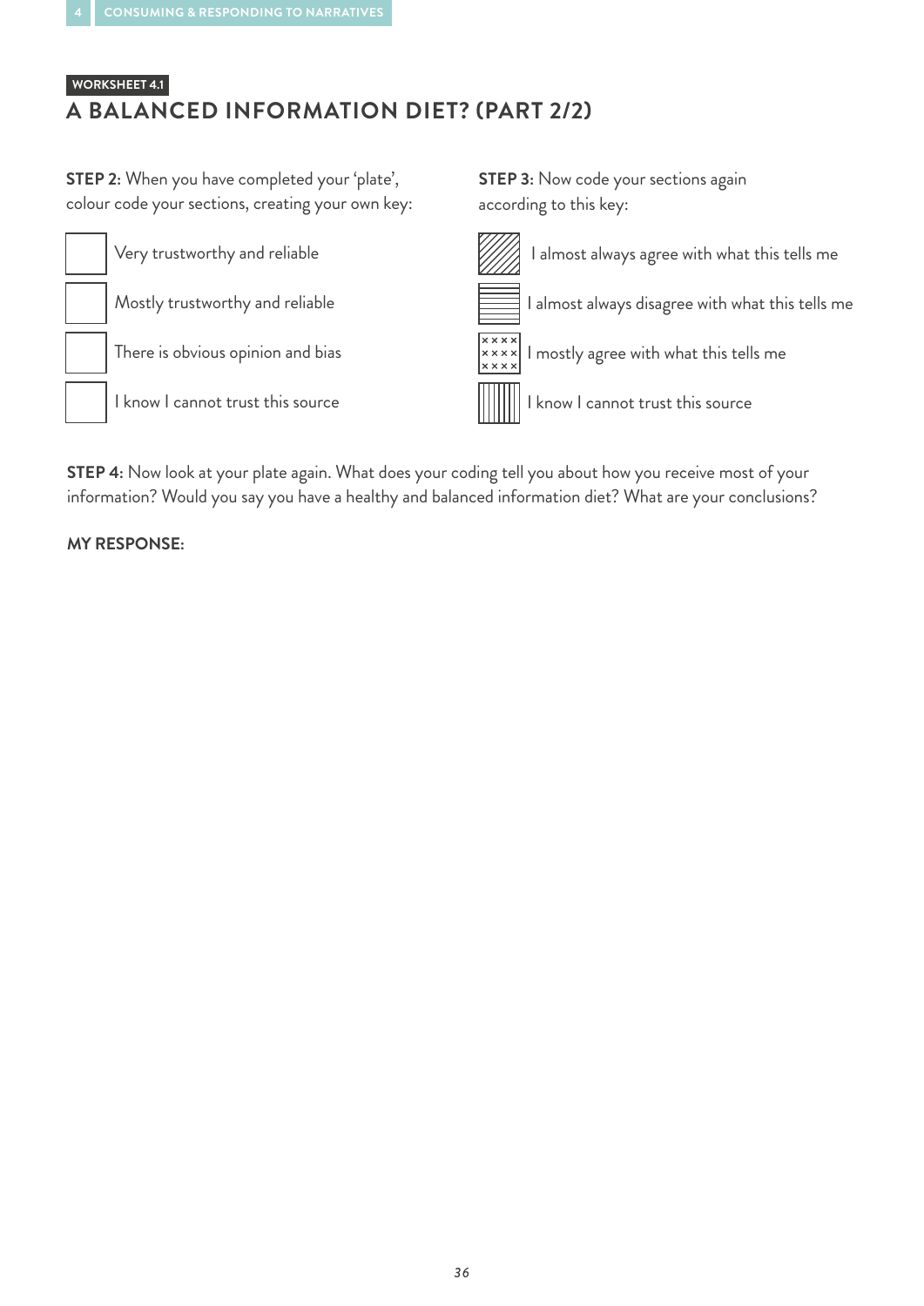WORKSHEET 4.1

## A BALANCED INFORMATION DIET? (PART 2/2)

**STEP 2:** When you have completed your 'plate', colour code your sections, creating your own key:

- Very trustworthy and reliable
- Mostly trustworthy and reliable
- There is obvious opinion and bias
- I know I cannot trust this source

**STEP 3:** Now code your sections again according to this key:

- I almost always agree with what this tells me
- I almost always disagree with what this tells me
- I mostly agree with what this tells me
- I know I cannot trust this source

**STEP 4:** Now look at your plate again. What does your coding tell you about how you receive most of your information? Would you say you have a healthy and balanced information diet? What are your conclusions?

**MY RESPONSE:**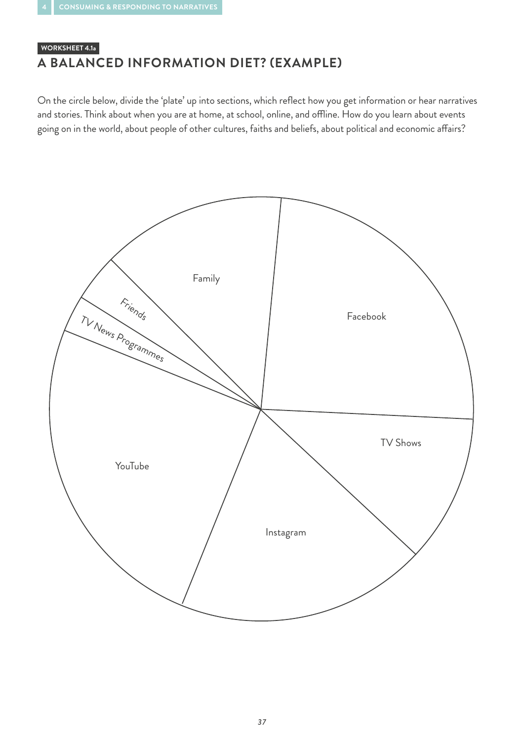WORKSHEET 4.1a

## A BALANCED INFORMATION DIET? (EXAMPLE)

On the circle below, divide the 'plate' up into sections, which reflect how you get information or hear narratives and stories. Think about when you are at home, at school, online, and offline. How do you learn about events going on in the world, about people of other cultures, faiths and beliefs, about political and economic affairs?

Family

Facebook

Friends

TV News Programmes

TV Shows

YouTube

Instagram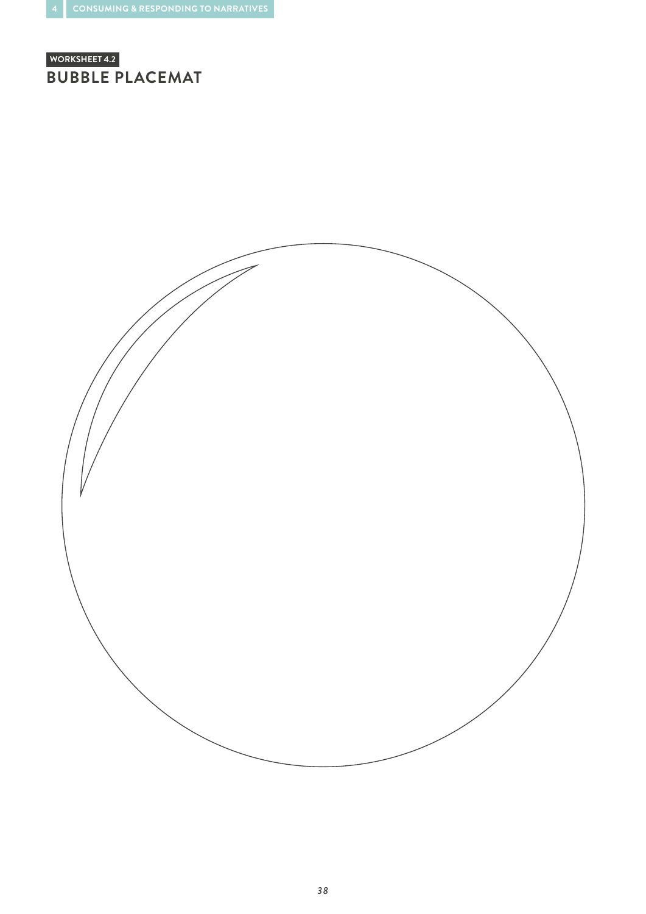WORKSHEET 4.2

## BUBBLE PLACEMAT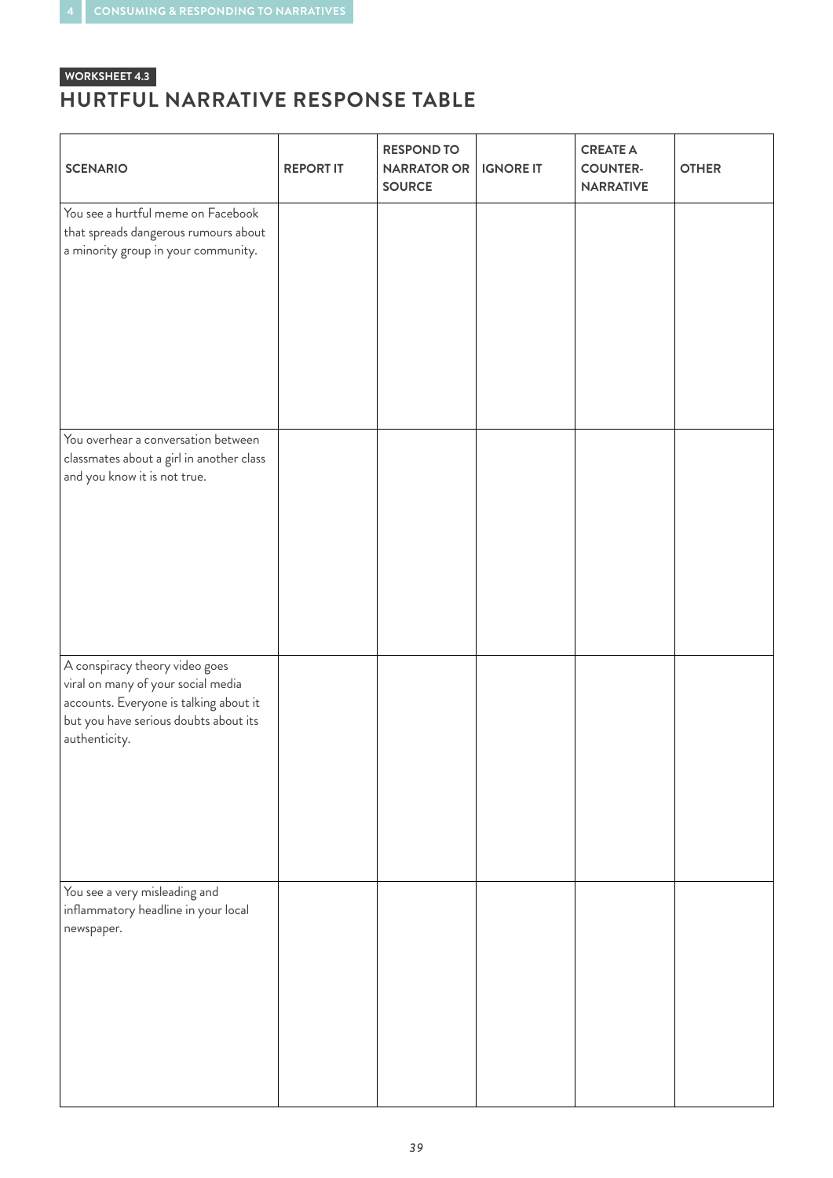WORKSHEET 4.3

## HURTFUL NARRATIVE RESPONSE TABLE

| SCENARIO | REPORT IT | RESPOND TO NARRATOR OR SOURCE | IGNORE IT | CREATE A COUNTER-NARRATIVE | OTHER |
|---|---|---|---|---|---|
| You see a hurtful meme on Facebook that spreads dangerous rumours about a minority group in your community. | | | | | |
| You overhear a conversation between classmates about a girl in another class and you know it is not true. | | | | | |
| A conspiracy theory video goes viral on many of your social media accounts. Everyone is talking about it but you have serious doubts about its authenticity. | | | | | |
| You see a very misleading and inflammatory headline in your local newspaper. | | | | | |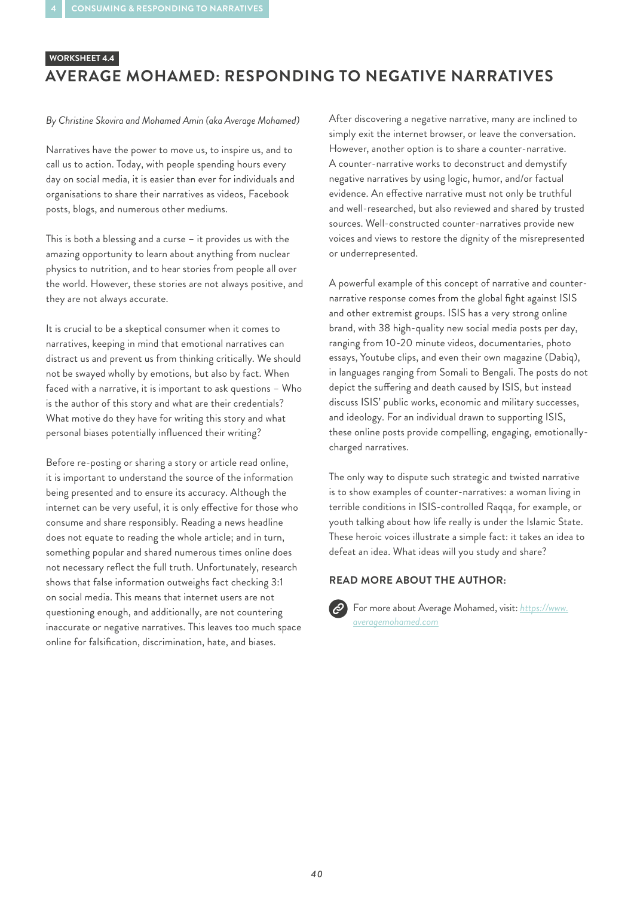WORKSHEET 4.4

# AVERAGE MOHAMED: RESPONDING TO NEGATIVE NARRATIVES

*By Christine Skovira and Mohamed Amin (aka Average Mohamed)*

Narratives have the power to move us, to inspire us, and to call us to action. Today, with people spending hours every day on social media, it is easier than ever for individuals and organisations to share their narratives as videos, Facebook posts, blogs, and numerous other mediums.

This is both a blessing and a curse – it provides us with the amazing opportunity to learn about anything from nuclear physics to nutrition, and to hear stories from people all over the world. However, these stories are not always positive, and they are not always accurate.

It is crucial to be a skeptical consumer when it comes to narratives, keeping in mind that emotional narratives can distract us and prevent us from thinking critically. We should not be swayed wholly by emotions, but also by fact. When faced with a narrative, it is important to ask questions – Who is the author of this story and what are their credentials? What motive do they have for writing this story and what personal biases potentially influenced their writing?

Before re-posting or sharing a story or article read online, it is important to understand the source of the information being presented and to ensure its accuracy. Although the internet can be very useful, it is only effective for those who consume and share responsibly. Reading a news headline does not equate to reading the whole article; and in turn, something popular and shared numerous times online does not necessary reflect the full truth. Unfortunately, research shows that false information outweighs fact checking 3:1 on social media. This means that internet users are not questioning enough, and additionally, are not countering inaccurate or negative narratives. This leaves too much space online for falsification, discrimination, hate, and biases.

After discovering a negative narrative, many are inclined to simply exit the internet browser, or leave the conversation. However, another option is to share a counter-narrative. A counter-narrative works to deconstruct and demystify negative narratives by using logic, humor, and/or factual evidence. An effective narrative must not only be truthful and well-researched, but also reviewed and shared by trusted sources. Well-constructed counter-narratives provide new voices and views to restore the dignity of the misrepresented or underrepresented.

A powerful example of this concept of narrative and counter-narrative response comes from the global fight against ISIS and other extremist groups. ISIS has a very strong online brand, with 38 high-quality new social media posts per day, ranging from 10-20 minute videos, documentaries, photo essays, Youtube clips, and even their own magazine (Dabiq), in languages ranging from Somali to Bengali. The posts do not depict the suffering and death caused by ISIS, but instead discuss ISIS' public works, economic and military successes, and ideology. For an individual drawn to supporting ISIS, these online posts provide compelling, engaging, emotionally-charged narratives.

The only way to dispute such strategic and twisted narrative is to show examples of counter-narratives: a woman living in terrible conditions in ISIS-controlled Raqqa, for example, or youth talking about how life really is under the Islamic State. These heroic voices illustrate a simple fact: it takes an idea to defeat an idea. What ideas will you study and share?

### READ MORE ABOUT THE AUTHOR:

For more about Average Mohamed, visit: *https://www.averagemohamed.com*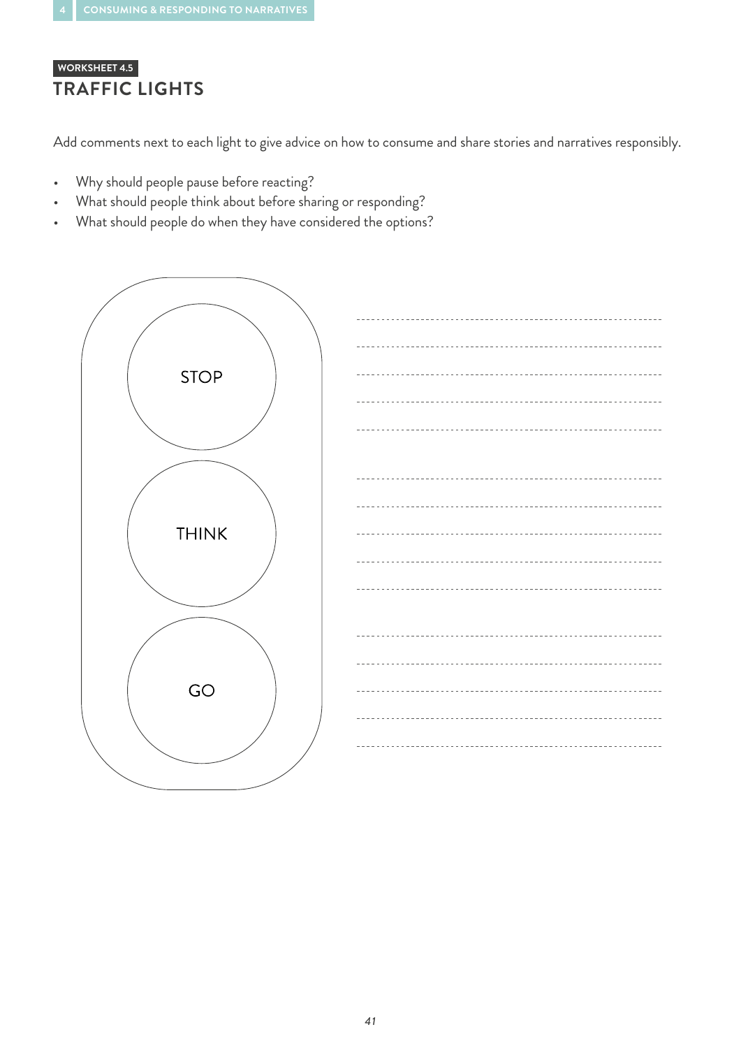WORKSHEET 4.5

## TRAFFIC LIGHTS

Add comments next to each light to give advice on how to consume and share stories and narratives responsibly.

- Why should people pause before reacting?
- What should people think about before sharing or responding?
- What should people do when they have considered the options?

STOP

THINK

GO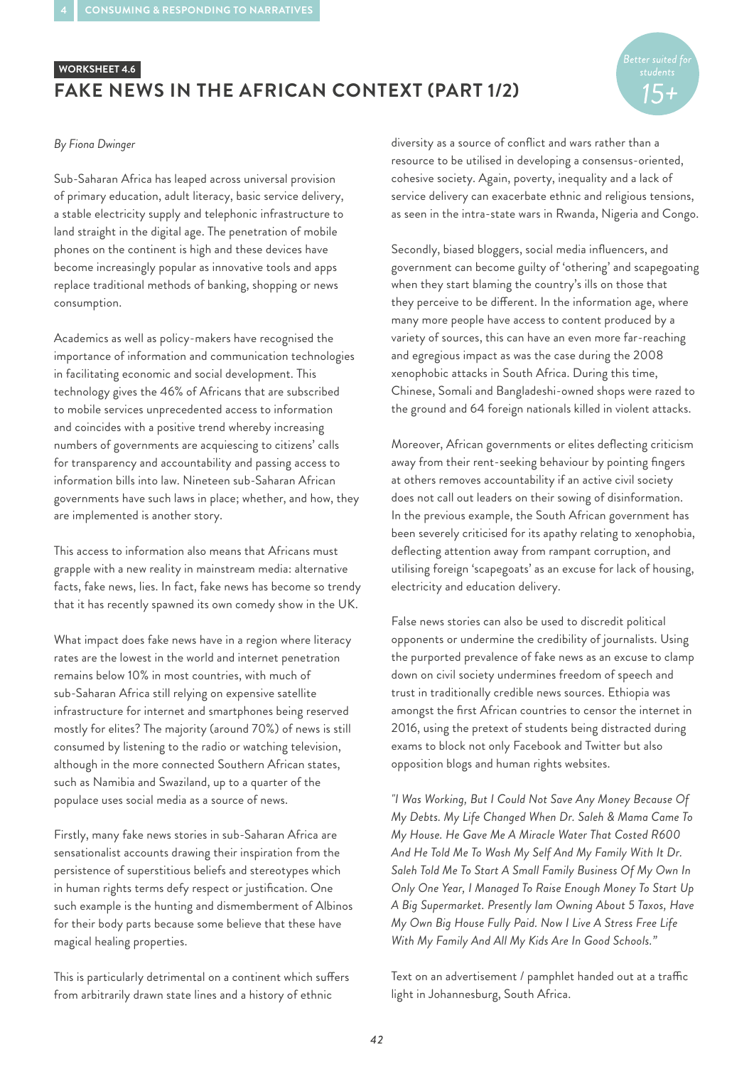WORKSHEET 4.6

# FAKE NEWS IN THE AFRICAN CONTEXT (PART 1/2)

*Better suited for students 15+*

*By Fiona Dwinger*

Sub-Saharan Africa has leaped across universal provision of primary education, adult literacy, basic service delivery, a stable electricity supply and telephonic infrastructure to land straight in the digital age. The penetration of mobile phones on the continent is high and these devices have become increasingly popular as innovative tools and apps replace traditional methods of banking, shopping or news consumption.

Academics as well as policy-makers have recognised the importance of information and communication technologies in facilitating economic and social development. This technology gives the 46% of Africans that are subscribed to mobile services unprecedented access to information and coincides with a positive trend whereby increasing numbers of governments are acquiescing to citizens' calls for transparency and accountability and passing access to information bills into law. Nineteen sub-Saharan African governments have such laws in place; whether, and how, they are implemented is another story.

This access to information also means that Africans must grapple with a new reality in mainstream media: alternative facts, fake news, lies. In fact, fake news has become so trendy that it has recently spawned its own comedy show in the UK.

What impact does fake news have in a region where literacy rates are the lowest in the world and internet penetration remains below 10% in most countries, with much of sub-Saharan Africa still relying on expensive satellite infrastructure for internet and smartphones being reserved mostly for elites? The majority (around 70%) of news is still consumed by listening to the radio or watching television, although in the more connected Southern African states, such as Namibia and Swaziland, up to a quarter of the populace uses social media as a source of news.

Firstly, many fake news stories in sub-Saharan Africa are sensationalist accounts drawing their inspiration from the persistence of superstitious beliefs and stereotypes which in human rights terms defy respect or justification. One such example is the hunting and dismemberment of Albinos for their body parts because some believe that these have magical healing properties.

This is particularly detrimental on a continent which suffers from arbitrarily drawn state lines and a history of ethnic diversity as a source of conflict and wars rather than a resource to be utilised in developing a consensus-oriented, cohesive society. Again, poverty, inequality and a lack of service delivery can exacerbate ethnic and religious tensions, as seen in the intra-state wars in Rwanda, Nigeria and Congo.

Secondly, biased bloggers, social media influencers, and government can become guilty of 'othering' and scapegoating when they start blaming the country's ills on those that they perceive to be different. In the information age, where many more people have access to content produced by a variety of sources, this can have an even more far-reaching and egregious impact as was the case during the 2008 xenophobic attacks in South Africa. During this time, Chinese, Somali and Bangladeshi-owned shops were razed to the ground and 64 foreign nationals killed in violent attacks.

Moreover, African governments or elites deflecting criticism away from their rent-seeking behaviour by pointing fingers at others removes accountability if an active civil society does not call out leaders on their sowing of disinformation. In the previous example, the South African government has been severely criticised for its apathy relating to xenophobia, deflecting attention away from rampant corruption, and utilising foreign 'scapegoats' as an excuse for lack of housing, electricity and education delivery.

False news stories can also be used to discredit political opponents or undermine the credibility of journalists. Using the purported prevalence of fake news as an excuse to clamp down on civil society undermines freedom of speech and trust in traditionally credible news sources. Ethiopia was amongst the first African countries to censor the internet in 2016, using the pretext of students being distracted during exams to block not only Facebook and Twitter but also opposition blogs and human rights websites.

*"I Was Working, But I Could Not Save Any Money Because Of My Debts. My Life Changed When Dr. Saleh & Mama Came To My House. He Gave Me A Miracle Water That Costed R600 And He Told Me To Wash My Self And My Family With It Dr. Saleh Told Me To Start A Small Family Business Of My Own In Only One Year, I Managed To Raise Enough Money To Start Up A Big Supermarket. Presently Iam Owning About 5 Taxos, Have My Own Big House Fully Paid. Now I Live A Stress Free Life With My Family And All My Kids Are In Good Schools."*

Text on an advertisement / pamphlet handed out at a traffic light in Johannesburg, South Africa.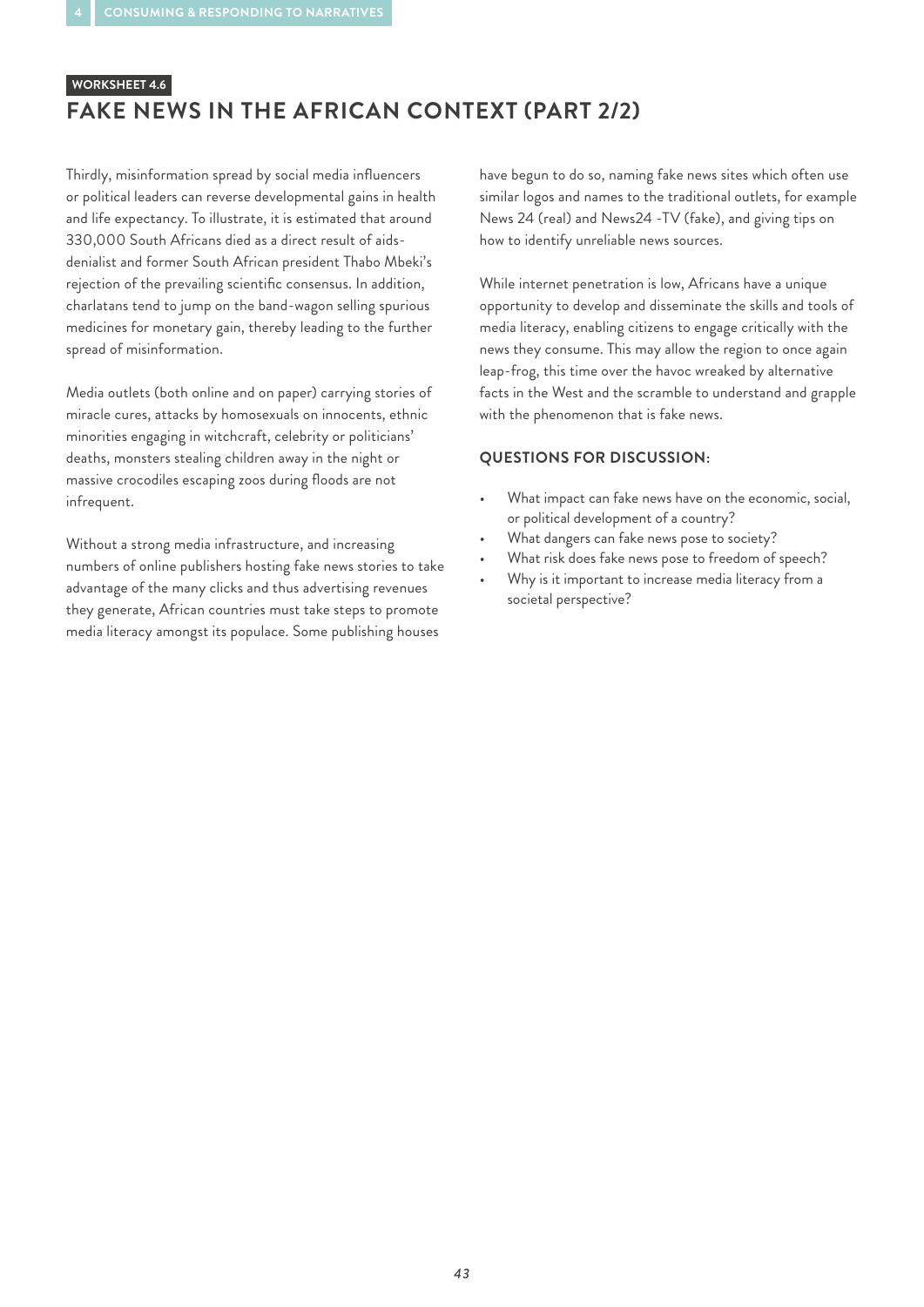WORKSHEET 4.6

# FAKE NEWS IN THE AFRICAN CONTEXT (PART 2/2)

Thirdly, misinformation spread by social media influencers or political leaders can reverse developmental gains in health and life expectancy. To illustrate, it is estimated that around 330,000 South Africans died as a direct result of aids-denialist and former South African president Thabo Mbeki's rejection of the prevailing scientific consensus. In addition, charlatans tend to jump on the band-wagon selling spurious medicines for monetary gain, thereby leading to the further spread of misinformation.

Media outlets (both online and on paper) carrying stories of miracle cures, attacks by homosexuals on innocents, ethnic minorities engaging in witchcraft, celebrity or politicians' deaths, monsters stealing children away in the night or massive crocodiles escaping zoos during floods are not infrequent.

Without a strong media infrastructure, and increasing numbers of online publishers hosting fake news stories to take advantage of the many clicks and thus advertising revenues they generate, African countries must take steps to promote media literacy amongst its populace. Some publishing houses have begun to do so, naming fake news sites which often use similar logos and names to the traditional outlets, for example News 24 (real) and News24 -TV (fake), and giving tips on how to identify unreliable news sources.

While internet penetration is low, Africans have a unique opportunity to develop and disseminate the skills and tools of media literacy, enabling citizens to engage critically with the news they consume. This may allow the region to once again leap-frog, this time over the havoc wreaked by alternative facts in the West and the scramble to understand and grapple with the phenomenon that is fake news.

### QUESTIONS FOR DISCUSSION:

- What impact can fake news have on the economic, social, or political development of a country?
- What dangers can fake news pose to society?
- What risk does fake news pose to freedom of speech?
- Why is it important to increase media literacy from a societal perspective?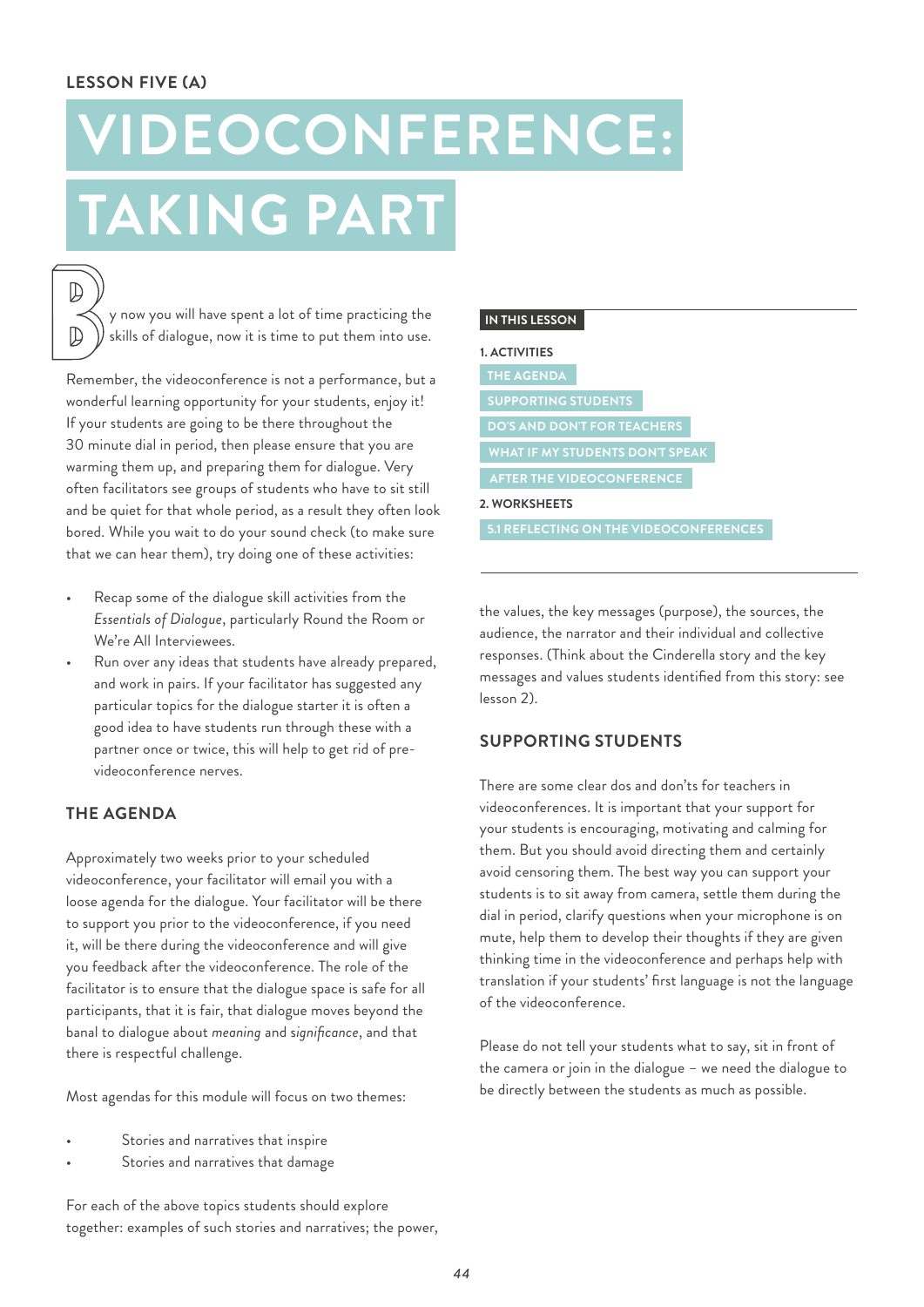LESSON FIVE (A)

# VIDEOCONFERENCE: TAKING PART

By now you will have spent a lot of time practicing the skills of dialogue, now it is time to put them into use.

Remember, the videoconference is not a performance, but a wonderful learning opportunity for your students, enjoy it! If your students are going to be there throughout the 30 minute dial in period, then please ensure that you are warming them up, and preparing them for dialogue. Very often facilitators see groups of students who have to sit still and be quiet for that whole period, as a result they often look bored. While you wait to do your sound check (to make sure that we can hear them), try doing one of these activities:

- Recap some of the dialogue skill activities from the *Essentials of Dialogue*, particularly Round the Room or We're All Interviewees.
- Run over any ideas that students have already prepared, and work in pairs. If your facilitator has suggested any particular topics for the dialogue starter it is often a good idea to have students run through these with a partner once or twice, this will help to get rid of pre-videoconference nerves.

**IN THIS LESSON**

**1. ACTIVITIES**

- THE AGENDA
- SUPPORTING STUDENTS
- DO'S AND DON'T FOR TEACHERS
- WHAT IF MY STUDENTS DON'T SPEAK
- AFTER THE VIDEOCONFERENCE

**2. WORKSHEETS**

- 5.1 REFLECTING ON THE VIDEOCONFERENCES

## THE AGENDA

Approximately two weeks prior to your scheduled videoconference, your facilitator will email you with a loose agenda for the dialogue. Your facilitator will be there to support you prior to the videoconference, if you need it, will be there during the videoconference and will give you feedback after the videoconference. The role of the facilitator is to ensure that the dialogue space is safe for all participants, that it is fair, that dialogue moves beyond the banal to dialogue about *meaning* and *significance*, and that there is respectful challenge.

Most agendas for this module will focus on two themes:

- Stories and narratives that inspire
- Stories and narratives that damage

For each of the above topics students should explore together: examples of such stories and narratives; the power, the values, the key messages (purpose), the sources, the audience, the narrator and their individual and collective responses. (Think about the Cinderella story and the key messages and values students identified from this story: see lesson 2).

## SUPPORTING STUDENTS

There are some clear dos and don'ts for teachers in videoconferences. It is important that your support for your students is encouraging, motivating and calming for them. But you should avoid directing them and certainly avoid censoring them. The best way you can support your students is to sit away from camera, settle them during the dial in period, clarify questions when your microphone is on mute, help them to develop their thoughts if they are given thinking time in the videoconference and perhaps help with translation if your students' first language is not the language of the videoconference.

Please do not tell your students what to say, sit in front of the camera or join in the dialogue – we need the dialogue to be directly between the students as much as possible.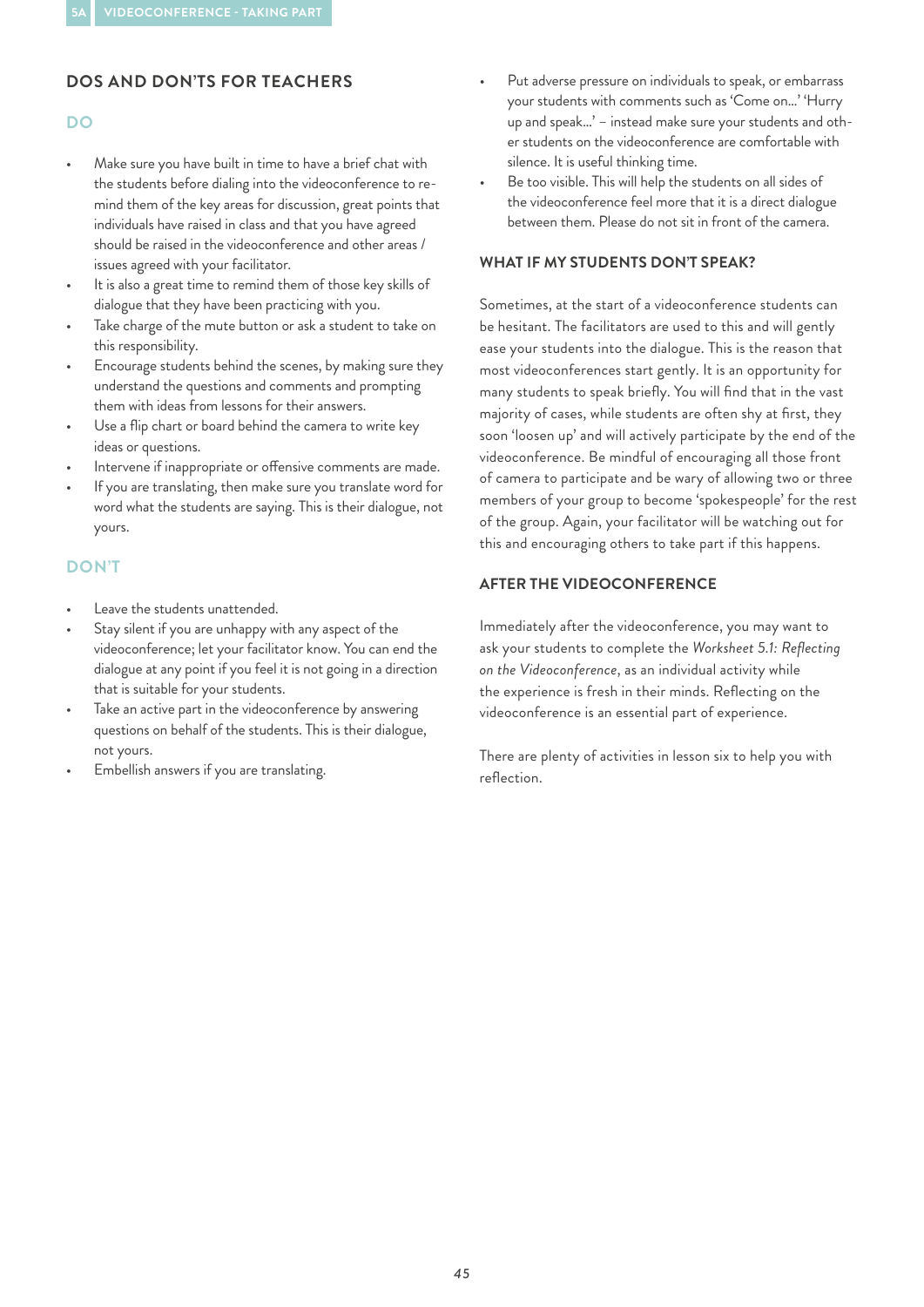## DOS AND DON'TS FOR TEACHERS

### DO

- Make sure you have built in time to have a brief chat with the students before dialing into the videoconference to remind them of the key areas for discussion, great points that individuals have raised in class and that you have agreed should be raised in the videoconference and other areas / issues agreed with your facilitator.
- It is also a great time to remind them of those key skills of dialogue that they have been practicing with you.
- Take charge of the mute button or ask a student to take on this responsibility.
- Encourage students behind the scenes, by making sure they understand the questions and comments and prompting them with ideas from lessons for their answers.
- Use a flip chart or board behind the camera to write key ideas or questions.
- Intervene if inappropriate or offensive comments are made.
- If you are translating, then make sure you translate word for word what the students are saying. This is their dialogue, not yours.

### DON'T

- Leave the students unattended.
- Stay silent if you are unhappy with any aspect of the videoconference; let your facilitator know. You can end the dialogue at any point if you feel it is not going in a direction that is suitable for your students.
- Take an active part in the videoconference by answering questions on behalf of the students. This is their dialogue, not yours.
- Embellish answers if you are translating.
- Put adverse pressure on individuals to speak, or embarrass your students with comments such as 'Come on...' 'Hurry up and speak...' – instead make sure your students and other students on the videoconference are comfortable with silence. It is useful thinking time.
- Be too visible. This will help the students on all sides of the videoconference feel more that it is a direct dialogue between them. Please do not sit in front of the camera.

### WHAT IF MY STUDENTS DON'T SPEAK?

Sometimes, at the start of a videoconference students can be hesitant. The facilitators are used to this and will gently ease your students into the dialogue. This is the reason that most videoconferences start gently. It is an opportunity for many students to speak briefly. You will find that in the vast majority of cases, while students are often shy at first, they soon 'loosen up' and will actively participate by the end of the videoconference. Be mindful of encouraging all those front of camera to participate and be wary of allowing two or three members of your group to become 'spokespeople' for the rest of the group. Again, your facilitator will be watching out for this and encouraging others to take part if this happens.

### AFTER THE VIDEOCONFERENCE

Immediately after the videoconference, you may want to ask your students to complete the *Worksheet 5.1: Reflecting on the Videoconference*, as an individual activity while the experience is fresh in their minds. Reflecting on the videoconference is an essential part of experience.

There are plenty of activities in lesson six to help you with reflection.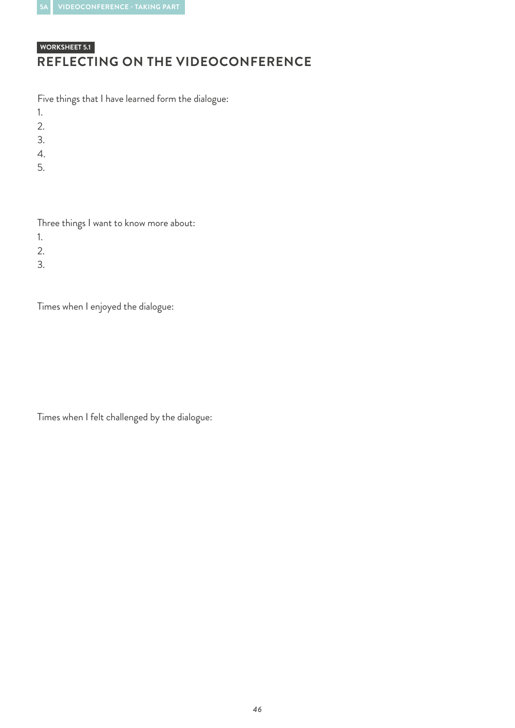WORKSHEET 5.1

## REFLECTING ON THE VIDEOCONFERENCE

Five things that I have learned form the dialogue:

1.
2.
3.
4.
5.

Three things I want to know more about:

1.
2.
3.

Times when I enjoyed the dialogue:

Times when I felt challenged by the dialogue: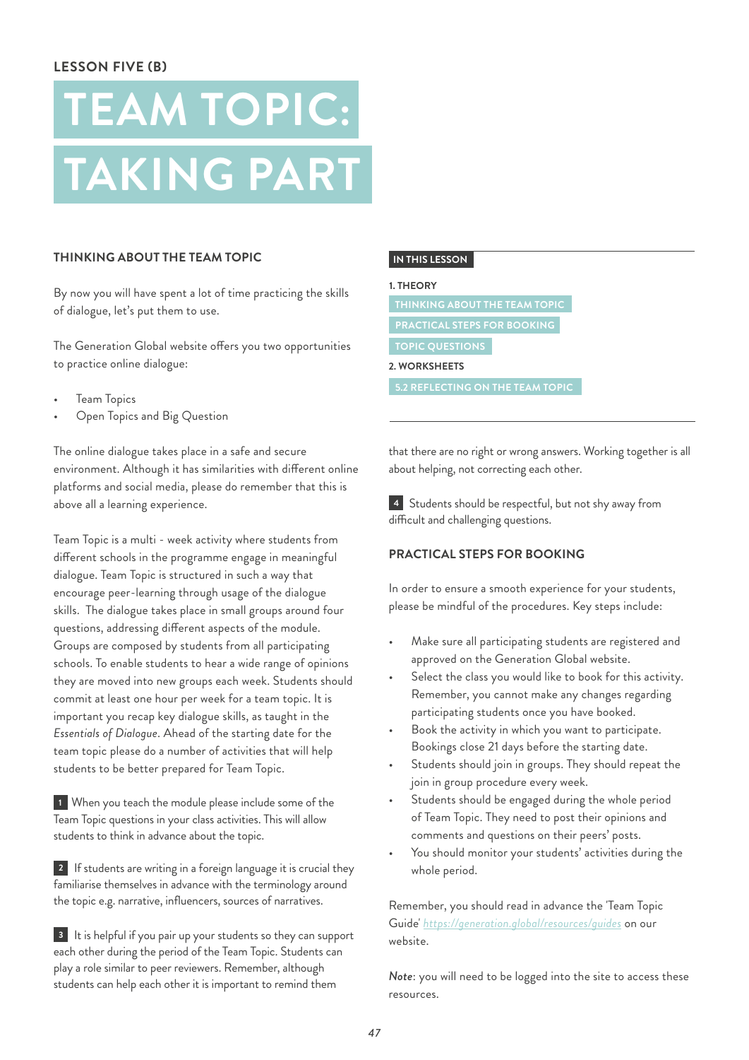LESSON FIVE (B)

# TEAM TOPIC: TAKING PART

**IN THIS LESSON**

**1. THEORY**

- THINKING ABOUT THE TEAM TOPIC
- PRACTICAL STEPS FOR BOOKING
- TOPIC QUESTIONS

**2. WORKSHEETS**

- 5.2 REFLECTING ON THE TEAM TOPIC

## THINKING ABOUT THE TEAM TOPIC

By now you will have spent a lot of time practicing the skills of dialogue, let's put them to use.

The Generation Global website offers you two opportunities to practice online dialogue:

- Team Topics
- Open Topics and Big Question

The online dialogue takes place in a safe and secure environment. Although it has similarities with different online platforms and social media, please do remember that this is above all a learning experience.

Team Topic is a multi - week activity where students from different schools in the programme engage in meaningful dialogue. Team Topic is structured in such a way that encourage peer-learning through usage of the dialogue skills. The dialogue takes place in small groups around four questions, addressing different aspects of the module. Groups are composed by students from all participating schools. To enable students to hear a wide range of opinions they are moved into new groups each week. Students should commit at least one hour per week for a team topic. It is important you recap key dialogue skills, as taught in the *Essentials of Dialogue*. Ahead of the starting date for the team topic please do a number of activities that will help students to be better prepared for Team Topic.

**1** When you teach the module please include some of the Team Topic questions in your class activities. This will allow students to think in advance about the topic.

**2** If students are writing in a foreign language it is crucial they familiarise themselves in advance with the terminology around the topic e.g. narrative, influencers, sources of narratives.

**3** It is helpful if you pair up your students so they can support each other during the period of the Team Topic. Students can play a role similar to peer reviewers. Remember, although students can help each other it is important to remind them that there are no right or wrong answers. Working together is all about helping, not correcting each other.

**4** Students should be respectful, but not shy away from difficult and challenging questions.

## PRACTICAL STEPS FOR BOOKING

In order to ensure a smooth experience for your students, please be mindful of the procedures. Key steps include:

- Make sure all participating students are registered and approved on the Generation Global website.
- Select the class you would like to book for this activity. Remember, you cannot make any changes regarding participating students once you have booked.
- Book the activity in which you want to participate. Bookings close 21 days before the starting date.
- Students should join in groups. They should repeat the join in group procedure every week.
- Students should be engaged during the whole period of Team Topic. They need to post their opinions and comments and questions on their peers' posts.
- You should monitor your students' activities during the whole period.

Remember, you should read in advance the 'Team Topic Guide' https://generation.global/resources/guides on our website.

*Note*: you will need to be logged into the site to access these resources.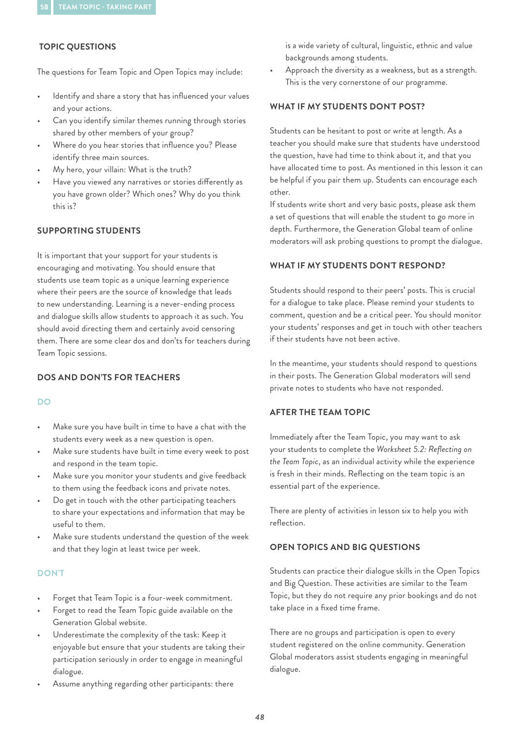## TOPIC QUESTIONS

The questions for Team Topic and Open Topics may include:

- Identify and share a story that has influenced your values and your actions.
- Can you identify similar themes running through stories shared by other members of your group?
- Where do you hear stories that influence you? Please identify three main sources.
- My hero, your villain: What is the truth?
- Have you viewed any narratives or stories differently as you have grown older? Which ones? Why do you think this is?

## SUPPORTING STUDENTS

It is important that your support for your students is encouraging and motivating. You should ensure that students use team topic as a unique learning experience where their peers are the source of knowledge that leads to new understanding. Learning is a never-ending process and dialogue skills allow students to approach it as such. You should avoid directing them and certainly avoid censoring them. There are some clear dos and don'ts for teachers during Team Topic sessions.

## DOS AND DON'TS FOR TEACHERS

### DO

- Make sure you have built in time to have a chat with the students every week as a new question is open.
- Make sure students have built in time every week to post and respond in the team topic.
- Make sure you monitor your students and give feedback to them using the feedback icons and private notes.
- Do get in touch with the other participating teachers to share your expectations and information that may be useful to them.
- Make sure students understand the question of the week and that they login at least twice per week.

### DON'T

- Forget that Team Topic is a four-week commitment.
- Forget to read the Team Topic guide available on the Generation Global website.
- Underestimate the complexity of the task: Keep it enjoyable but ensure that your students are taking their participation seriously in order to engage in meaningful dialogue.
- Assume anything regarding other participants: there is a wide variety of cultural, linguistic, ethnic and value backgrounds among students.
- Approach the diversity as a weakness, but as a strength. This is the very cornerstone of our programme.

## WHAT IF MY STUDENTS DON'T POST?

Students can be hesitant to post or write at length. As a teacher you should make sure that students have understood the question, have had time to think about it, and that you have allocated time to post. As mentioned in this lesson it can be helpful if you pair them up. Students can encourage each other.

If students write short and very basic posts, please ask them a set of questions that will enable the student to go more in depth. Furthermore, the Generation Global team of online moderators will ask probing questions to prompt the dialogue.

## WHAT IF MY STUDENTS DON'T RESPOND?

Students should respond to their peers' posts. This is crucial for a dialogue to take place. Please remind your students to comment, question and be a critical peer. You should monitor your students' responses and get in touch with other teachers if their students have not been active.

In the meantime, your students should respond to questions in their posts. The Generation Global moderators will send private notes to students who have not responded.

## AFTER THE TEAM TOPIC

Immediately after the Team Topic, you may want to ask your students to complete the *Worksheet 5.2: Reflecting on the Team Topic*, as an individual activity while the experience is fresh in their minds. Reflecting on the team topic is an essential part of the experience.

There are plenty of activities in lesson six to help you with reflection.

## OPEN TOPICS AND BIG QUESTIONS

Students can practice their dialogue skills in the Open Topics and Big Question. These activities are similar to the Team Topic, but they do not require any prior bookings and do not take place in a fixed time frame.

There are no groups and participation is open to every student registered on the online community. Generation Global moderators assist students engaging in meaningful dialogue.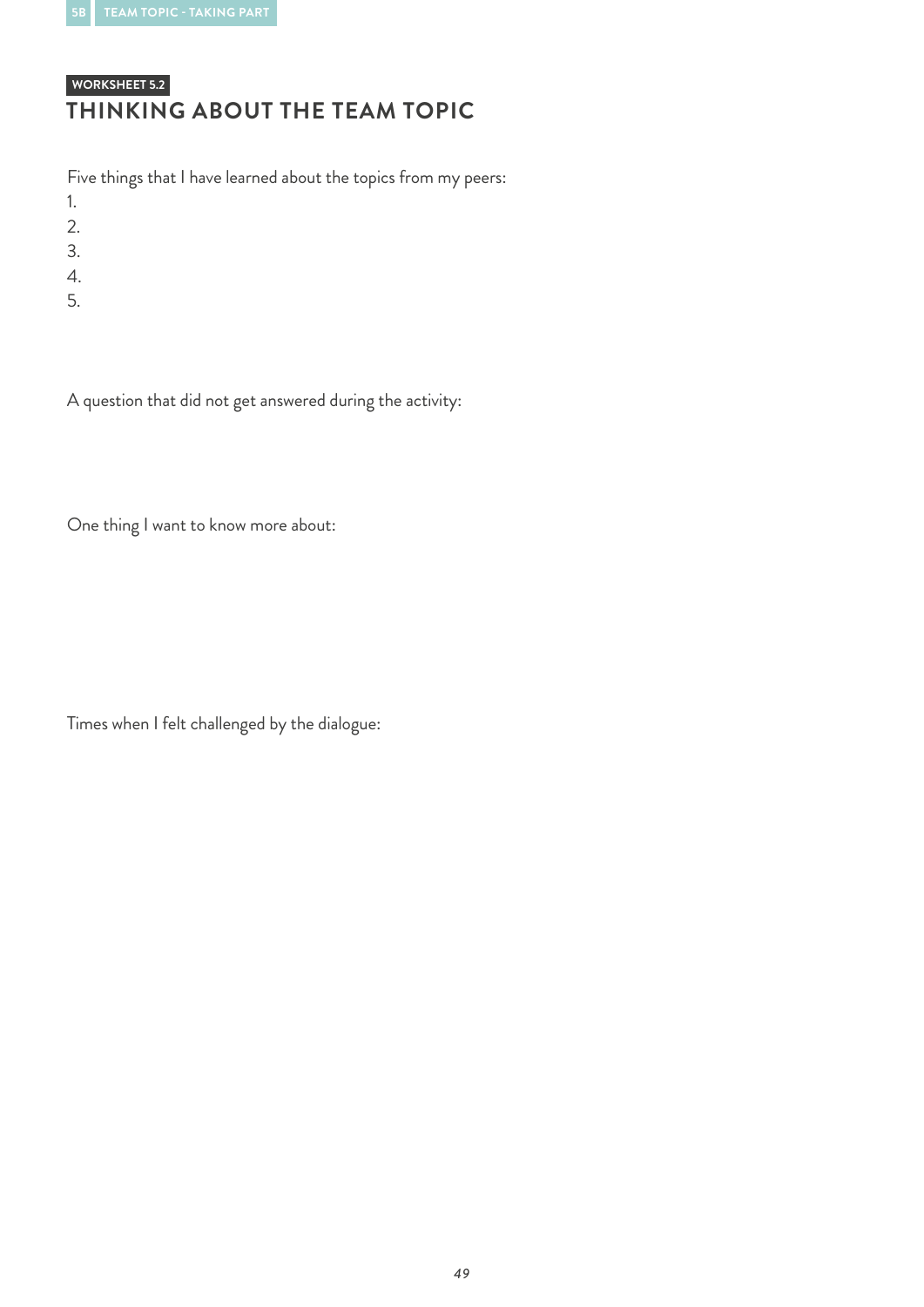WORKSHEET 5.2

# THINKING ABOUT THE TEAM TOPIC

Five things that I have learned about the topics from my peers:

1.
2.
3.
4.
5.

A question that did not get answered during the activity:

One thing I want to know more about:

Times when I felt challenged by the dialogue: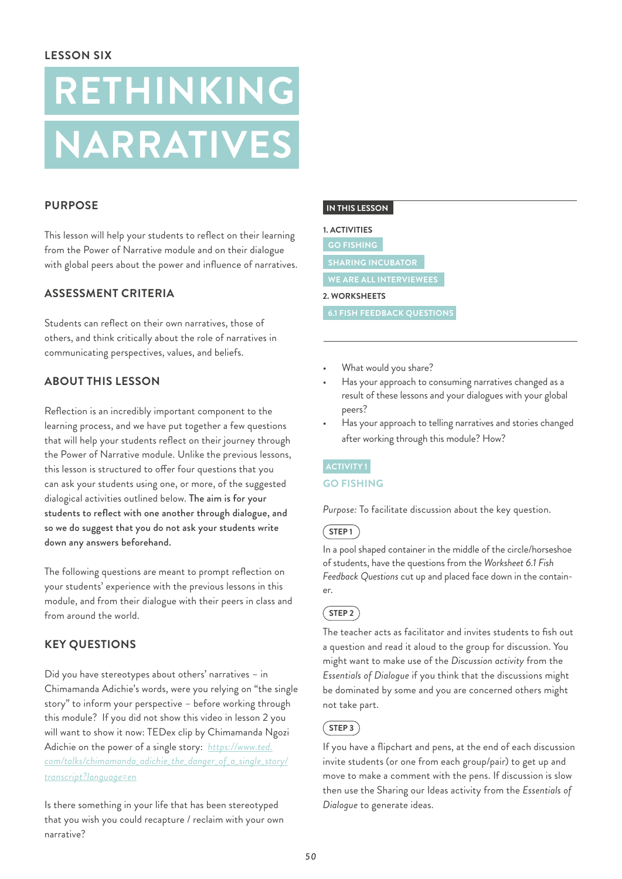LESSON SIX

# RETHINKING NARRATIVES

## PURPOSE

This lesson will help your students to reflect on their learning from the Power of Narrative module and on their dialogue with global peers about the power and influence of narratives.

## ASSESSMENT CRITERIA

Students can reflect on their own narratives, those of others, and think critically about the role of narratives in communicating perspectives, values, and beliefs.

## ABOUT THIS LESSON

Reflection is an incredibly important component to the learning process, and we have put together a few questions that will help your students reflect on their journey through the Power of Narrative module. Unlike the previous lessons, this lesson is structured to offer four questions that you can ask your students using one, or more, of the suggested dialogical activities outlined below. **The aim is for your students to reflect with one another through dialogue, and so we do suggest that you do not ask your students write down any answers beforehand.**

The following questions are meant to prompt reflection on your students' experience with the previous lessons in this module, and from their dialogue with their peers in class and from around the world.

## KEY QUESTIONS

Did you have stereotypes about others' narratives – in Chimamanda Adichie's words, were you relying on "the single story" to inform your perspective – before working through this module? If you did not show this video in lesson 2 you will want to show it now: TEDex clip by Chimamanda Ngozi Adichie on the power of a single story: https://www.ted.com/talks/chimamanda_adichie_the_danger_of_a_single_story/transcript?language=en

Is there something in your life that has been stereotyped that you wish you could recapture / reclaim with your own narrative?

- What would you share?
- Has your approach to consuming narratives changed as a result of these lessons and your dialogues with your global peers?
- Has your approach to telling narratives and stories changed after working through this module? How?

**IN THIS LESSON**

**1. ACTIVITIES**
- GO FISHING
- SHARING INCUBATOR
- WE ARE ALL INTERVIEWEES

**2. WORKSHEETS**
- 6.1 FISH FEEDBACK QUESTIONS

ACTIVITY 1

### GO FISHING

*Purpose:* To facilitate discussion about the key question.

**STEP 1**

In a pool shaped container in the middle of the circle/horseshoe of students, have the questions from the *Worksheet 6.1 Fish Feedback Questions* cut up and placed face down in the container.

**STEP 2**

The teacher acts as facilitator and invites students to fish out a question and read it aloud to the group for discussion. You might want to make use of the *Discussion activity* from the *Essentials of Dialogue* if you think that the discussions might be dominated by some and you are concerned others might not take part.

**STEP 3**

If you have a flipchart and pens, at the end of each discussion invite students (or one from each group/pair) to get up and move to make a comment with the pens. If discussion is slow then use the Sharing our Ideas activity from the *Essentials of Dialogue* to generate ideas.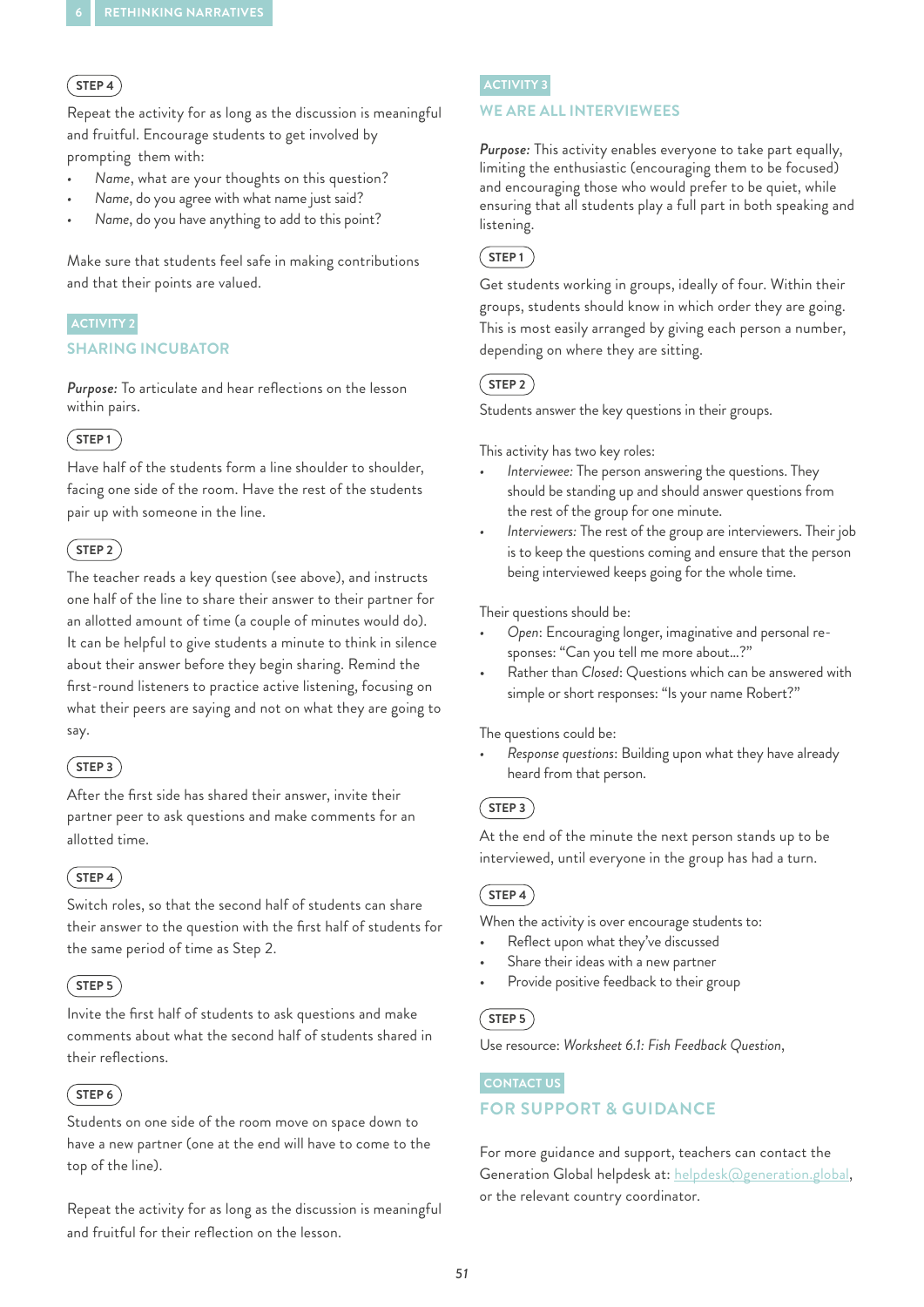**STEP 4**

Repeat the activity for as long as the discussion is meaningful and fruitful. Encourage students to get involved by prompting them with:

- *Name*, what are your thoughts on this question?
- *Name*, do you agree with what name just said?
- *Name*, do you have anything to add to this point?

Make sure that students feel safe in making contributions and that their points are valued.

ACTIVITY 2

## SHARING INCUBATOR

*Purpose:* To articulate and hear reflections on the lesson within pairs.

**STEP 1**

Have half of the students form a line shoulder to shoulder, facing one side of the room. Have the rest of the students pair up with someone in the line.

**STEP 2**

The teacher reads a key question (see above), and instructs one half of the line to share their answer to their partner for an allotted amount of time (a couple of minutes would do). It can be helpful to give students a minute to think in silence about their answer before they begin sharing. Remind the first-round listeners to practice active listening, focusing on what their peers are saying and not on what they are going to say.

**STEP 3**

After the first side has shared their answer, invite their partner peer to ask questions and make comments for an allotted time.

**STEP 4**

Switch roles, so that the second half of students can share their answer to the question with the first half of students for the same period of time as Step 2.

**STEP 5**

Invite the first half of students to ask questions and make comments about what the second half of students shared in their reflections.

**STEP 6**

Students on one side of the room move on space down to have a new partner (one at the end will have to come to the top of the line).

Repeat the activity for as long as the discussion is meaningful and fruitful for their reflection on the lesson.

ACTIVITY 3

## WE ARE ALL INTERVIEWEES

*Purpose:* This activity enables everyone to take part equally, limiting the enthusiastic (encouraging them to be focused) and encouraging those who would prefer to be quiet, while ensuring that all students play a full part in both speaking and listening.

**STEP 1**

Get students working in groups, ideally of four. Within their groups, students should know in which order they are going. This is most easily arranged by giving each person a number, depending on where they are sitting.

**STEP 2**

Students answer the key questions in their groups.

This activity has two key roles:

- *Interviewee:* The person answering the questions. They should be standing up and should answer questions from the rest of the group for one minute.
- *Interviewers:* The rest of the group are interviewers. Their job is to keep the questions coming and ensure that the person being interviewed keeps going for the whole time.

Their questions should be:

- *Open*: Encouraging longer, imaginative and personal re-sponses: “Can you tell me more about...?”
- Rather than *Closed*: Questions which can be answered with simple or short responses: “Is your name Robert?”

The questions could be:

- *Response questions*: Building upon what they have already heard from that person.

**STEP 3**

At the end of the minute the next person stands up to be interviewed, until everyone in the group has had a turn.

**STEP 4**

When the activity is over encourage students to:

- Reflect upon what they’ve discussed
- Share their ideas with a new partner
- Provide positive feedback to their group

**STEP 5**

Use resource: *Worksheet 6.1: Fish Feedback Question*,

CONTACT US

## FOR SUPPORT & GUIDANCE

For more guidance and support, teachers can contact the Generation Global helpdesk at: helpdesk@generation.global, or the relevant country coordinator.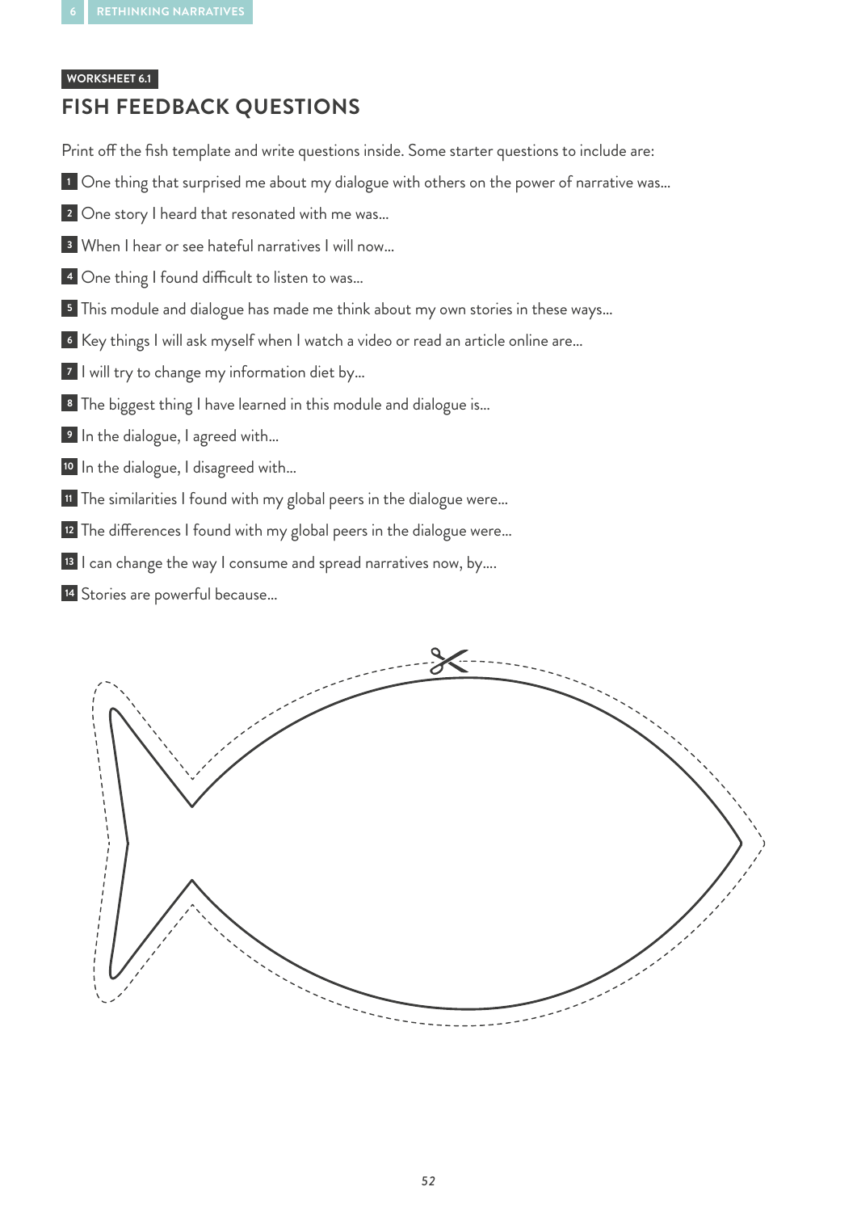WORKSHEET 6.1

## FISH FEEDBACK QUESTIONS

Print off the fish template and write questions inside. Some starter questions to include are:

1. One thing that surprised me about my dialogue with others on the power of narrative was...
2. One story I heard that resonated with me was...
3. When I hear or see hateful narratives I will now...
4. One thing I found difficult to listen to was...
5. This module and dialogue has made me think about my own stories in these ways...
6. Key things I will ask myself when I watch a video or read an article online are...
7. I will try to change my information diet by...
8. The biggest thing I have learned in this module and dialogue is...
9. In the dialogue, I agreed with...
10. In the dialogue, I disagreed with...
11. The similarities I found with my global peers in the dialogue were...
12. The differences I found with my global peers in the dialogue were...
13. I can change the way I consume and spread narratives now, by....
14. Stories are powerful because...